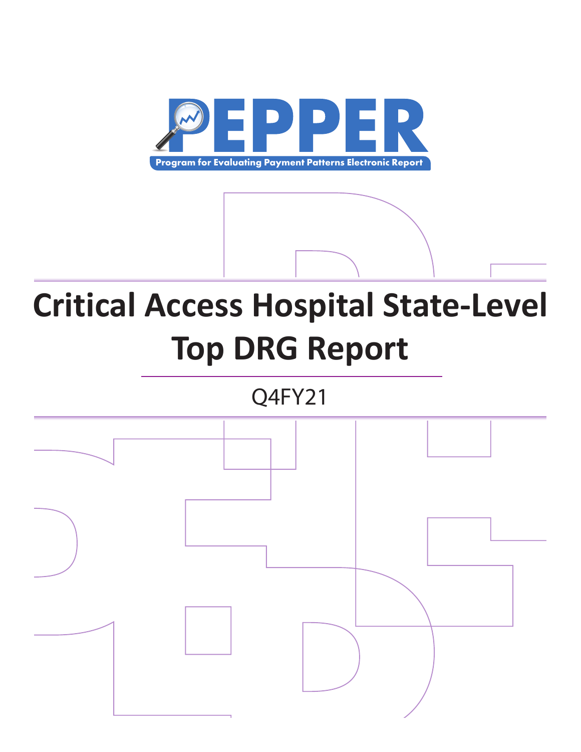# PEPPER

**Program for Evaluating Payment Patterns Electronic Report**

# Critical Access Hospital State-Level Top DRG Report

Q4FY21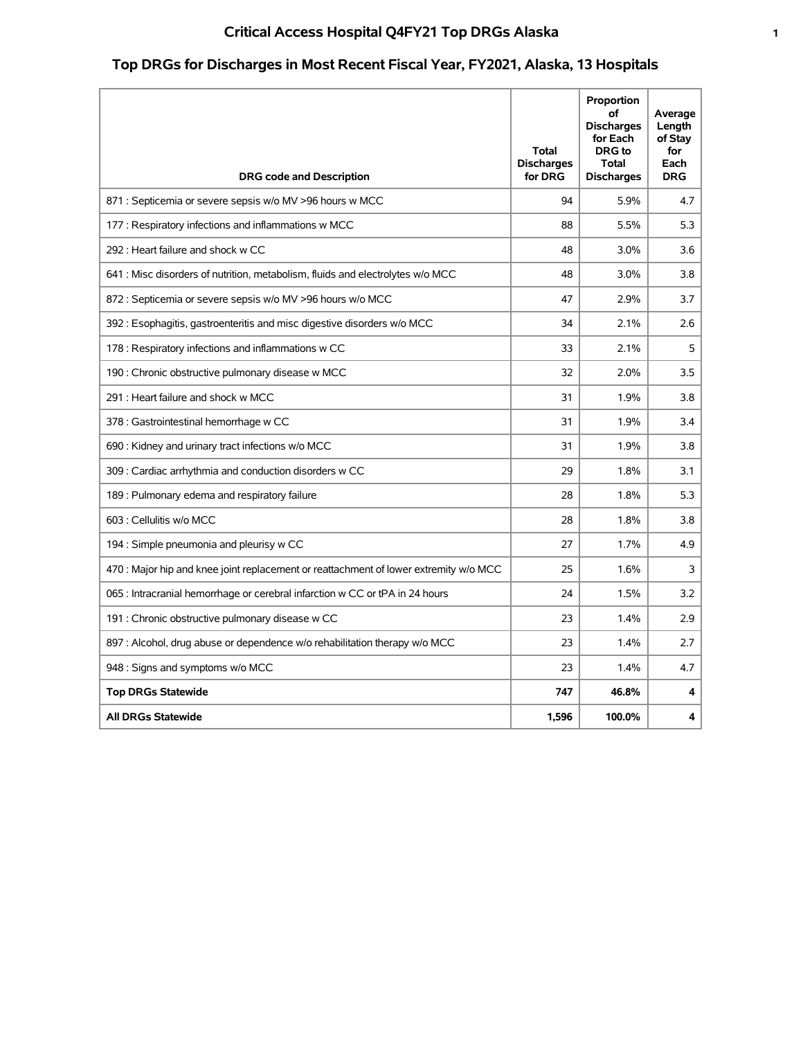# Critical Access Hospital Q4FY21 Top DRGs Alaska

## Top DRGs for Discharges in Most Recent Fiscal Year, FY2021, Alaska, 13 Hospitals

| DRG code and Description | Total Discharges for DRG | Proportion of Discharges for Each DRG to Total Discharges | Average Length of Stay for Each DRG |
|---|---|---|---|
| 871 : Septicemia or severe sepsis w/o MV >96 hours w MCC | 94 | 5.9% | 4.7 |
| 177 : Respiratory infections and inflammations w MCC | 88 | 5.5% | 5.3 |
| 292 : Heart failure and shock w CC | 48 | 3.0% | 3.6 |
| 641 : Misc disorders of nutrition, metabolism, fluids and electrolytes w/o MCC | 48 | 3.0% | 3.8 |
| 872 : Septicemia or severe sepsis w/o MV >96 hours w/o MCC | 47 | 2.9% | 3.7 |
| 392 : Esophagitis, gastroenteritis and misc digestive disorders w/o MCC | 34 | 2.1% | 2.6 |
| 178 : Respiratory infections and inflammations w CC | 33 | 2.1% | 5 |
| 190 : Chronic obstructive pulmonary disease w MCC | 32 | 2.0% | 3.5 |
| 291 : Heart failure and shock w MCC | 31 | 1.9% | 3.8 |
| 378 : Gastrointestinal hemorrhage w CC | 31 | 1.9% | 3.4 |
| 690 : Kidney and urinary tract infections w/o MCC | 31 | 1.9% | 3.8 |
| 309 : Cardiac arrhythmia and conduction disorders w CC | 29 | 1.8% | 3.1 |
| 189 : Pulmonary edema and respiratory failure | 28 | 1.8% | 5.3 |
| 603 : Cellulitis w/o MCC | 28 | 1.8% | 3.8 |
| 194 : Simple pneumonia and pleurisy w CC | 27 | 1.7% | 4.9 |
| 470 : Major hip and knee joint replacement or reattachment of lower extremity w/o MCC | 25 | 1.6% | 3 |
| 065 : Intracranial hemorrhage or cerebral infarction w CC or tPA in 24 hours | 24 | 1.5% | 3.2 |
| 191 : Chronic obstructive pulmonary disease w CC | 23 | 1.4% | 2.9 |
| 897 : Alcohol, drug abuse or dependence w/o rehabilitation therapy w/o MCC | 23 | 1.4% | 2.7 |
| 948 : Signs and symptoms w/o MCC | 23 | 1.4% | 4.7 |
| **Top DRGs Statewide** | **747** | **46.8%** | **4** |
| **All DRGs Statewide** | **1,596** | **100.0%** | **4** |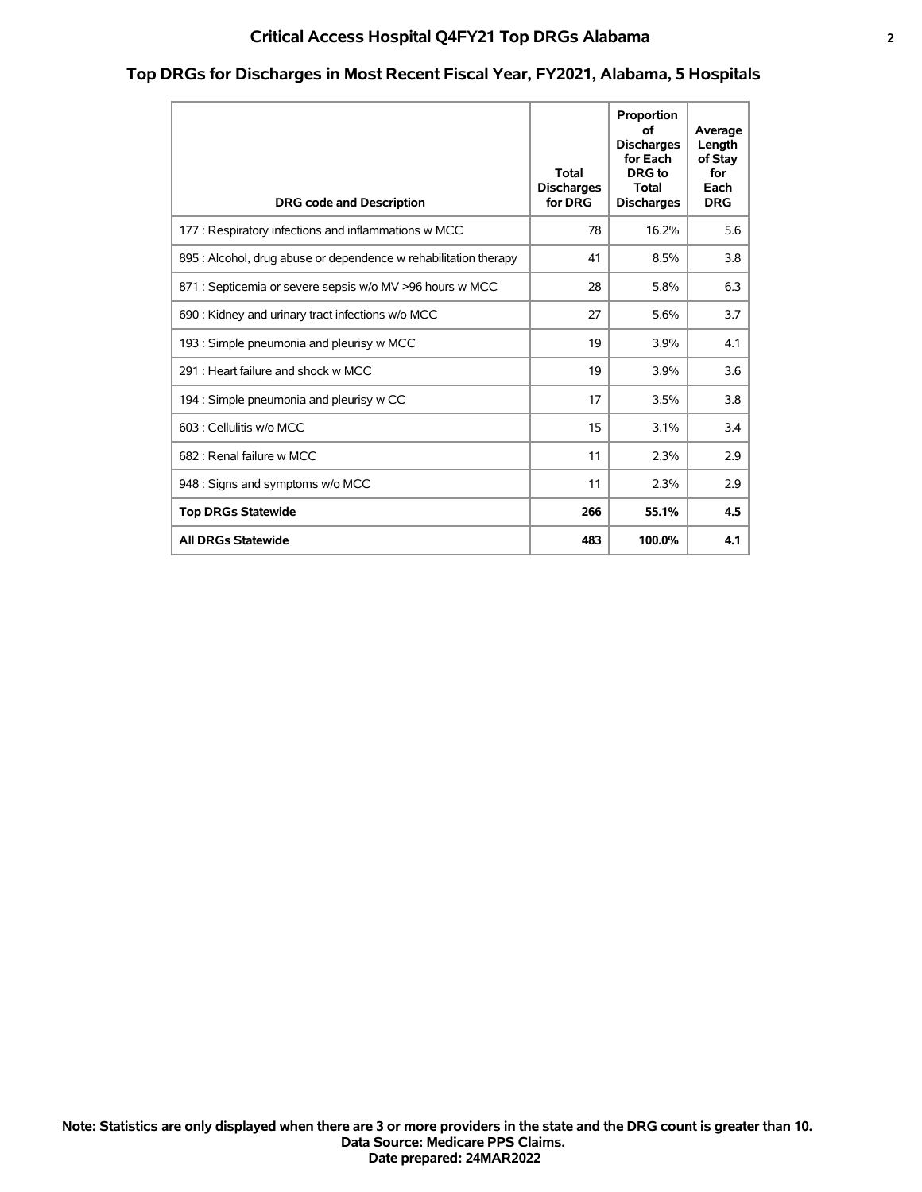# Critical Access Hospital Q4FY21 Top DRGs Alabama

## Top DRGs for Discharges in Most Recent Fiscal Year, FY2021, Alabama, 5 Hospitals

| DRG code and Description | Total Discharges for DRG | Proportion of Discharges for Each DRG to Total Discharges | Average Length of Stay for Each DRG |
|---|---|---|---|
| 177 : Respiratory infections and inflammations w MCC | 78 | 16.2% | 5.6 |
| 895 : Alcohol, drug abuse or dependence w rehabilitation therapy | 41 | 8.5% | 3.8 |
| 871 : Septicemia or severe sepsis w/o MV >96 hours w MCC | 28 | 5.8% | 6.3 |
| 690 : Kidney and urinary tract infections w/o MCC | 27 | 5.6% | 3.7 |
| 193 : Simple pneumonia and pleurisy w MCC | 19 | 3.9% | 4.1 |
| 291 : Heart failure and shock w MCC | 19 | 3.9% | 3.6 |
| 194 : Simple pneumonia and pleurisy w CC | 17 | 3.5% | 3.8 |
| 603 : Cellulitis w/o MCC | 15 | 3.1% | 3.4 |
| 682 : Renal failure w MCC | 11 | 2.3% | 2.9 |
| 948 : Signs and symptoms w/o MCC | 11 | 2.3% | 2.9 |
| **Top DRGs Statewide** | **266** | **55.1%** | **4.5** |
| **All DRGs Statewide** | **483** | **100.0%** | **4.1** |

**Note: Statistics are only displayed when there are 3 or more providers in the state and the DRG count is greater than 10.**
**Data Source: Medicare PPS Claims.**
**Date prepared: 24MAR2022**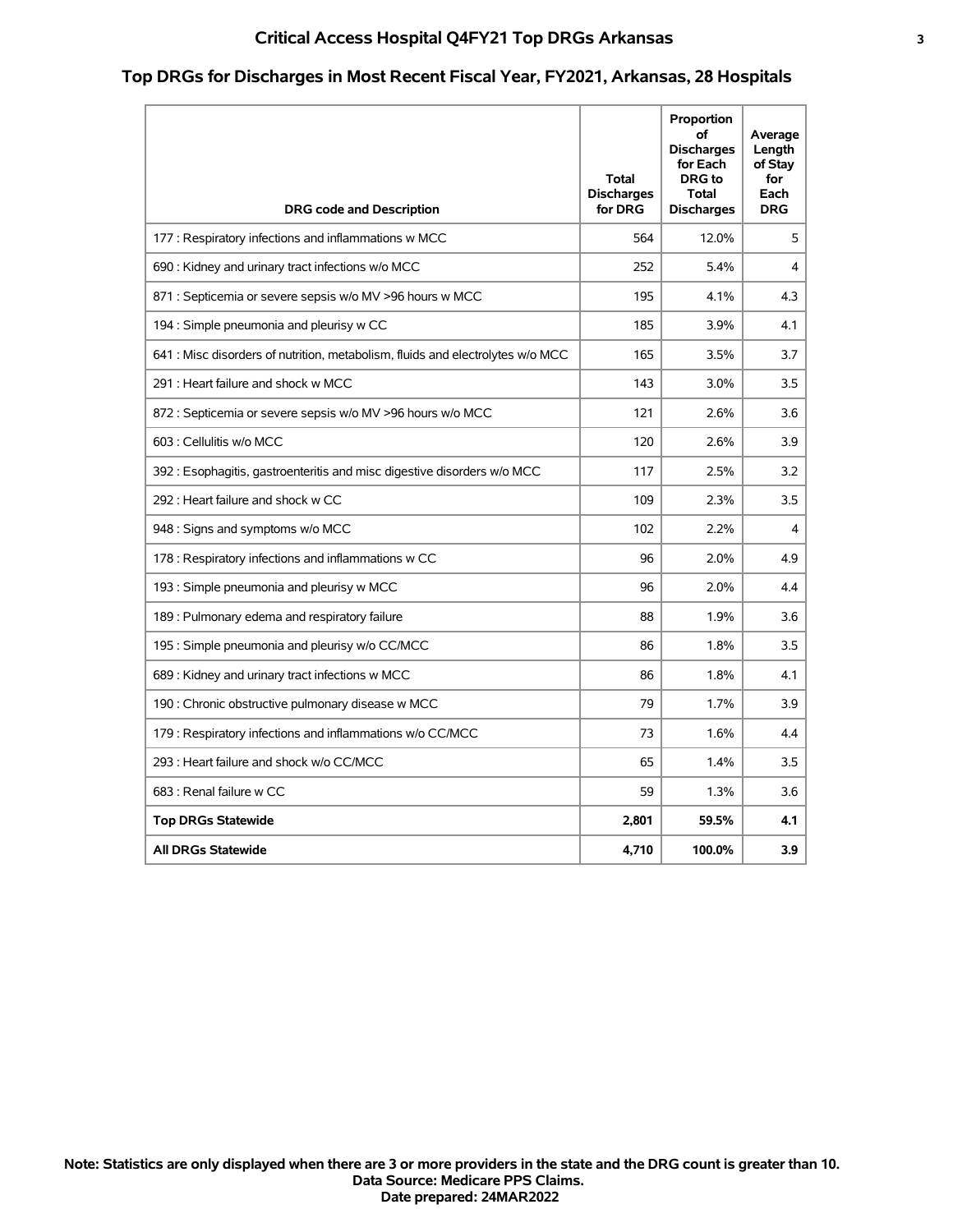# Critical Access Hospital Q4FY21 Top DRGs Arkansas

## Top DRGs for Discharges in Most Recent Fiscal Year, FY2021, Arkansas, 28 Hospitals

| DRG code and Description | Total Discharges for DRG | Proportion of Discharges for Each DRG to Total Discharges | Average Length of Stay for Each DRG |
|---|---|---|---|
| 177 : Respiratory infections and inflammations w MCC | 564 | 12.0% | 5 |
| 690 : Kidney and urinary tract infections w/o MCC | 252 | 5.4% | 4 |
| 871 : Septicemia or severe sepsis w/o MV >96 hours w MCC | 195 | 4.1% | 4.3 |
| 194 : Simple pneumonia and pleurisy w CC | 185 | 3.9% | 4.1 |
| 641 : Misc disorders of nutrition, metabolism, fluids and electrolytes w/o MCC | 165 | 3.5% | 3.7 |
| 291 : Heart failure and shock w MCC | 143 | 3.0% | 3.5 |
| 872 : Septicemia or severe sepsis w/o MV >96 hours w/o MCC | 121 | 2.6% | 3.6 |
| 603 : Cellulitis w/o MCC | 120 | 2.6% | 3.9 |
| 392 : Esophagitis, gastroenteritis and misc digestive disorders w/o MCC | 117 | 2.5% | 3.2 |
| 292 : Heart failure and shock w CC | 109 | 2.3% | 3.5 |
| 948 : Signs and symptoms w/o MCC | 102 | 2.2% | 4 |
| 178 : Respiratory infections and inflammations w CC | 96 | 2.0% | 4.9 |
| 193 : Simple pneumonia and pleurisy w MCC | 96 | 2.0% | 4.4 |
| 189 : Pulmonary edema and respiratory failure | 88 | 1.9% | 3.6 |
| 195 : Simple pneumonia and pleurisy w/o CC/MCC | 86 | 1.8% | 3.5 |
| 689 : Kidney and urinary tract infections w MCC | 86 | 1.8% | 4.1 |
| 190 : Chronic obstructive pulmonary disease w MCC | 79 | 1.7% | 3.9 |
| 179 : Respiratory infections and inflammations w/o CC/MCC | 73 | 1.6% | 4.4 |
| 293 : Heart failure and shock w/o CC/MCC | 65 | 1.4% | 3.5 |
| 683 : Renal failure w CC | 59 | 1.3% | 3.6 |
| **Top DRGs Statewide** | **2,801** | **59.5%** | **4.1** |
| **All DRGs Statewide** | **4,710** | **100.0%** | **3.9** |

**Note: Statistics are only displayed when there are 3 or more providers in the state and the DRG count is greater than 10.**
**Data Source: Medicare PPS Claims.**
**Date prepared: 24MAR2022**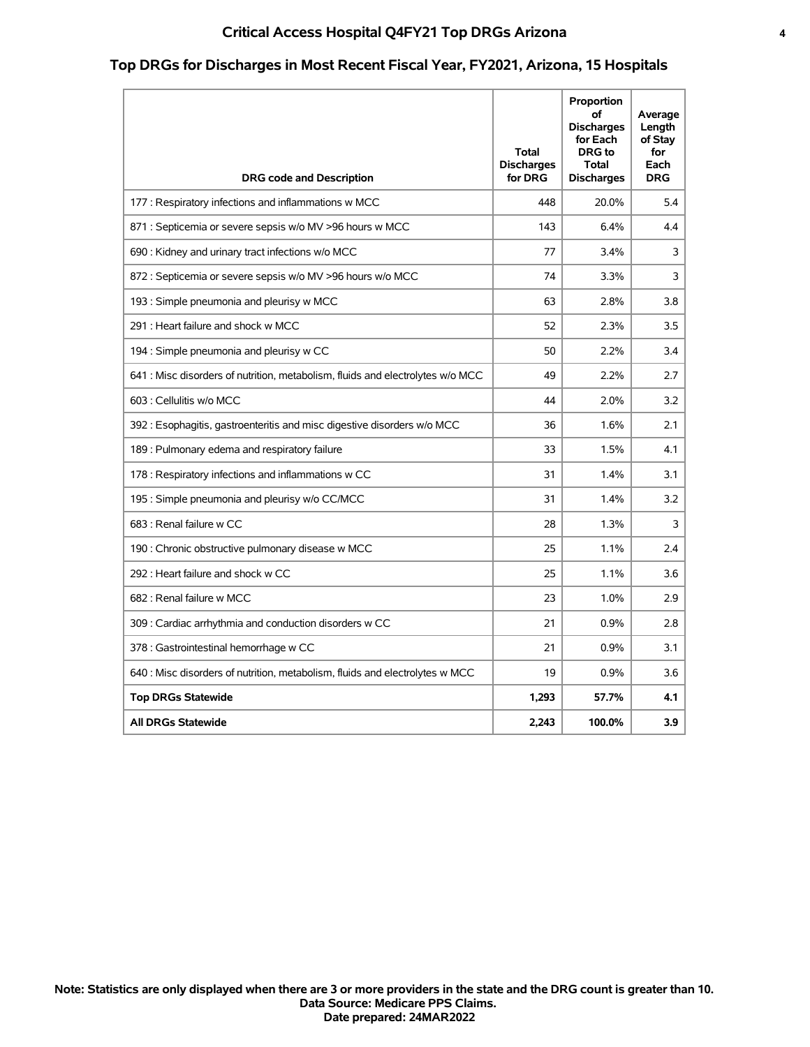# Critical Access Hospital Q4FY21 Top DRGs Arizona

## Top DRGs for Discharges in Most Recent Fiscal Year, FY2021, Arizona, 15 Hospitals

| DRG code and Description | Total Discharges for DRG | Proportion of Discharges for Each DRG to Total Discharges | Average Length of Stay for Each DRG |
|---|---|---|---|
| 177 : Respiratory infections and inflammations w MCC | 448 | 20.0% | 5.4 |
| 871 : Septicemia or severe sepsis w/o MV >96 hours w MCC | 143 | 6.4% | 4.4 |
| 690 : Kidney and urinary tract infections w/o MCC | 77 | 3.4% | 3 |
| 872 : Septicemia or severe sepsis w/o MV >96 hours w/o MCC | 74 | 3.3% | 3 |
| 193 : Simple pneumonia and pleurisy w MCC | 63 | 2.8% | 3.8 |
| 291 : Heart failure and shock w MCC | 52 | 2.3% | 3.5 |
| 194 : Simple pneumonia and pleurisy w CC | 50 | 2.2% | 3.4 |
| 641 : Misc disorders of nutrition, metabolism, fluids and electrolytes w/o MCC | 49 | 2.2% | 2.7 |
| 603 : Cellulitis w/o MCC | 44 | 2.0% | 3.2 |
| 392 : Esophagitis, gastroenteritis and misc digestive disorders w/o MCC | 36 | 1.6% | 2.1 |
| 189 : Pulmonary edema and respiratory failure | 33 | 1.5% | 4.1 |
| 178 : Respiratory infections and inflammations w CC | 31 | 1.4% | 3.1 |
| 195 : Simple pneumonia and pleurisy w/o CC/MCC | 31 | 1.4% | 3.2 |
| 683 : Renal failure w CC | 28 | 1.3% | 3 |
| 190 : Chronic obstructive pulmonary disease w MCC | 25 | 1.1% | 2.4 |
| 292 : Heart failure and shock w CC | 25 | 1.1% | 3.6 |
| 682 : Renal failure w MCC | 23 | 1.0% | 2.9 |
| 309 : Cardiac arrhythmia and conduction disorders w CC | 21 | 0.9% | 2.8 |
| 378 : Gastrointestinal hemorrhage w CC | 21 | 0.9% | 3.1 |
| 640 : Misc disorders of nutrition, metabolism, fluids and electrolytes w MCC | 19 | 0.9% | 3.6 |
| **Top DRGs Statewide** | **1,293** | **57.7%** | **4.1** |
| **All DRGs Statewide** | **2,243** | **100.0%** | **3.9** |

**Note: Statistics are only displayed when there are 3 or more providers in the state and the DRG count is greater than 10.**
**Data Source: Medicare PPS Claims.**
**Date prepared: 24MAR2022**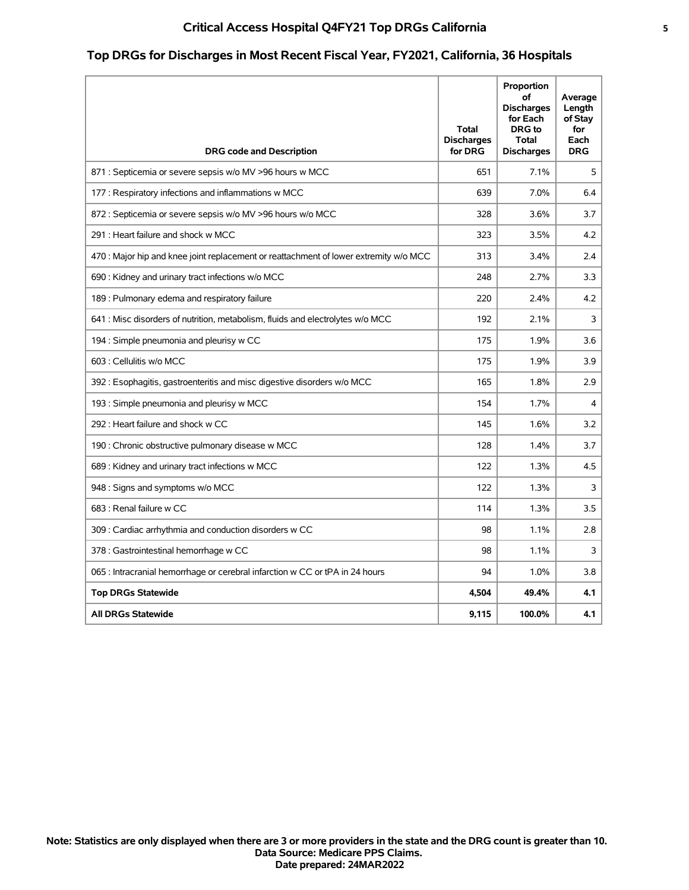# Critical Access Hospital Q4FY21 Top DRGs California

## Top DRGs for Discharges in Most Recent Fiscal Year, FY2021, California, 36 Hospitals

| DRG code and Description | Total Discharges for DRG | Proportion of Discharges for Each DRG to Total Discharges | Average Length of Stay for Each DRG |
|---|---|---|---|
| 871 : Septicemia or severe sepsis w/o MV >96 hours w MCC | 651 | 7.1% | 5 |
| 177 : Respiratory infections and inflammations w MCC | 639 | 7.0% | 6.4 |
| 872 : Septicemia or severe sepsis w/o MV >96 hours w/o MCC | 328 | 3.6% | 3.7 |
| 291 : Heart failure and shock w MCC | 323 | 3.5% | 4.2 |
| 470 : Major hip and knee joint replacement or reattachment of lower extremity w/o MCC | 313 | 3.4% | 2.4 |
| 690 : Kidney and urinary tract infections w/o MCC | 248 | 2.7% | 3.3 |
| 189 : Pulmonary edema and respiratory failure | 220 | 2.4% | 4.2 |
| 641 : Misc disorders of nutrition, metabolism, fluids and electrolytes w/o MCC | 192 | 2.1% | 3 |
| 194 : Simple pneumonia and pleurisy w CC | 175 | 1.9% | 3.6 |
| 603 : Cellulitis w/o MCC | 175 | 1.9% | 3.9 |
| 392 : Esophagitis, gastroenteritis and misc digestive disorders w/o MCC | 165 | 1.8% | 2.9 |
| 193 : Simple pneumonia and pleurisy w MCC | 154 | 1.7% | 4 |
| 292 : Heart failure and shock w CC | 145 | 1.6% | 3.2 |
| 190 : Chronic obstructive pulmonary disease w MCC | 128 | 1.4% | 3.7 |
| 689 : Kidney and urinary tract infections w MCC | 122 | 1.3% | 4.5 |
| 948 : Signs and symptoms w/o MCC | 122 | 1.3% | 3 |
| 683 : Renal failure w CC | 114 | 1.3% | 3.5 |
| 309 : Cardiac arrhythmia and conduction disorders w CC | 98 | 1.1% | 2.8 |
| 378 : Gastrointestinal hemorrhage w CC | 98 | 1.1% | 3 |
| 065 : Intracranial hemorrhage or cerebral infarction w CC or tPA in 24 hours | 94 | 1.0% | 3.8 |
| **Top DRGs Statewide** | **4,504** | **49.4%** | **4.1** |
| **All DRGs Statewide** | **9,115** | **100.0%** | **4.1** |

**Note: Statistics are only displayed when there are 3 or more providers in the state and the DRG count is greater than 10.**
**Data Source: Medicare PPS Claims.**
**Date prepared: 24MAR2022**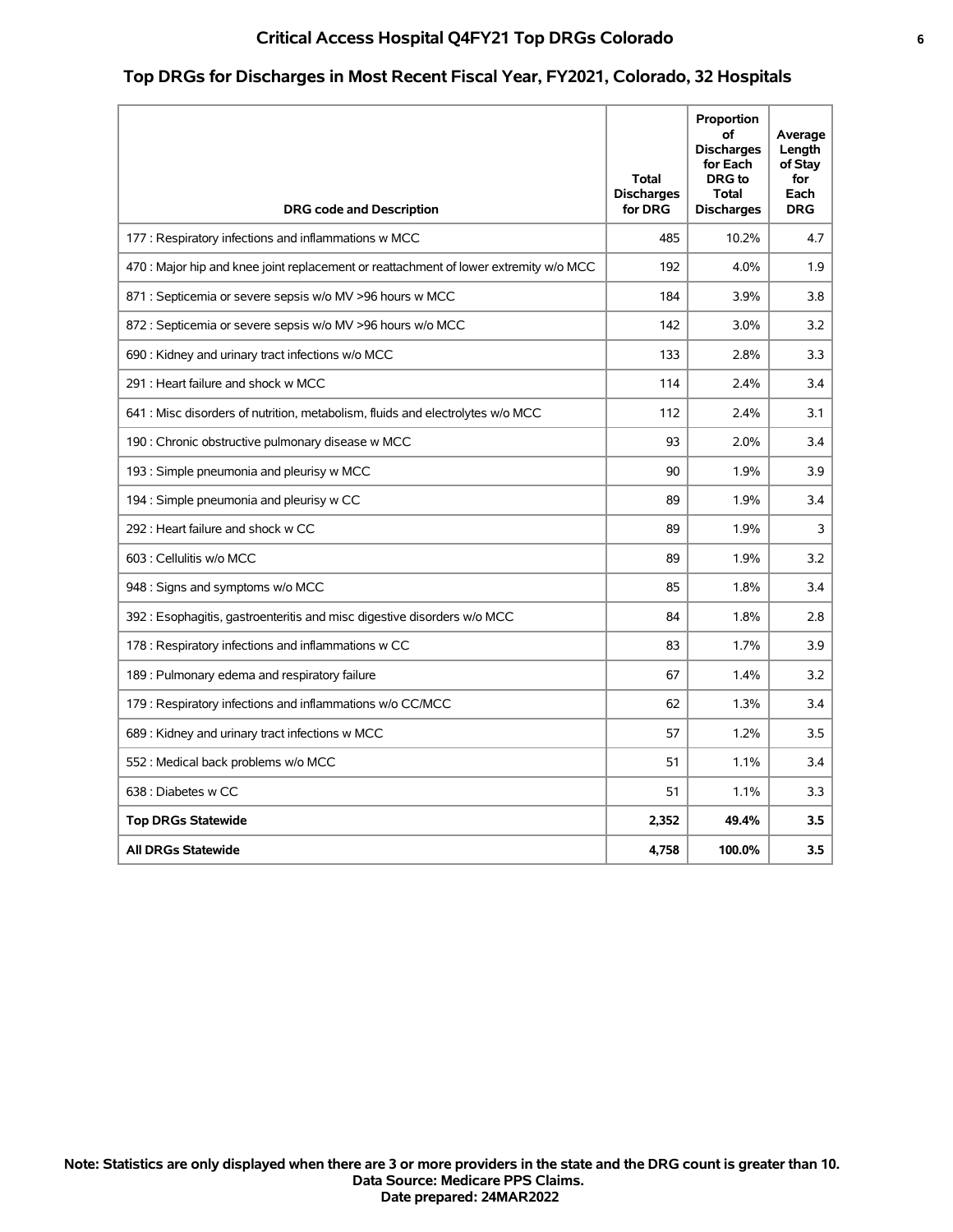## Top DRGs for Discharges in Most Recent Fiscal Year, FY2021, Colorado, 32 Hospitals

| DRG code and Description | Total Discharges for DRG | Proportion of Discharges for Each DRG to Total Discharges | Average Length of Stay for Each DRG |
|---|---|---|---|
| 177 : Respiratory infections and inflammations w MCC | 485 | 10.2% | 4.7 |
| 470 : Major hip and knee joint replacement or reattachment of lower extremity w/o MCC | 192 | 4.0% | 1.9 |
| 871 : Septicemia or severe sepsis w/o MV >96 hours w MCC | 184 | 3.9% | 3.8 |
| 872 : Septicemia or severe sepsis w/o MV >96 hours w/o MCC | 142 | 3.0% | 3.2 |
| 690 : Kidney and urinary tract infections w/o MCC | 133 | 2.8% | 3.3 |
| 291 : Heart failure and shock w MCC | 114 | 2.4% | 3.4 |
| 641 : Misc disorders of nutrition, metabolism, fluids and electrolytes w/o MCC | 112 | 2.4% | 3.1 |
| 190 : Chronic obstructive pulmonary disease w MCC | 93 | 2.0% | 3.4 |
| 193 : Simple pneumonia and pleurisy w MCC | 90 | 1.9% | 3.9 |
| 194 : Simple pneumonia and pleurisy w CC | 89 | 1.9% | 3.4 |
| 292 : Heart failure and shock w CC | 89 | 1.9% | 3 |
| 603 : Cellulitis w/o MCC | 89 | 1.9% | 3.2 |
| 948 : Signs and symptoms w/o MCC | 85 | 1.8% | 3.4 |
| 392 : Esophagitis, gastroenteritis and misc digestive disorders w/o MCC | 84 | 1.8% | 2.8 |
| 178 : Respiratory infections and inflammations w CC | 83 | 1.7% | 3.9 |
| 189 : Pulmonary edema and respiratory failure | 67 | 1.4% | 3.2 |
| 179 : Respiratory infections and inflammations w/o CC/MCC | 62 | 1.3% | 3.4 |
| 689 : Kidney and urinary tract infections w MCC | 57 | 1.2% | 3.5 |
| 552 : Medical back problems w/o MCC | 51 | 1.1% | 3.4 |
| 638 : Diabetes w CC | 51 | 1.1% | 3.3 |
| **Top DRGs Statewide** | **2,352** | **49.4%** | **3.5** |
| **All DRGs Statewide** | **4,758** | **100.0%** | **3.5** |

**Note: Statistics are only displayed when there are 3 or more providers in the state and the DRG count is greater than 10.**
**Data Source: Medicare PPS Claims.**
**Date prepared: 24MAR2022**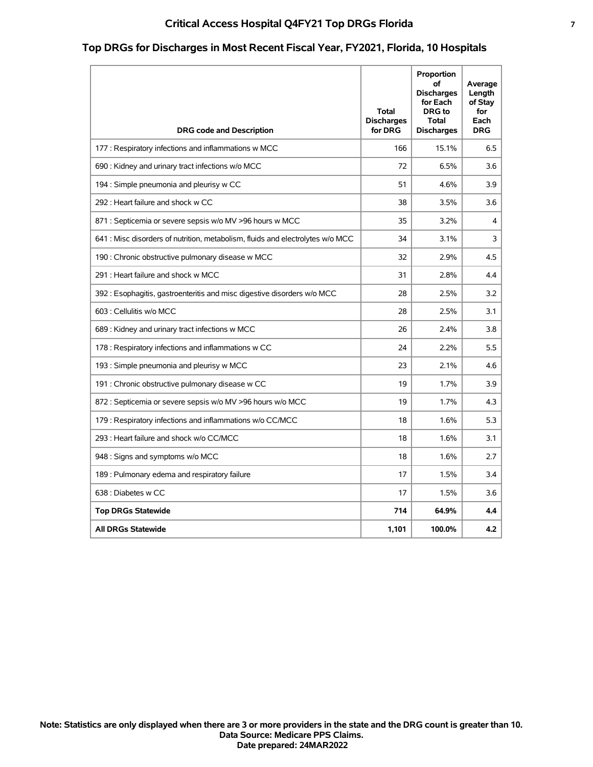# Critical Access Hospital Q4FY21 Top DRGs Florida

## Top DRGs for Discharges in Most Recent Fiscal Year, FY2021, Florida, 10 Hospitals

| DRG code and Description | Total Discharges for DRG | Proportion of Discharges for Each DRG to Total Discharges | Average Length of Stay for Each DRG |
|---|---|---|---|
| 177 : Respiratory infections and inflammations w MCC | 166 | 15.1% | 6.5 |
| 690 : Kidney and urinary tract infections w/o MCC | 72 | 6.5% | 3.6 |
| 194 : Simple pneumonia and pleurisy w CC | 51 | 4.6% | 3.9 |
| 292 : Heart failure and shock w CC | 38 | 3.5% | 3.6 |
| 871 : Septicemia or severe sepsis w/o MV >96 hours w MCC | 35 | 3.2% | 4 |
| 641 : Misc disorders of nutrition, metabolism, fluids and electrolytes w/o MCC | 34 | 3.1% | 3 |
| 190 : Chronic obstructive pulmonary disease w MCC | 32 | 2.9% | 4.5 |
| 291 : Heart failure and shock w MCC | 31 | 2.8% | 4.4 |
| 392 : Esophagitis, gastroenteritis and misc digestive disorders w/o MCC | 28 | 2.5% | 3.2 |
| 603 : Cellulitis w/o MCC | 28 | 2.5% | 3.1 |
| 689 : Kidney and urinary tract infections w MCC | 26 | 2.4% | 3.8 |
| 178 : Respiratory infections and inflammations w CC | 24 | 2.2% | 5.5 |
| 193 : Simple pneumonia and pleurisy w MCC | 23 | 2.1% | 4.6 |
| 191 : Chronic obstructive pulmonary disease w CC | 19 | 1.7% | 3.9 |
| 872 : Septicemia or severe sepsis w/o MV >96 hours w/o MCC | 19 | 1.7% | 4.3 |
| 179 : Respiratory infections and inflammations w/o CC/MCC | 18 | 1.6% | 5.3 |
| 293 : Heart failure and shock w/o CC/MCC | 18 | 1.6% | 3.1 |
| 948 : Signs and symptoms w/o MCC | 18 | 1.6% | 2.7 |
| 189 : Pulmonary edema and respiratory failure | 17 | 1.5% | 3.4 |
| 638 : Diabetes w CC | 17 | 1.5% | 3.6 |
| **Top DRGs Statewide** | **714** | **64.9%** | **4.4** |
| **All DRGs Statewide** | **1,101** | **100.0%** | **4.2** |

**Note: Statistics are only displayed when there are 3 or more providers in the state and the DRG count is greater than 10.**
**Data Source: Medicare PPS Claims.**
**Date prepared: 24MAR2022**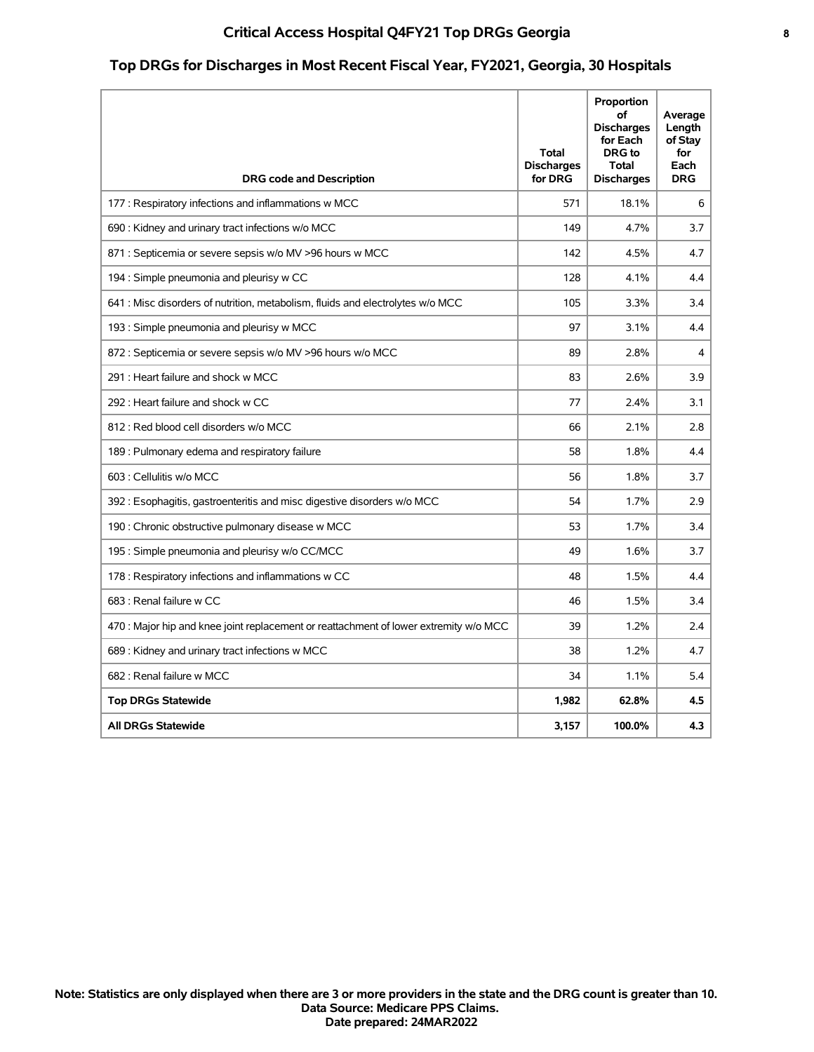# Critical Access Hospital Q4FY21 Top DRGs Georgia

## Top DRGs for Discharges in Most Recent Fiscal Year, FY2021, Georgia, 30 Hospitals

| DRG code and Description | Total Discharges for DRG | Proportion of Discharges for Each DRG to Total Discharges | Average Length of Stay for Each DRG |
|---|---|---|---|
| 177 : Respiratory infections and inflammations w MCC | 571 | 18.1% | 6 |
| 690 : Kidney and urinary tract infections w/o MCC | 149 | 4.7% | 3.7 |
| 871 : Septicemia or severe sepsis w/o MV >96 hours w MCC | 142 | 4.5% | 4.7 |
| 194 : Simple pneumonia and pleurisy w CC | 128 | 4.1% | 4.4 |
| 641 : Misc disorders of nutrition, metabolism, fluids and electrolytes w/o MCC | 105 | 3.3% | 3.4 |
| 193 : Simple pneumonia and pleurisy w MCC | 97 | 3.1% | 4.4 |
| 872 : Septicemia or severe sepsis w/o MV >96 hours w/o MCC | 89 | 2.8% | 4 |
| 291 : Heart failure and shock w MCC | 83 | 2.6% | 3.9 |
| 292 : Heart failure and shock w CC | 77 | 2.4% | 3.1 |
| 812 : Red blood cell disorders w/o MCC | 66 | 2.1% | 2.8 |
| 189 : Pulmonary edema and respiratory failure | 58 | 1.8% | 4.4 |
| 603 : Cellulitis w/o MCC | 56 | 1.8% | 3.7 |
| 392 : Esophagitis, gastroenteritis and misc digestive disorders w/o MCC | 54 | 1.7% | 2.9 |
| 190 : Chronic obstructive pulmonary disease w MCC | 53 | 1.7% | 3.4 |
| 195 : Simple pneumonia and pleurisy w/o CC/MCC | 49 | 1.6% | 3.7 |
| 178 : Respiratory infections and inflammations w CC | 48 | 1.5% | 4.4 |
| 683 : Renal failure w CC | 46 | 1.5% | 3.4 |
| 470 : Major hip and knee joint replacement or reattachment of lower extremity w/o MCC | 39 | 1.2% | 2.4 |
| 689 : Kidney and urinary tract infections w MCC | 38 | 1.2% | 4.7 |
| 682 : Renal failure w MCC | 34 | 1.1% | 5.4 |
| **Top DRGs Statewide** | **1,982** | **62.8%** | **4.5** |
| **All DRGs Statewide** | **3,157** | **100.0%** | **4.3** |

**Note: Statistics are only displayed when there are 3 or more providers in the state and the DRG count is greater than 10.**
**Data Source: Medicare PPS Claims.**
**Date prepared: 24MAR2022**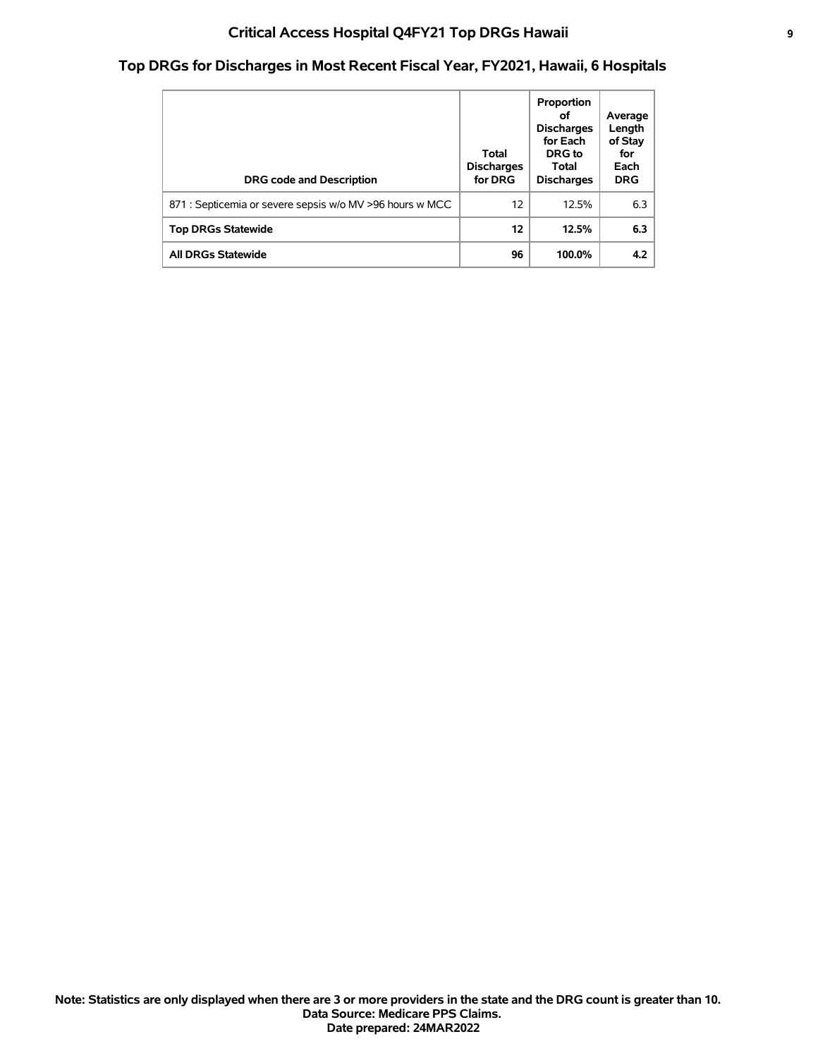# Critical Access Hospital Q4FY21 Top DRGs Hawaii

## Top DRGs for Discharges in Most Recent Fiscal Year, FY2021, Hawaii, 6 Hospitals

| DRG code and Description | Total Discharges for DRG | Proportion of Discharges for Each DRG to Total Discharges | Average Length of Stay for Each DRG |
|---|---|---|---|
| 871 : Septicemia or severe sepsis w/o MV >96 hours w MCC | 12 | 12.5% | 6.3 |
| **Top DRGs Statewide** | **12** | **12.5%** | **6.3** |
| **All DRGs Statewide** | **96** | **100.0%** | **4.2** |

**Note: Statistics are only displayed when there are 3 or more providers in the state and the DRG count is greater than 10.**
**Data Source: Medicare PPS Claims.**
**Date prepared: 24MAR2022**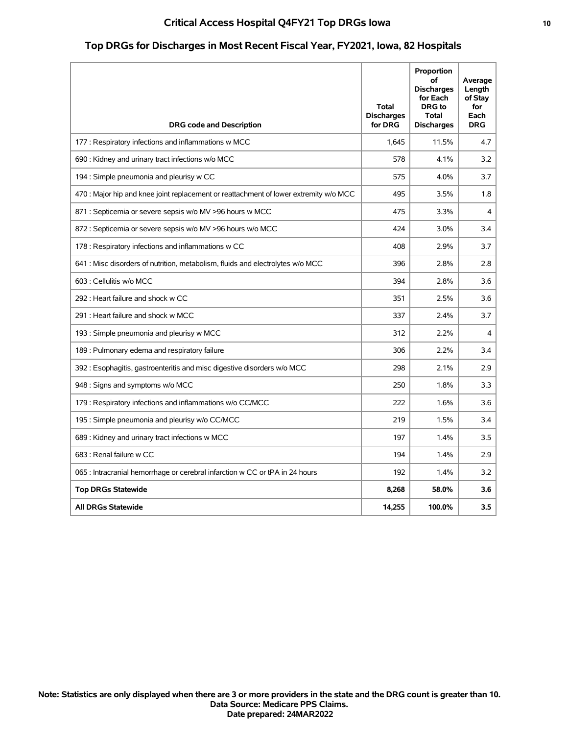# Critical Access Hospital Q4FY21 Top DRGs Iowa

## Top DRGs for Discharges in Most Recent Fiscal Year, FY2021, Iowa, 82 Hospitals

| DRG code and Description | Total Discharges for DRG | Proportion of Discharges for Each DRG to Total Discharges | Average Length of Stay for Each DRG |
|---|---|---|---|
| 177 : Respiratory infections and inflammations w MCC | 1,645 | 11.5% | 4.7 |
| 690 : Kidney and urinary tract infections w/o MCC | 578 | 4.1% | 3.2 |
| 194 : Simple pneumonia and pleurisy w CC | 575 | 4.0% | 3.7 |
| 470 : Major hip and knee joint replacement or reattachment of lower extremity w/o MCC | 495 | 3.5% | 1.8 |
| 871 : Septicemia or severe sepsis w/o MV >96 hours w MCC | 475 | 3.3% | 4 |
| 872 : Septicemia or severe sepsis w/o MV >96 hours w/o MCC | 424 | 3.0% | 3.4 |
| 178 : Respiratory infections and inflammations w CC | 408 | 2.9% | 3.7 |
| 641 : Misc disorders of nutrition, metabolism, fluids and electrolytes w/o MCC | 396 | 2.8% | 2.8 |
| 603 : Cellulitis w/o MCC | 394 | 2.8% | 3.6 |
| 292 : Heart failure and shock w CC | 351 | 2.5% | 3.6 |
| 291 : Heart failure and shock w MCC | 337 | 2.4% | 3.7 |
| 193 : Simple pneumonia and pleurisy w MCC | 312 | 2.2% | 4 |
| 189 : Pulmonary edema and respiratory failure | 306 | 2.2% | 3.4 |
| 392 : Esophagitis, gastroenteritis and misc digestive disorders w/o MCC | 298 | 2.1% | 2.9 |
| 948 : Signs and symptoms w/o MCC | 250 | 1.8% | 3.3 |
| 179 : Respiratory infections and inflammations w/o CC/MCC | 222 | 1.6% | 3.6 |
| 195 : Simple pneumonia and pleurisy w/o CC/MCC | 219 | 1.5% | 3.4 |
| 689 : Kidney and urinary tract infections w MCC | 197 | 1.4% | 3.5 |
| 683 : Renal failure w CC | 194 | 1.4% | 2.9 |
| 065 : Intracranial hemorrhage or cerebral infarction w CC or tPA in 24 hours | 192 | 1.4% | 3.2 |
| **Top DRGs Statewide** | **8,268** | **58.0%** | **3.6** |
| **All DRGs Statewide** | **14,255** | **100.0%** | **3.5** |

**Note: Statistics are only displayed when there are 3 or more providers in the state and the DRG count is greater than 10.**
**Data Source: Medicare PPS Claims.**
**Date prepared: 24MAR2022**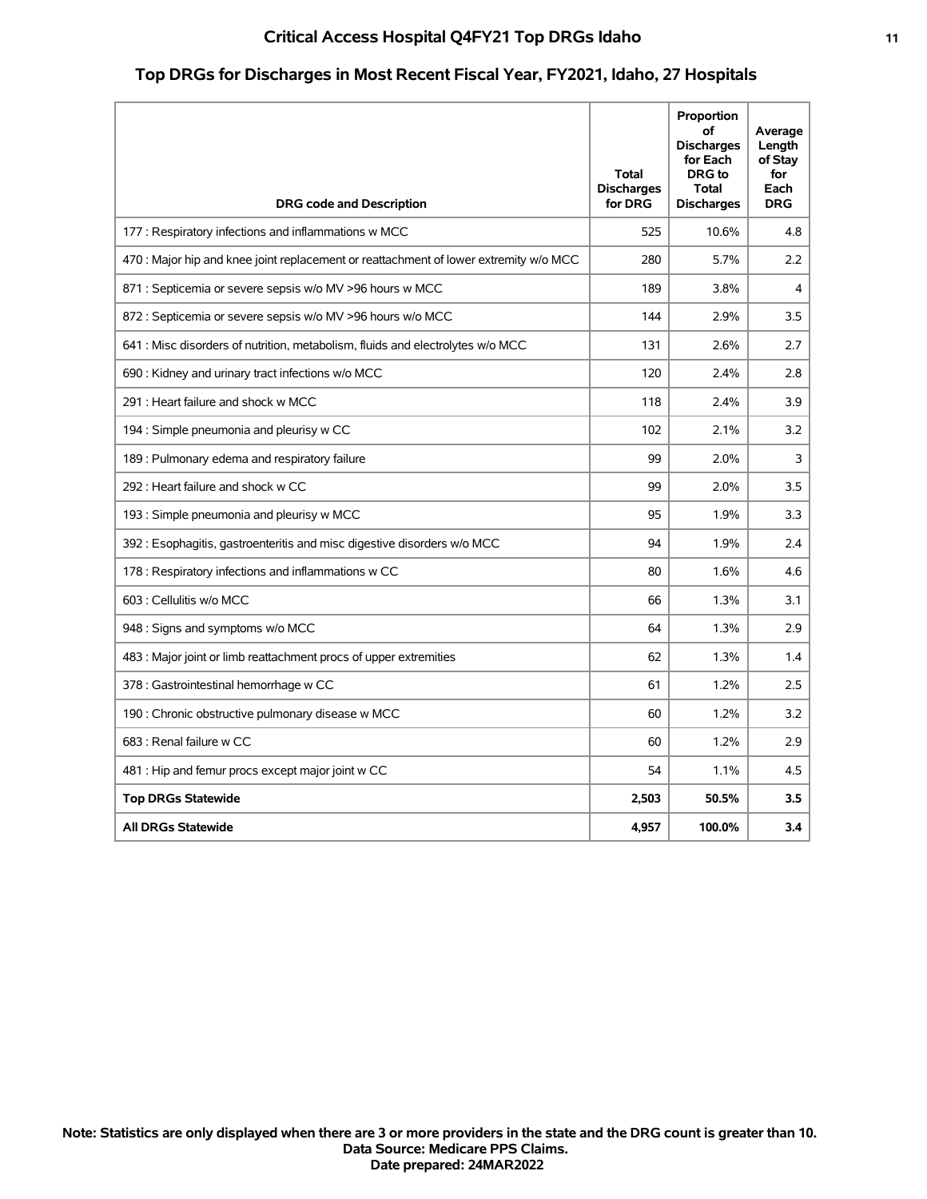# Critical Access Hospital Q4FY21 Top DRGs Idaho

## Top DRGs for Discharges in Most Recent Fiscal Year, FY2021, Idaho, 27 Hospitals

| DRG code and Description | Total Discharges for DRG | Proportion of Discharges for Each DRG to Total Discharges | Average Length of Stay for Each DRG |
|---|---|---|---|
| 177 : Respiratory infections and inflammations w MCC | 525 | 10.6% | 4.8 |
| 470 : Major hip and knee joint replacement or reattachment of lower extremity w/o MCC | 280 | 5.7% | 2.2 |
| 871 : Septicemia or severe sepsis w/o MV >96 hours w MCC | 189 | 3.8% | 4 |
| 872 : Septicemia or severe sepsis w/o MV >96 hours w/o MCC | 144 | 2.9% | 3.5 |
| 641 : Misc disorders of nutrition, metabolism, fluids and electrolytes w/o MCC | 131 | 2.6% | 2.7 |
| 690 : Kidney and urinary tract infections w/o MCC | 120 | 2.4% | 2.8 |
| 291 : Heart failure and shock w MCC | 118 | 2.4% | 3.9 |
| 194 : Simple pneumonia and pleurisy w CC | 102 | 2.1% | 3.2 |
| 189 : Pulmonary edema and respiratory failure | 99 | 2.0% | 3 |
| 292 : Heart failure and shock w CC | 99 | 2.0% | 3.5 |
| 193 : Simple pneumonia and pleurisy w MCC | 95 | 1.9% | 3.3 |
| 392 : Esophagitis, gastroenteritis and misc digestive disorders w/o MCC | 94 | 1.9% | 2.4 |
| 178 : Respiratory infections and inflammations w CC | 80 | 1.6% | 4.6 |
| 603 : Cellulitis w/o MCC | 66 | 1.3% | 3.1 |
| 948 : Signs and symptoms w/o MCC | 64 | 1.3% | 2.9 |
| 483 : Major joint or limb reattachment procs of upper extremities | 62 | 1.3% | 1.4 |
| 378 : Gastrointestinal hemorrhage w CC | 61 | 1.2% | 2.5 |
| 190 : Chronic obstructive pulmonary disease w MCC | 60 | 1.2% | 3.2 |
| 683 : Renal failure w CC | 60 | 1.2% | 2.9 |
| 481 : Hip and femur procs except major joint w CC | 54 | 1.1% | 4.5 |
| **Top DRGs Statewide** | **2,503** | **50.5%** | **3.5** |
| **All DRGs Statewide** | **4,957** | **100.0%** | **3.4** |

**Note: Statistics are only displayed when there are 3 or more providers in the state and the DRG count is greater than 10.**
**Data Source: Medicare PPS Claims.**
**Date prepared: 24MAR2022**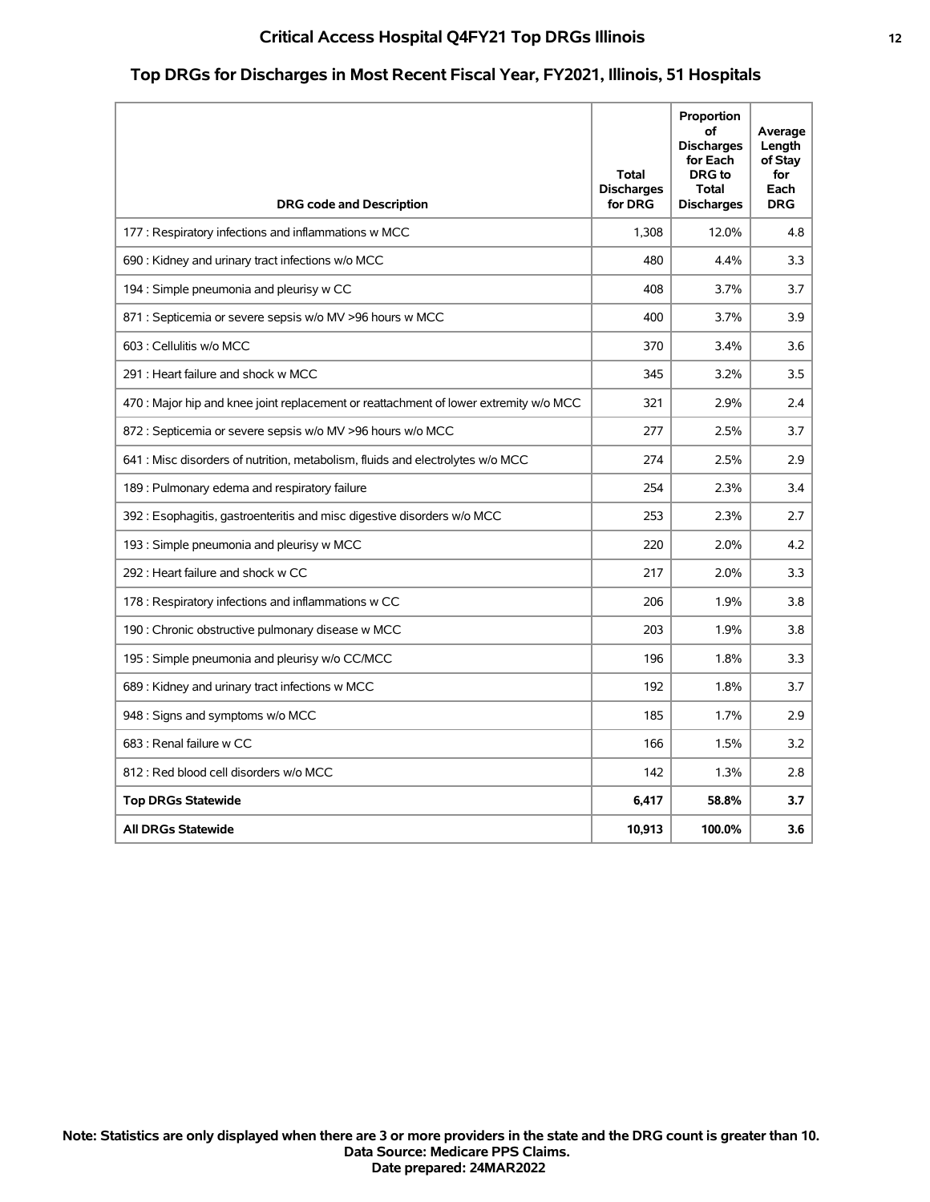# Critical Access Hospital Q4FY21 Top DRGs Illinois

## Top DRGs for Discharges in Most Recent Fiscal Year, FY2021, Illinois, 51 Hospitals

| DRG code and Description | Total Discharges for DRG | Proportion of Discharges for Each DRG to Total Discharges | Average Length of Stay for Each DRG |
|---|---|---|---|
| 177 : Respiratory infections and inflammations w MCC | 1,308 | 12.0% | 4.8 |
| 690 : Kidney and urinary tract infections w/o MCC | 480 | 4.4% | 3.3 |
| 194 : Simple pneumonia and pleurisy w CC | 408 | 3.7% | 3.7 |
| 871 : Septicemia or severe sepsis w/o MV >96 hours w MCC | 400 | 3.7% | 3.9 |
| 603 : Cellulitis w/o MCC | 370 | 3.4% | 3.6 |
| 291 : Heart failure and shock w MCC | 345 | 3.2% | 3.5 |
| 470 : Major hip and knee joint replacement or reattachment of lower extremity w/o MCC | 321 | 2.9% | 2.4 |
| 872 : Septicemia or severe sepsis w/o MV >96 hours w/o MCC | 277 | 2.5% | 3.7 |
| 641 : Misc disorders of nutrition, metabolism, fluids and electrolytes w/o MCC | 274 | 2.5% | 2.9 |
| 189 : Pulmonary edema and respiratory failure | 254 | 2.3% | 3.4 |
| 392 : Esophagitis, gastroenteritis and misc digestive disorders w/o MCC | 253 | 2.3% | 2.7 |
| 193 : Simple pneumonia and pleurisy w MCC | 220 | 2.0% | 4.2 |
| 292 : Heart failure and shock w CC | 217 | 2.0% | 3.3 |
| 178 : Respiratory infections and inflammations w CC | 206 | 1.9% | 3.8 |
| 190 : Chronic obstructive pulmonary disease w MCC | 203 | 1.9% | 3.8 |
| 195 : Simple pneumonia and pleurisy w/o CC/MCC | 196 | 1.8% | 3.3 |
| 689 : Kidney and urinary tract infections w MCC | 192 | 1.8% | 3.7 |
| 948 : Signs and symptoms w/o MCC | 185 | 1.7% | 2.9 |
| 683 : Renal failure w CC | 166 | 1.5% | 3.2 |
| 812 : Red blood cell disorders w/o MCC | 142 | 1.3% | 2.8 |
| **Top DRGs Statewide** | **6,417** | **58.8%** | **3.7** |
| **All DRGs Statewide** | **10,913** | **100.0%** | **3.6** |

**Note: Statistics are only displayed when there are 3 or more providers in the state and the DRG count is greater than 10.**
**Data Source: Medicare PPS Claims.**
**Date prepared: 24MAR2022**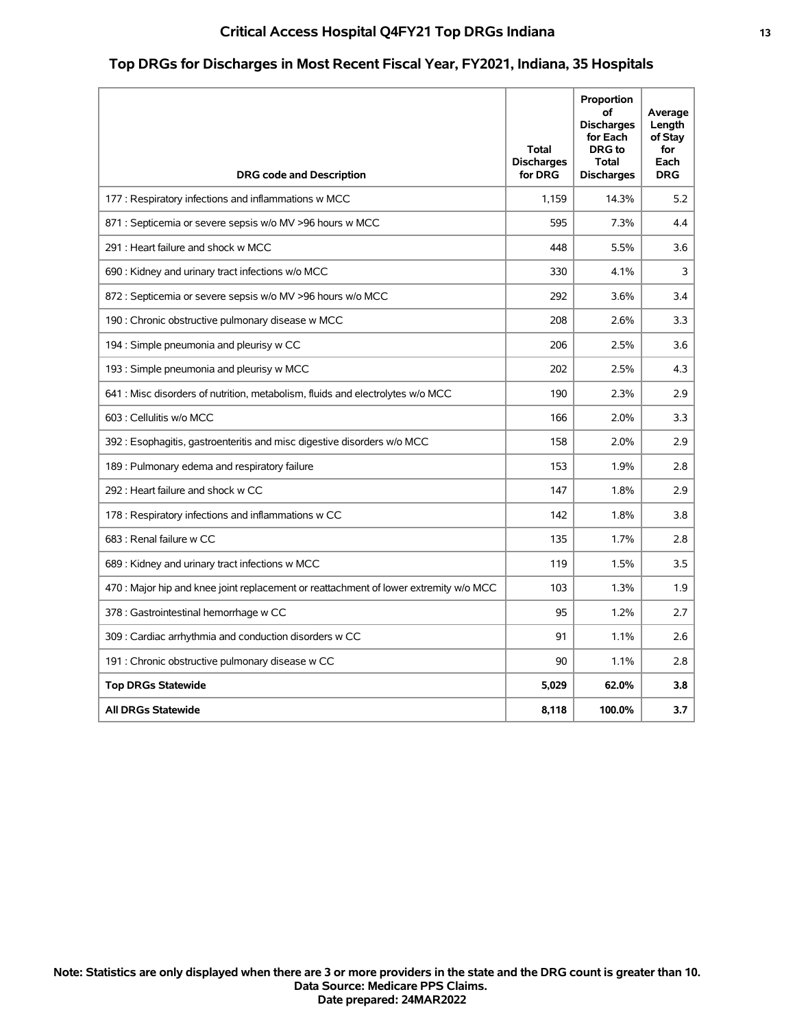# Critical Access Hospital Q4FY21 Top DRGs Indiana

## Top DRGs for Discharges in Most Recent Fiscal Year, FY2021, Indiana, 35 Hospitals

| DRG code and Description | Total Discharges for DRG | Proportion of Discharges for Each DRG to Total Discharges | Average Length of Stay for Each DRG |
|---|---|---|---|
| 177 : Respiratory infections and inflammations w MCC | 1,159 | 14.3% | 5.2 |
| 871 : Septicemia or severe sepsis w/o MV >96 hours w MCC | 595 | 7.3% | 4.4 |
| 291 : Heart failure and shock w MCC | 448 | 5.5% | 3.6 |
| 690 : Kidney and urinary tract infections w/o MCC | 330 | 4.1% | 3 |
| 872 : Septicemia or severe sepsis w/o MV >96 hours w/o MCC | 292 | 3.6% | 3.4 |
| 190 : Chronic obstructive pulmonary disease w MCC | 208 | 2.6% | 3.3 |
| 194 : Simple pneumonia and pleurisy w CC | 206 | 2.5% | 3.6 |
| 193 : Simple pneumonia and pleurisy w MCC | 202 | 2.5% | 4.3 |
| 641 : Misc disorders of nutrition, metabolism, fluids and electrolytes w/o MCC | 190 | 2.3% | 2.9 |
| 603 : Cellulitis w/o MCC | 166 | 2.0% | 3.3 |
| 392 : Esophagitis, gastroenteritis and misc digestive disorders w/o MCC | 158 | 2.0% | 2.9 |
| 189 : Pulmonary edema and respiratory failure | 153 | 1.9% | 2.8 |
| 292 : Heart failure and shock w CC | 147 | 1.8% | 2.9 |
| 178 : Respiratory infections and inflammations w CC | 142 | 1.8% | 3.8 |
| 683 : Renal failure w CC | 135 | 1.7% | 2.8 |
| 689 : Kidney and urinary tract infections w MCC | 119 | 1.5% | 3.5 |
| 470 : Major hip and knee joint replacement or reattachment of lower extremity w/o MCC | 103 | 1.3% | 1.9 |
| 378 : Gastrointestinal hemorrhage w CC | 95 | 1.2% | 2.7 |
| 309 : Cardiac arrhythmia and conduction disorders w CC | 91 | 1.1% | 2.6 |
| 191 : Chronic obstructive pulmonary disease w CC | 90 | 1.1% | 2.8 |
| **Top DRGs Statewide** | **5,029** | **62.0%** | **3.8** |
| **All DRGs Statewide** | **8,118** | **100.0%** | **3.7** |

**Note: Statistics are only displayed when there are 3 or more providers in the state and the DRG count is greater than 10.**
**Data Source: Medicare PPS Claims.**
**Date prepared: 24MAR2022**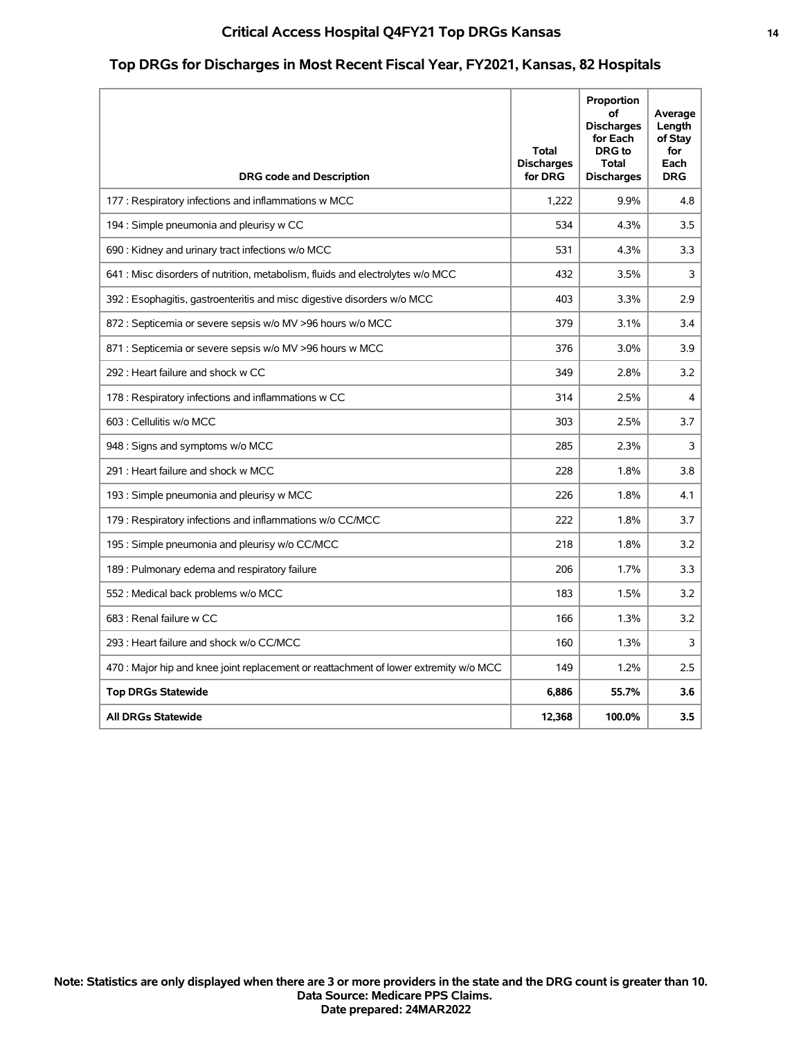# Critical Access Hospital Q4FY21 Top DRGs Kansas

## Top DRGs for Discharges in Most Recent Fiscal Year, FY2021, Kansas, 82 Hospitals

| DRG code and Description | Total Discharges for DRG | Proportion of Discharges for Each DRG to Total Discharges | Average Length of Stay for Each DRG |
|---|---|---|---|
| 177 : Respiratory infections and inflammations w MCC | 1,222 | 9.9% | 4.8 |
| 194 : Simple pneumonia and pleurisy w CC | 534 | 4.3% | 3.5 |
| 690 : Kidney and urinary tract infections w/o MCC | 531 | 4.3% | 3.3 |
| 641 : Misc disorders of nutrition, metabolism, fluids and electrolytes w/o MCC | 432 | 3.5% | 3 |
| 392 : Esophagitis, gastroenteritis and misc digestive disorders w/o MCC | 403 | 3.3% | 2.9 |
| 872 : Septicemia or severe sepsis w/o MV >96 hours w/o MCC | 379 | 3.1% | 3.4 |
| 871 : Septicemia or severe sepsis w/o MV >96 hours w MCC | 376 | 3.0% | 3.9 |
| 292 : Heart failure and shock w CC | 349 | 2.8% | 3.2 |
| 178 : Respiratory infections and inflammations w CC | 314 | 2.5% | 4 |
| 603 : Cellulitis w/o MCC | 303 | 2.5% | 3.7 |
| 948 : Signs and symptoms w/o MCC | 285 | 2.3% | 3 |
| 291 : Heart failure and shock w MCC | 228 | 1.8% | 3.8 |
| 193 : Simple pneumonia and pleurisy w MCC | 226 | 1.8% | 4.1 |
| 179 : Respiratory infections and inflammations w/o CC/MCC | 222 | 1.8% | 3.7 |
| 195 : Simple pneumonia and pleurisy w/o CC/MCC | 218 | 1.8% | 3.2 |
| 189 : Pulmonary edema and respiratory failure | 206 | 1.7% | 3.3 |
| 552 : Medical back problems w/o MCC | 183 | 1.5% | 3.2 |
| 683 : Renal failure w CC | 166 | 1.3% | 3.2 |
| 293 : Heart failure and shock w/o CC/MCC | 160 | 1.3% | 3 |
| 470 : Major hip and knee joint replacement or reattachment of lower extremity w/o MCC | 149 | 1.2% | 2.5 |
| **Top DRGs Statewide** | **6,886** | **55.7%** | **3.6** |
| **All DRGs Statewide** | **12,368** | **100.0%** | **3.5** |

**Note: Statistics are only displayed when there are 3 or more providers in the state and the DRG count is greater than 10.**
**Data Source: Medicare PPS Claims.**
**Date prepared: 24MAR2022**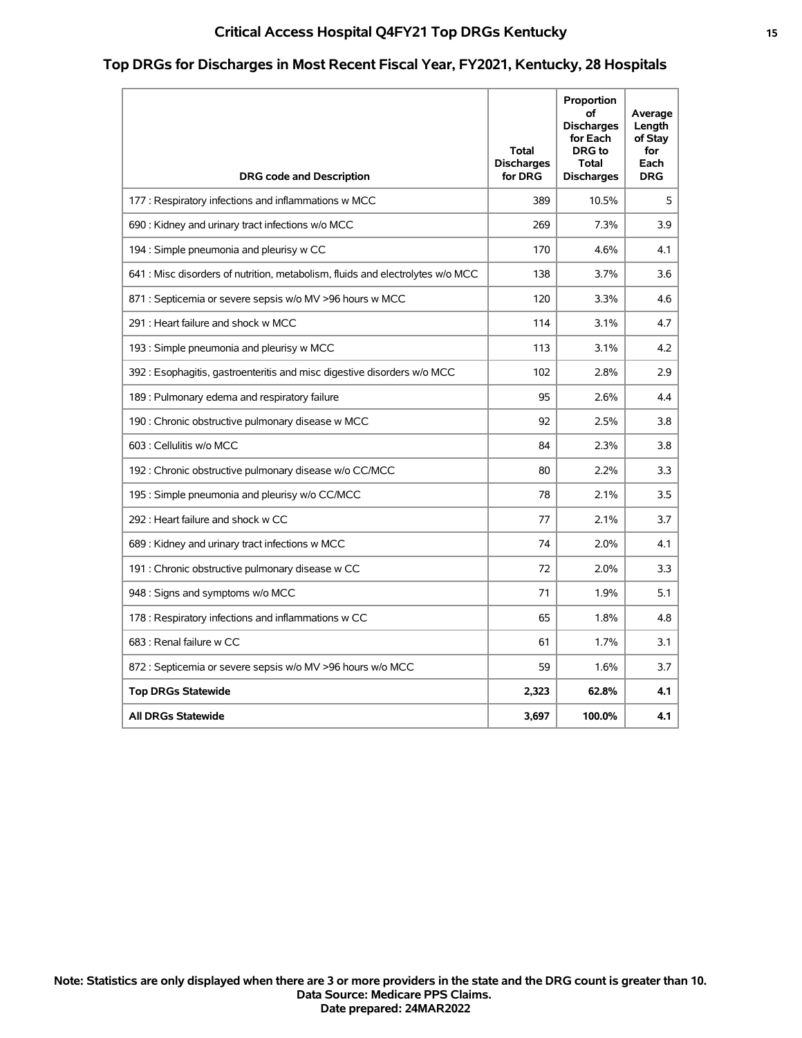# Critical Access Hospital Q4FY21 Top DRGs Kentucky

## Top DRGs for Discharges in Most Recent Fiscal Year, FY2021, Kentucky, 28 Hospitals

| DRG code and Description | Total Discharges for DRG | Proportion of Discharges for Each DRG to Total Discharges | Average Length of Stay for Each DRG |
|---|---|---|---|
| 177 : Respiratory infections and inflammations w MCC | 389 | 10.5% | 5 |
| 690 : Kidney and urinary tract infections w/o MCC | 269 | 7.3% | 3.9 |
| 194 : Simple pneumonia and pleurisy w CC | 170 | 4.6% | 4.1 |
| 641 : Misc disorders of nutrition, metabolism, fluids and electrolytes w/o MCC | 138 | 3.7% | 3.6 |
| 871 : Septicemia or severe sepsis w/o MV >96 hours w MCC | 120 | 3.3% | 4.6 |
| 291 : Heart failure and shock w MCC | 114 | 3.1% | 4.7 |
| 193 : Simple pneumonia and pleurisy w MCC | 113 | 3.1% | 4.2 |
| 392 : Esophagitis, gastroenteritis and misc digestive disorders w/o MCC | 102 | 2.8% | 2.9 |
| 189 : Pulmonary edema and respiratory failure | 95 | 2.6% | 4.4 |
| 190 : Chronic obstructive pulmonary disease w MCC | 92 | 2.5% | 3.8 |
| 603 : Cellulitis w/o MCC | 84 | 2.3% | 3.8 |
| 192 : Chronic obstructive pulmonary disease w/o CC/MCC | 80 | 2.2% | 3.3 |
| 195 : Simple pneumonia and pleurisy w/o CC/MCC | 78 | 2.1% | 3.5 |
| 292 : Heart failure and shock w CC | 77 | 2.1% | 3.7 |
| 689 : Kidney and urinary tract infections w MCC | 74 | 2.0% | 4.1 |
| 191 : Chronic obstructive pulmonary disease w CC | 72 | 2.0% | 3.3 |
| 948 : Signs and symptoms w/o MCC | 71 | 1.9% | 5.1 |
| 178 : Respiratory infections and inflammations w CC | 65 | 1.8% | 4.8 |
| 683 : Renal failure w CC | 61 | 1.7% | 3.1 |
| 872 : Septicemia or severe sepsis w/o MV >96 hours w/o MCC | 59 | 1.6% | 3.7 |
| **Top DRGs Statewide** | **2,323** | **62.8%** | **4.1** |
| **All DRGs Statewide** | **3,697** | **100.0%** | **4.1** |

**Note: Statistics are only displayed when there are 3 or more providers in the state and the DRG count is greater than 10.**
**Data Source: Medicare PPS Claims.**
**Date prepared: 24MAR2022**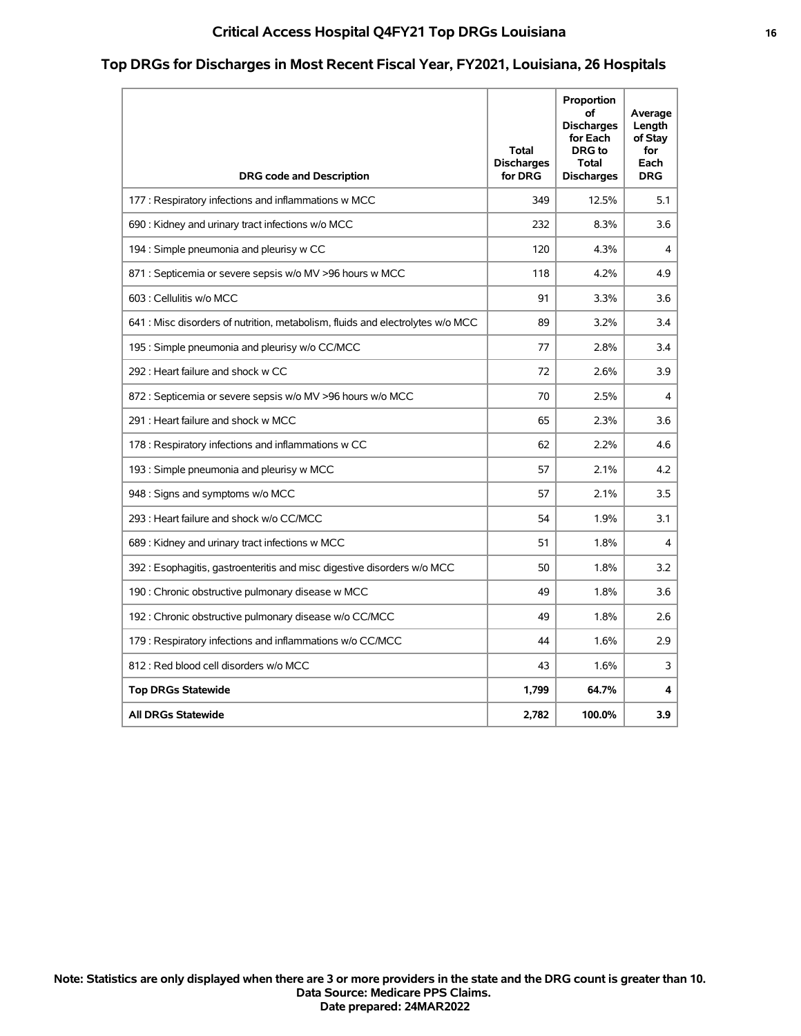# Critical Access Hospital Q4FY21 Top DRGs Louisiana

## Top DRGs for Discharges in Most Recent Fiscal Year, FY2021, Louisiana, 26 Hospitals

| DRG code and Description | Total Discharges for DRG | Proportion of Discharges for Each DRG to Total Discharges | Average Length of Stay for Each DRG |
|---|---|---|---|
| 177 : Respiratory infections and inflammations w MCC | 349 | 12.5% | 5.1 |
| 690 : Kidney and urinary tract infections w/o MCC | 232 | 8.3% | 3.6 |
| 194 : Simple pneumonia and pleurisy w CC | 120 | 4.3% | 4 |
| 871 : Septicemia or severe sepsis w/o MV >96 hours w MCC | 118 | 4.2% | 4.9 |
| 603 : Cellulitis w/o MCC | 91 | 3.3% | 3.6 |
| 641 : Misc disorders of nutrition, metabolism, fluids and electrolytes w/o MCC | 89 | 3.2% | 3.4 |
| 195 : Simple pneumonia and pleurisy w/o CC/MCC | 77 | 2.8% | 3.4 |
| 292 : Heart failure and shock w CC | 72 | 2.6% | 3.9 |
| 872 : Septicemia or severe sepsis w/o MV >96 hours w/o MCC | 70 | 2.5% | 4 |
| 291 : Heart failure and shock w MCC | 65 | 2.3% | 3.6 |
| 178 : Respiratory infections and inflammations w CC | 62 | 2.2% | 4.6 |
| 193 : Simple pneumonia and pleurisy w MCC | 57 | 2.1% | 4.2 |
| 948 : Signs and symptoms w/o MCC | 57 | 2.1% | 3.5 |
| 293 : Heart failure and shock w/o CC/MCC | 54 | 1.9% | 3.1 |
| 689 : Kidney and urinary tract infections w MCC | 51 | 1.8% | 4 |
| 392 : Esophagitis, gastroenteritis and misc digestive disorders w/o MCC | 50 | 1.8% | 3.2 |
| 190 : Chronic obstructive pulmonary disease w MCC | 49 | 1.8% | 3.6 |
| 192 : Chronic obstructive pulmonary disease w/o CC/MCC | 49 | 1.8% | 2.6 |
| 179 : Respiratory infections and inflammations w/o CC/MCC | 44 | 1.6% | 2.9 |
| 812 : Red blood cell disorders w/o MCC | 43 | 1.6% | 3 |
| **Top DRGs Statewide** | **1,799** | **64.7%** | **4** |
| **All DRGs Statewide** | **2,782** | **100.0%** | **3.9** |

**Note: Statistics are only displayed when there are 3 or more providers in the state and the DRG count is greater than 10.**
**Data Source: Medicare PPS Claims.**
**Date prepared: 24MAR2022**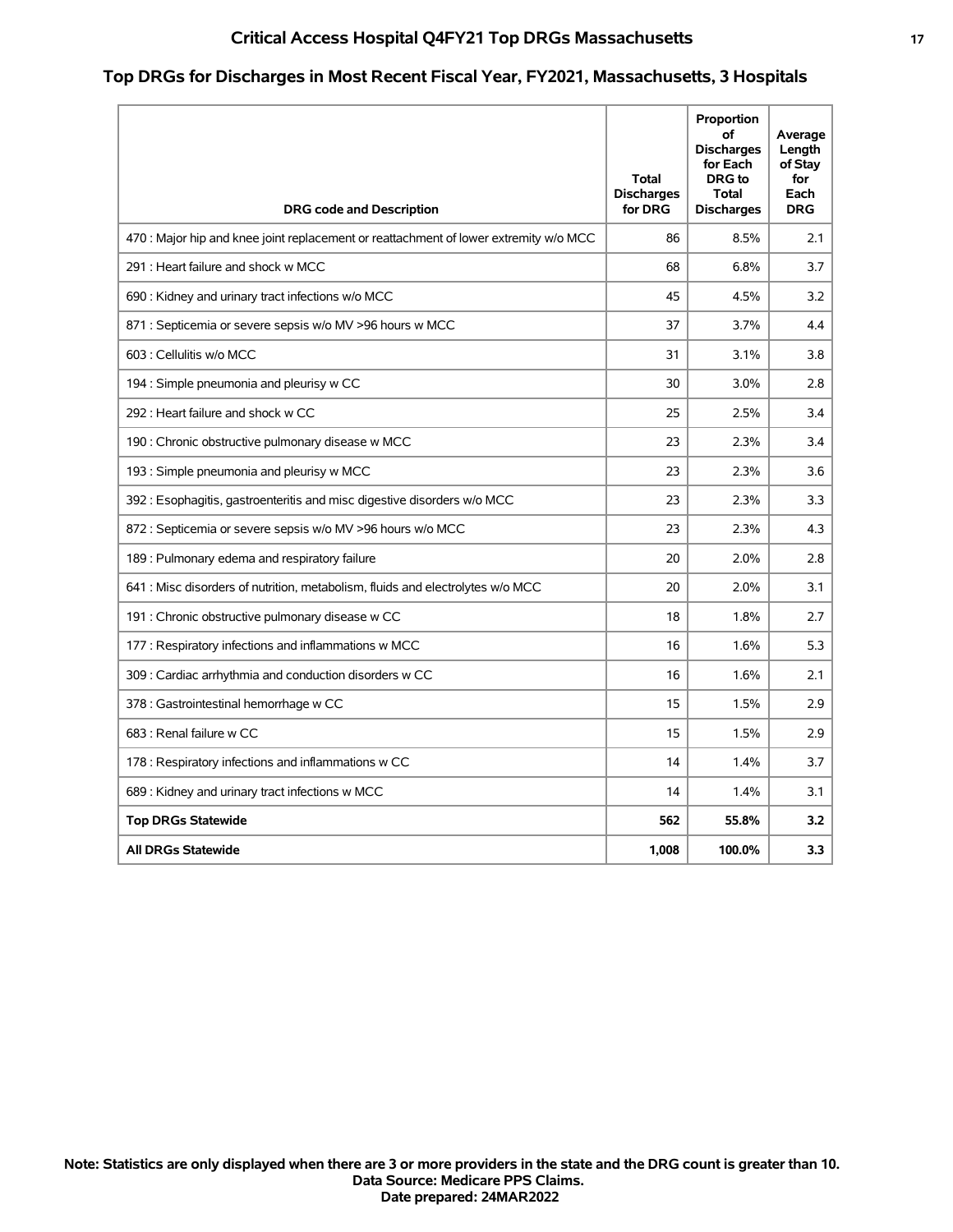# Critical Access Hospital Q4FY21 Top DRGs Massachusetts

## Top DRGs for Discharges in Most Recent Fiscal Year, FY2021, Massachusetts, 3 Hospitals

| DRG code and Description | Total Discharges for DRG | Proportion of Discharges for Each DRG to Total Discharges | Average Length of Stay for Each DRG |
|---|---|---|---|
| 470 : Major hip and knee joint replacement or reattachment of lower extremity w/o MCC | 86 | 8.5% | 2.1 |
| 291 : Heart failure and shock w MCC | 68 | 6.8% | 3.7 |
| 690 : Kidney and urinary tract infections w/o MCC | 45 | 4.5% | 3.2 |
| 871 : Septicemia or severe sepsis w/o MV >96 hours w MCC | 37 | 3.7% | 4.4 |
| 603 : Cellulitis w/o MCC | 31 | 3.1% | 3.8 |
| 194 : Simple pneumonia and pleurisy w CC | 30 | 3.0% | 2.8 |
| 292 : Heart failure and shock w CC | 25 | 2.5% | 3.4 |
| 190 : Chronic obstructive pulmonary disease w MCC | 23 | 2.3% | 3.4 |
| 193 : Simple pneumonia and pleurisy w MCC | 23 | 2.3% | 3.6 |
| 392 : Esophagitis, gastroenteritis and misc digestive disorders w/o MCC | 23 | 2.3% | 3.3 |
| 872 : Septicemia or severe sepsis w/o MV >96 hours w/o MCC | 23 | 2.3% | 4.3 |
| 189 : Pulmonary edema and respiratory failure | 20 | 2.0% | 2.8 |
| 641 : Misc disorders of nutrition, metabolism, fluids and electrolytes w/o MCC | 20 | 2.0% | 3.1 |
| 191 : Chronic obstructive pulmonary disease w CC | 18 | 1.8% | 2.7 |
| 177 : Respiratory infections and inflammations w MCC | 16 | 1.6% | 5.3 |
| 309 : Cardiac arrhythmia and conduction disorders w CC | 16 | 1.6% | 2.1 |
| 378 : Gastrointestinal hemorrhage w CC | 15 | 1.5% | 2.9 |
| 683 : Renal failure w CC | 15 | 1.5% | 2.9 |
| 178 : Respiratory infections and inflammations w CC | 14 | 1.4% | 3.7 |
| 689 : Kidney and urinary tract infections w MCC | 14 | 1.4% | 3.1 |
| **Top DRGs Statewide** | **562** | **55.8%** | **3.2** |
| **All DRGs Statewide** | **1,008** | **100.0%** | **3.3** |

**Note: Statistics are only displayed when there are 3 or more providers in the state and the DRG count is greater than 10.**
**Data Source: Medicare PPS Claims.**
**Date prepared: 24MAR2022**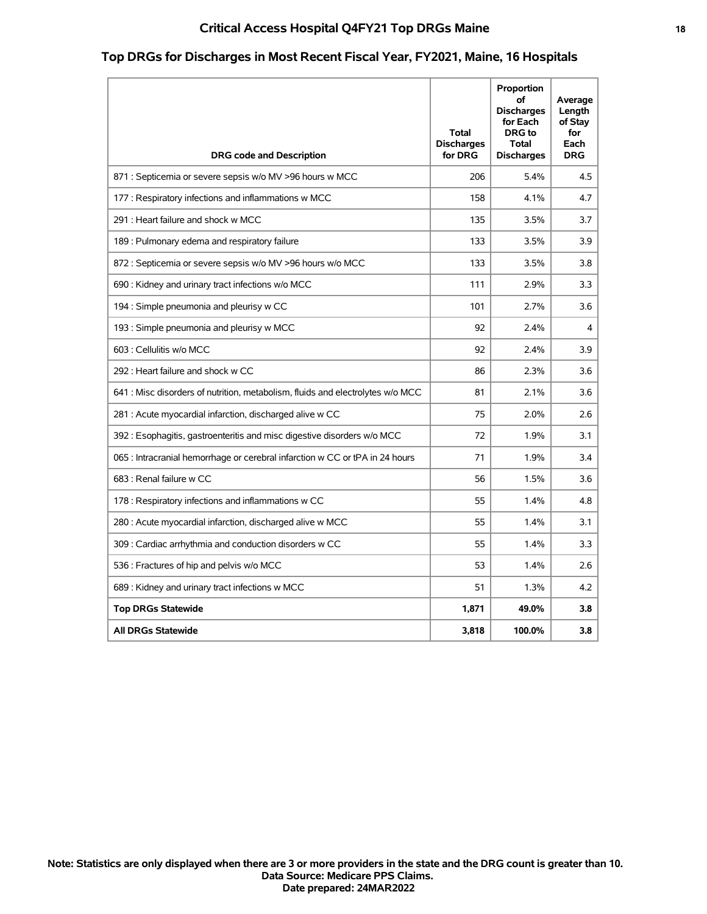# Critical Access Hospital Q4FY21 Top DRGs Maine

## Top DRGs for Discharges in Most Recent Fiscal Year, FY2021, Maine, 16 Hospitals

| DRG code and Description | Total Discharges for DRG | Proportion of Discharges for Each DRG to Total Discharges | Average Length of Stay for Each DRG |
|---|---|---|---|
| 871 : Septicemia or severe sepsis w/o MV >96 hours w MCC | 206 | 5.4% | 4.5 |
| 177 : Respiratory infections and inflammations w MCC | 158 | 4.1% | 4.7 |
| 291 : Heart failure and shock w MCC | 135 | 3.5% | 3.7 |
| 189 : Pulmonary edema and respiratory failure | 133 | 3.5% | 3.9 |
| 872 : Septicemia or severe sepsis w/o MV >96 hours w/o MCC | 133 | 3.5% | 3.8 |
| 690 : Kidney and urinary tract infections w/o MCC | 111 | 2.9% | 3.3 |
| 194 : Simple pneumonia and pleurisy w CC | 101 | 2.7% | 3.6 |
| 193 : Simple pneumonia and pleurisy w MCC | 92 | 2.4% | 4 |
| 603 : Cellulitis w/o MCC | 92 | 2.4% | 3.9 |
| 292 : Heart failure and shock w CC | 86 | 2.3% | 3.6 |
| 641 : Misc disorders of nutrition, metabolism, fluids and electrolytes w/o MCC | 81 | 2.1% | 3.6 |
| 281 : Acute myocardial infarction, discharged alive w CC | 75 | 2.0% | 2.6 |
| 392 : Esophagitis, gastroenteritis and misc digestive disorders w/o MCC | 72 | 1.9% | 3.1 |
| 065 : Intracranial hemorrhage or cerebral infarction w CC or tPA in 24 hours | 71 | 1.9% | 3.4 |
| 683 : Renal failure w CC | 56 | 1.5% | 3.6 |
| 178 : Respiratory infections and inflammations w CC | 55 | 1.4% | 4.8 |
| 280 : Acute myocardial infarction, discharged alive w MCC | 55 | 1.4% | 3.1 |
| 309 : Cardiac arrhythmia and conduction disorders w CC | 55 | 1.4% | 3.3 |
| 536 : Fractures of hip and pelvis w/o MCC | 53 | 1.4% | 2.6 |
| 689 : Kidney and urinary tract infections w MCC | 51 | 1.3% | 4.2 |
| **Top DRGs Statewide** | **1,871** | **49.0%** | **3.8** |
| **All DRGs Statewide** | **3,818** | **100.0%** | **3.8** |

**Note: Statistics are only displayed when there are 3 or more providers in the state and the DRG count is greater than 10.**
**Data Source: Medicare PPS Claims.**
**Date prepared: 24MAR2022**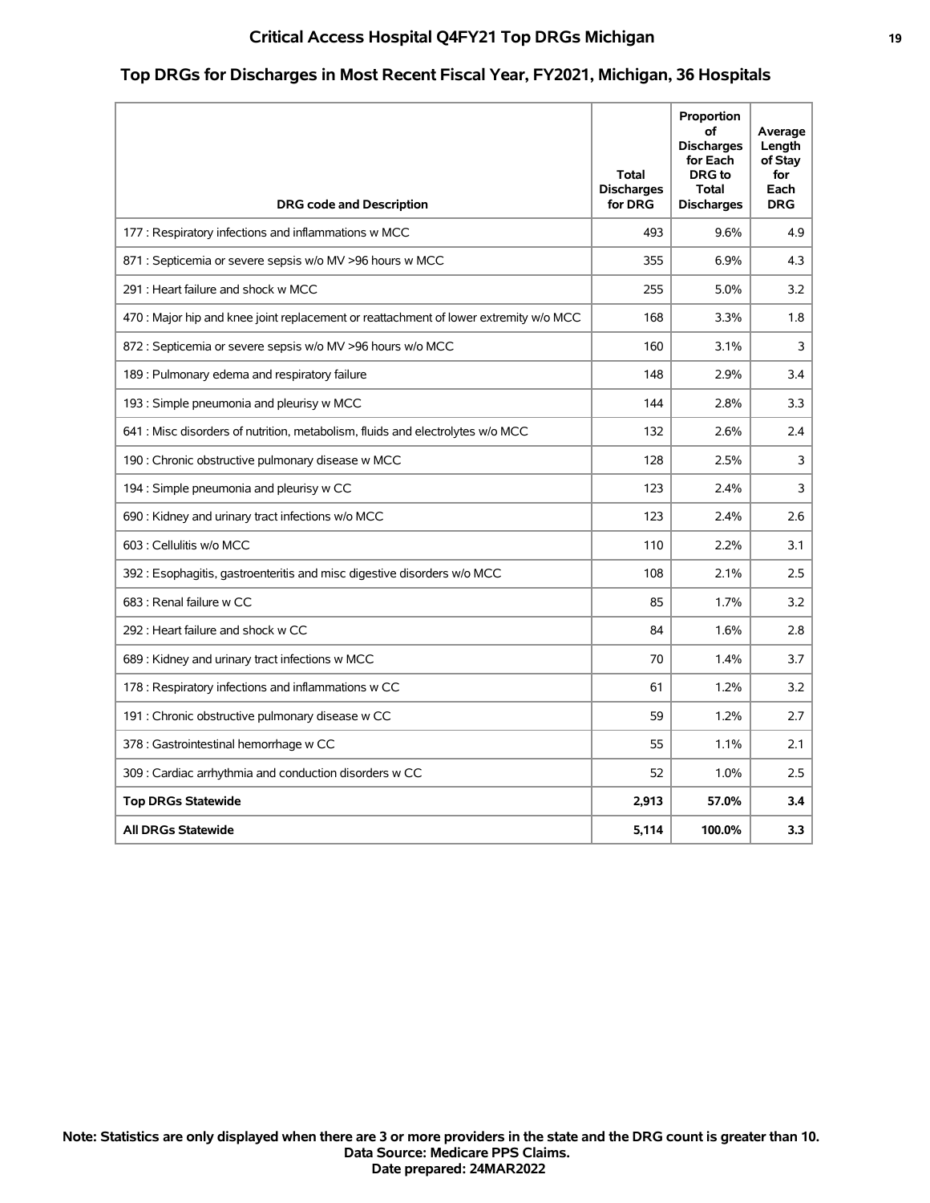## Top DRGs for Discharges in Most Recent Fiscal Year, FY2021, Michigan, 36 Hospitals

| DRG code and Description | Total Discharges for DRG | Proportion of Discharges for Each DRG to Total Discharges | Average Length of Stay for Each DRG |
|---|---|---|---|
| 177 : Respiratory infections and inflammations w MCC | 493 | 9.6% | 4.9 |
| 871 : Septicemia or severe sepsis w/o MV >96 hours w MCC | 355 | 6.9% | 4.3 |
| 291 : Heart failure and shock w MCC | 255 | 5.0% | 3.2 |
| 470 : Major hip and knee joint replacement or reattachment of lower extremity w/o MCC | 168 | 3.3% | 1.8 |
| 872 : Septicemia or severe sepsis w/o MV >96 hours w/o MCC | 160 | 3.1% | 3 |
| 189 : Pulmonary edema and respiratory failure | 148 | 2.9% | 3.4 |
| 193 : Simple pneumonia and pleurisy w MCC | 144 | 2.8% | 3.3 |
| 641 : Misc disorders of nutrition, metabolism, fluids and electrolytes w/o MCC | 132 | 2.6% | 2.4 |
| 190 : Chronic obstructive pulmonary disease w MCC | 128 | 2.5% | 3 |
| 194 : Simple pneumonia and pleurisy w CC | 123 | 2.4% | 3 |
| 690 : Kidney and urinary tract infections w/o MCC | 123 | 2.4% | 2.6 |
| 603 : Cellulitis w/o MCC | 110 | 2.2% | 3.1 |
| 392 : Esophagitis, gastroenteritis and misc digestive disorders w/o MCC | 108 | 2.1% | 2.5 |
| 683 : Renal failure w CC | 85 | 1.7% | 3.2 |
| 292 : Heart failure and shock w CC | 84 | 1.6% | 2.8 |
| 689 : Kidney and urinary tract infections w MCC | 70 | 1.4% | 3.7 |
| 178 : Respiratory infections and inflammations w CC | 61 | 1.2% | 3.2 |
| 191 : Chronic obstructive pulmonary disease w CC | 59 | 1.2% | 2.7 |
| 378 : Gastrointestinal hemorrhage w CC | 55 | 1.1% | 2.1 |
| 309 : Cardiac arrhythmia and conduction disorders w CC | 52 | 1.0% | 2.5 |
| **Top DRGs Statewide** | **2,913** | **57.0%** | **3.4** |
| **All DRGs Statewide** | **5,114** | **100.0%** | **3.3** |

**Note: Statistics are only displayed when there are 3 or more providers in the state and the DRG count is greater than 10.**
**Data Source: Medicare PPS Claims.**
**Date prepared: 24MAR2022**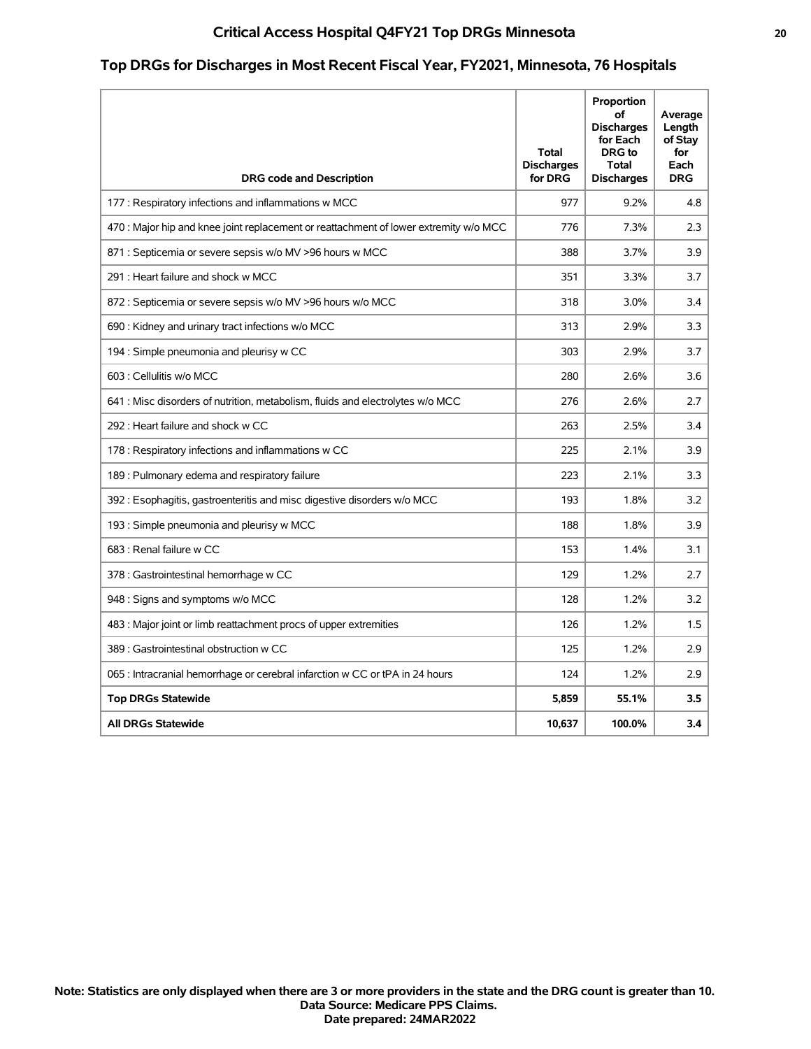# Critical Access Hospital Q4FY21 Top DRGs Minnesota

## Top DRGs for Discharges in Most Recent Fiscal Year, FY2021, Minnesota, 76 Hospitals

| DRG code and Description | Total Discharges for DRG | Proportion of Discharges for Each DRG to Total Discharges | Average Length of Stay for Each DRG |
|---|---|---|---|
| 177 : Respiratory infections and inflammations w MCC | 977 | 9.2% | 4.8 |
| 470 : Major hip and knee joint replacement or reattachment of lower extremity w/o MCC | 776 | 7.3% | 2.3 |
| 871 : Septicemia or severe sepsis w/o MV >96 hours w MCC | 388 | 3.7% | 3.9 |
| 291 : Heart failure and shock w MCC | 351 | 3.3% | 3.7 |
| 872 : Septicemia or severe sepsis w/o MV >96 hours w/o MCC | 318 | 3.0% | 3.4 |
| 690 : Kidney and urinary tract infections w/o MCC | 313 | 2.9% | 3.3 |
| 194 : Simple pneumonia and pleurisy w CC | 303 | 2.9% | 3.7 |
| 603 : Cellulitis w/o MCC | 280 | 2.6% | 3.6 |
| 641 : Misc disorders of nutrition, metabolism, fluids and electrolytes w/o MCC | 276 | 2.6% | 2.7 |
| 292 : Heart failure and shock w CC | 263 | 2.5% | 3.4 |
| 178 : Respiratory infections and inflammations w CC | 225 | 2.1% | 3.9 |
| 189 : Pulmonary edema and respiratory failure | 223 | 2.1% | 3.3 |
| 392 : Esophagitis, gastroenteritis and misc digestive disorders w/o MCC | 193 | 1.8% | 3.2 |
| 193 : Simple pneumonia and pleurisy w MCC | 188 | 1.8% | 3.9 |
| 683 : Renal failure w CC | 153 | 1.4% | 3.1 |
| 378 : Gastrointestinal hemorrhage w CC | 129 | 1.2% | 2.7 |
| 948 : Signs and symptoms w/o MCC | 128 | 1.2% | 3.2 |
| 483 : Major joint or limb reattachment procs of upper extremities | 126 | 1.2% | 1.5 |
| 389 : Gastrointestinal obstruction w CC | 125 | 1.2% | 2.9 |
| 065 : Intracranial hemorrhage or cerebral infarction w CC or tPA in 24 hours | 124 | 1.2% | 2.9 |
| **Top DRGs Statewide** | **5,859** | **55.1%** | **3.5** |
| **All DRGs Statewide** | **10,637** | **100.0%** | **3.4** |

**Note: Statistics are only displayed when there are 3 or more providers in the state and the DRG count is greater than 10.**
**Data Source: Medicare PPS Claims.**
**Date prepared: 24MAR2022**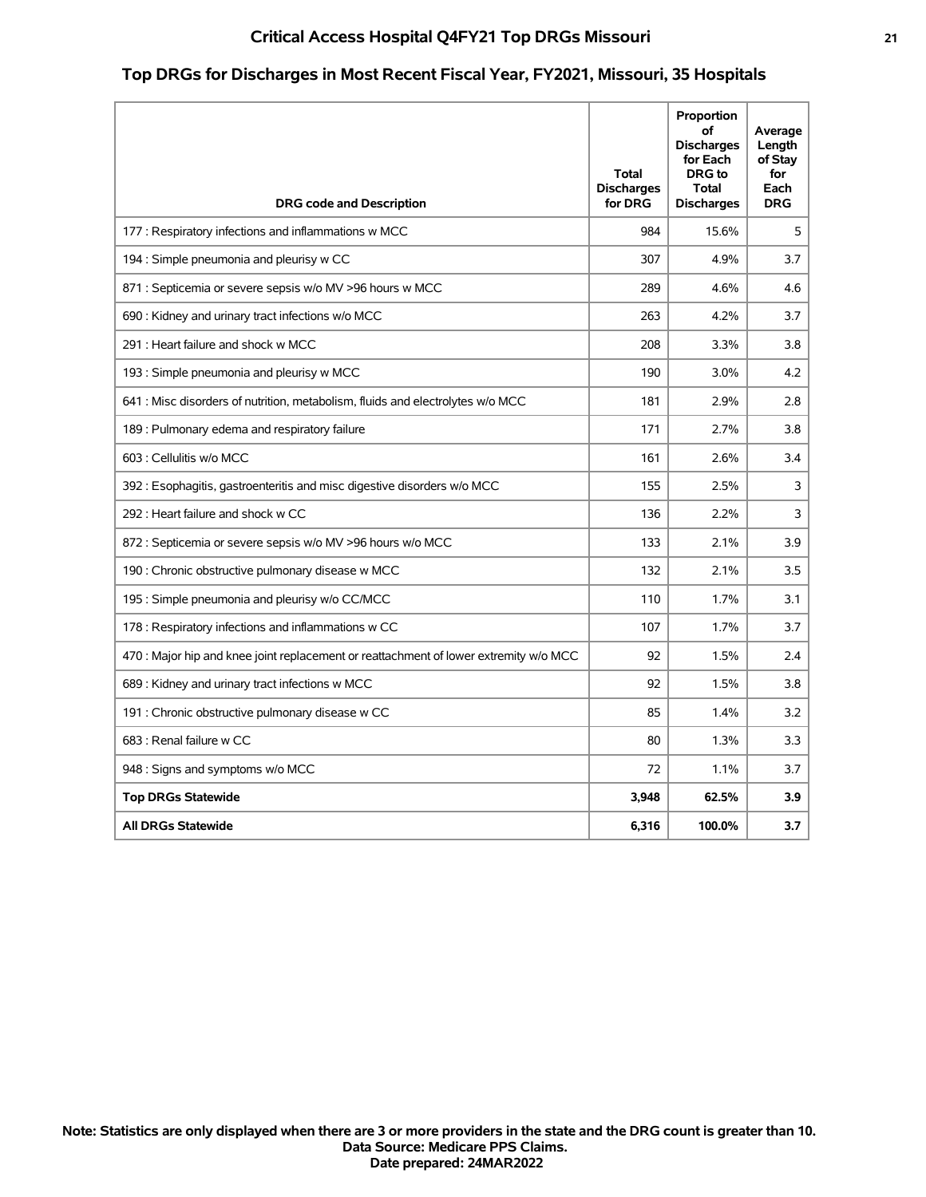## Critical Access Hospital Q4FY21 Top DRGs Missouri

### Top DRGs for Discharges in Most Recent Fiscal Year, FY2021, Missouri, 35 Hospitals

| DRG code and Description | Total Discharges for DRG | Proportion of Discharges for Each DRG to Total Discharges | Average Length of Stay for Each DRG |
|---|---|---|---|
| 177 : Respiratory infections and inflammations w MCC | 984 | 15.6% | 5 |
| 194 : Simple pneumonia and pleurisy w CC | 307 | 4.9% | 3.7 |
| 871 : Septicemia or severe sepsis w/o MV >96 hours w MCC | 289 | 4.6% | 4.6 |
| 690 : Kidney and urinary tract infections w/o MCC | 263 | 4.2% | 3.7 |
| 291 : Heart failure and shock w MCC | 208 | 3.3% | 3.8 |
| 193 : Simple pneumonia and pleurisy w MCC | 190 | 3.0% | 4.2 |
| 641 : Misc disorders of nutrition, metabolism, fluids and electrolytes w/o MCC | 181 | 2.9% | 2.8 |
| 189 : Pulmonary edema and respiratory failure | 171 | 2.7% | 3.8 |
| 603 : Cellulitis w/o MCC | 161 | 2.6% | 3.4 |
| 392 : Esophagitis, gastroenteritis and misc digestive disorders w/o MCC | 155 | 2.5% | 3 |
| 292 : Heart failure and shock w CC | 136 | 2.2% | 3 |
| 872 : Septicemia or severe sepsis w/o MV >96 hours w/o MCC | 133 | 2.1% | 3.9 |
| 190 : Chronic obstructive pulmonary disease w MCC | 132 | 2.1% | 3.5 |
| 195 : Simple pneumonia and pleurisy w/o CC/MCC | 110 | 1.7% | 3.1 |
| 178 : Respiratory infections and inflammations w CC | 107 | 1.7% | 3.7 |
| 470 : Major hip and knee joint replacement or reattachment of lower extremity w/o MCC | 92 | 1.5% | 2.4 |
| 689 : Kidney and urinary tract infections w MCC | 92 | 1.5% | 3.8 |
| 191 : Chronic obstructive pulmonary disease w CC | 85 | 1.4% | 3.2 |
| 683 : Renal failure w CC | 80 | 1.3% | 3.3 |
| 948 : Signs and symptoms w/o MCC | 72 | 1.1% | 3.7 |
| **Top DRGs Statewide** | **3,948** | **62.5%** | **3.9** |
| **All DRGs Statewide** | **6,316** | **100.0%** | **3.7** |

**Note: Statistics are only displayed when there are 3 or more providers in the state and the DRG count is greater than 10.**
**Data Source: Medicare PPS Claims.**
**Date prepared: 24MAR2022**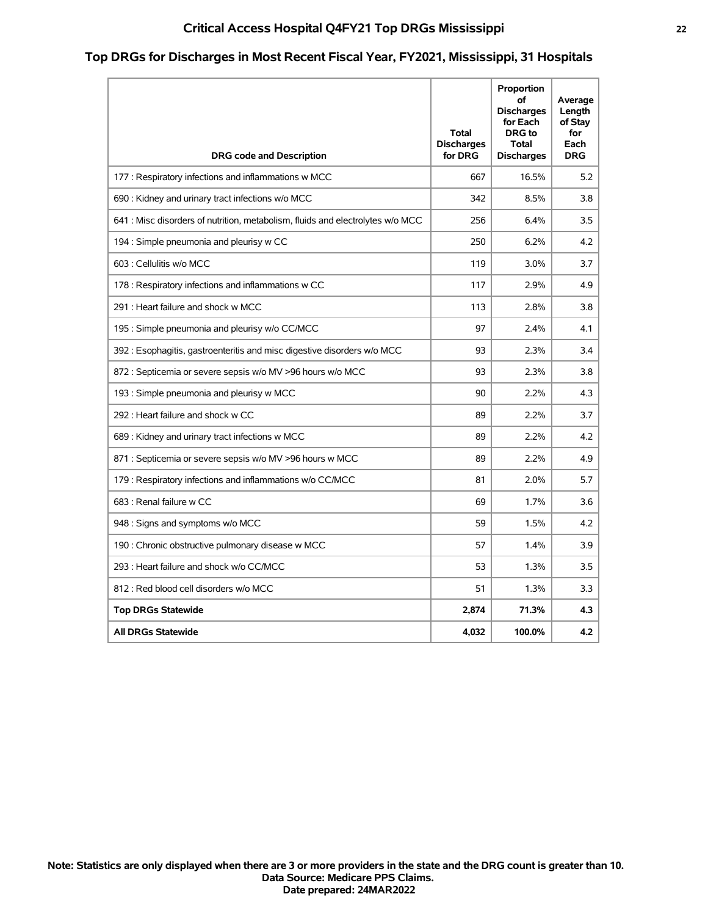# Critical Access Hospital Q4FY21 Top DRGs Mississippi

## Top DRGs for Discharges in Most Recent Fiscal Year, FY2021, Mississippi, 31 Hospitals

| DRG code and Description | Total Discharges for DRG | Proportion of Discharges for Each DRG to Total Discharges | Average Length of Stay for Each DRG |
|---|---|---|---|
| 177 : Respiratory infections and inflammations w MCC | 667 | 16.5% | 5.2 |
| 690 : Kidney and urinary tract infections w/o MCC | 342 | 8.5% | 3.8 |
| 641 : Misc disorders of nutrition, metabolism, fluids and electrolytes w/o MCC | 256 | 6.4% | 3.5 |
| 194 : Simple pneumonia and pleurisy w CC | 250 | 6.2% | 4.2 |
| 603 : Cellulitis w/o MCC | 119 | 3.0% | 3.7 |
| 178 : Respiratory infections and inflammations w CC | 117 | 2.9% | 4.9 |
| 291 : Heart failure and shock w MCC | 113 | 2.8% | 3.8 |
| 195 : Simple pneumonia and pleurisy w/o CC/MCC | 97 | 2.4% | 4.1 |
| 392 : Esophagitis, gastroenteritis and misc digestive disorders w/o MCC | 93 | 2.3% | 3.4 |
| 872 : Septicemia or severe sepsis w/o MV >96 hours w/o MCC | 93 | 2.3% | 3.8 |
| 193 : Simple pneumonia and pleurisy w MCC | 90 | 2.2% | 4.3 |
| 292 : Heart failure and shock w CC | 89 | 2.2% | 3.7 |
| 689 : Kidney and urinary tract infections w MCC | 89 | 2.2% | 4.2 |
| 871 : Septicemia or severe sepsis w/o MV >96 hours w MCC | 89 | 2.2% | 4.9 |
| 179 : Respiratory infections and inflammations w/o CC/MCC | 81 | 2.0% | 5.7 |
| 683 : Renal failure w CC | 69 | 1.7% | 3.6 |
| 948 : Signs and symptoms w/o MCC | 59 | 1.5% | 4.2 |
| 190 : Chronic obstructive pulmonary disease w MCC | 57 | 1.4% | 3.9 |
| 293 : Heart failure and shock w/o CC/MCC | 53 | 1.3% | 3.5 |
| 812 : Red blood cell disorders w/o MCC | 51 | 1.3% | 3.3 |
| **Top DRGs Statewide** | **2,874** | **71.3%** | **4.3** |
| **All DRGs Statewide** | **4,032** | **100.0%** | **4.2** |

**Note: Statistics are only displayed when there are 3 or more providers in the state and the DRG count is greater than 10.**
**Data Source: Medicare PPS Claims.**
**Date prepared: 24MAR2022**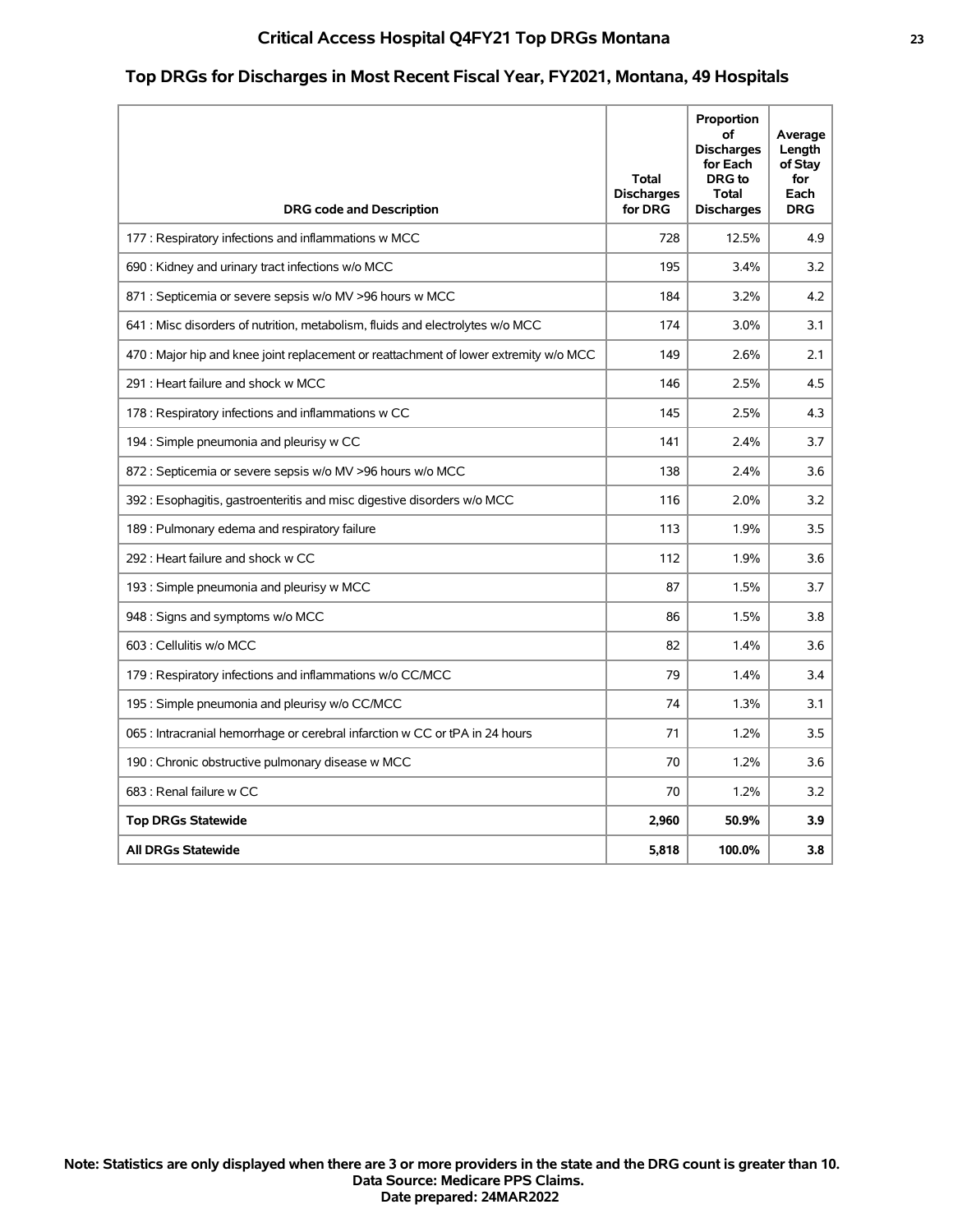## Critical Access Hospital Q4FY21 Top DRGs Montana

### Top DRGs for Discharges in Most Recent Fiscal Year, FY2021, Montana, 49 Hospitals

| DRG code and Description | Total Discharges for DRG | Proportion of Discharges for Each DRG to Total Discharges | Average Length of Stay for Each DRG |
|---|---|---|---|
| 177 : Respiratory infections and inflammations w MCC | 728 | 12.5% | 4.9 |
| 690 : Kidney and urinary tract infections w/o MCC | 195 | 3.4% | 3.2 |
| 871 : Septicemia or severe sepsis w/o MV >96 hours w MCC | 184 | 3.2% | 4.2 |
| 641 : Misc disorders of nutrition, metabolism, fluids and electrolytes w/o MCC | 174 | 3.0% | 3.1 |
| 470 : Major hip and knee joint replacement or reattachment of lower extremity w/o MCC | 149 | 2.6% | 2.1 |
| 291 : Heart failure and shock w MCC | 146 | 2.5% | 4.5 |
| 178 : Respiratory infections and inflammations w CC | 145 | 2.5% | 4.3 |
| 194 : Simple pneumonia and pleurisy w CC | 141 | 2.4% | 3.7 |
| 872 : Septicemia or severe sepsis w/o MV >96 hours w/o MCC | 138 | 2.4% | 3.6 |
| 392 : Esophagitis, gastroenteritis and misc digestive disorders w/o MCC | 116 | 2.0% | 3.2 |
| 189 : Pulmonary edema and respiratory failure | 113 | 1.9% | 3.5 |
| 292 : Heart failure and shock w CC | 112 | 1.9% | 3.6 |
| 193 : Simple pneumonia and pleurisy w MCC | 87 | 1.5% | 3.7 |
| 948 : Signs and symptoms w/o MCC | 86 | 1.5% | 3.8 |
| 603 : Cellulitis w/o MCC | 82 | 1.4% | 3.6 |
| 179 : Respiratory infections and inflammations w/o CC/MCC | 79 | 1.4% | 3.4 |
| 195 : Simple pneumonia and pleurisy w/o CC/MCC | 74 | 1.3% | 3.1 |
| 065 : Intracranial hemorrhage or cerebral infarction w CC or tPA in 24 hours | 71 | 1.2% | 3.5 |
| 190 : Chronic obstructive pulmonary disease w MCC | 70 | 1.2% | 3.6 |
| 683 : Renal failure w CC | 70 | 1.2% | 3.2 |
| **Top DRGs Statewide** | **2,960** | **50.9%** | **3.9** |
| **All DRGs Statewide** | **5,818** | **100.0%** | **3.8** |

**Note: Statistics are only displayed when there are 3 or more providers in the state and the DRG count is greater than 10.**
**Data Source: Medicare PPS Claims.**
**Date prepared: 24MAR2022**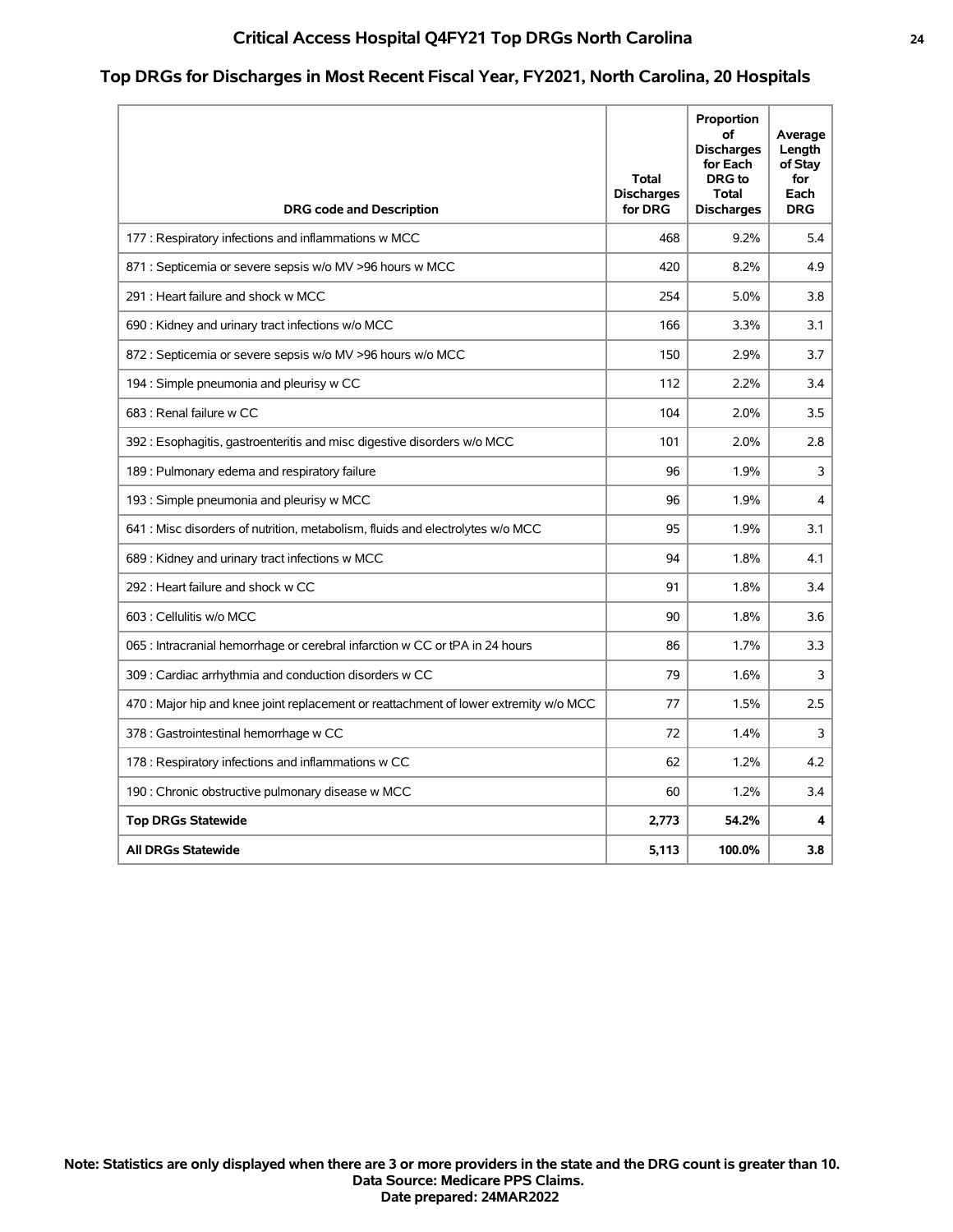## Critical Access Hospital Q4FY21 Top DRGs North Carolina

### Top DRGs for Discharges in Most Recent Fiscal Year, FY2021, North Carolina, 20 Hospitals

| DRG code and Description | Total Discharges for DRG | Proportion of Discharges for Each DRG to Total Discharges | Average Length of Stay for Each DRG |
|---|---|---|---|
| 177 : Respiratory infections and inflammations w MCC | 468 | 9.2% | 5.4 |
| 871 : Septicemia or severe sepsis w/o MV >96 hours w MCC | 420 | 8.2% | 4.9 |
| 291 : Heart failure and shock w MCC | 254 | 5.0% | 3.8 |
| 690 : Kidney and urinary tract infections w/o MCC | 166 | 3.3% | 3.1 |
| 872 : Septicemia or severe sepsis w/o MV >96 hours w/o MCC | 150 | 2.9% | 3.7 |
| 194 : Simple pneumonia and pleurisy w CC | 112 | 2.2% | 3.4 |
| 683 : Renal failure w CC | 104 | 2.0% | 3.5 |
| 392 : Esophagitis, gastroenteritis and misc digestive disorders w/o MCC | 101 | 2.0% | 2.8 |
| 189 : Pulmonary edema and respiratory failure | 96 | 1.9% | 3 |
| 193 : Simple pneumonia and pleurisy w MCC | 96 | 1.9% | 4 |
| 641 : Misc disorders of nutrition, metabolism, fluids and electrolytes w/o MCC | 95 | 1.9% | 3.1 |
| 689 : Kidney and urinary tract infections w MCC | 94 | 1.8% | 4.1 |
| 292 : Heart failure and shock w CC | 91 | 1.8% | 3.4 |
| 603 : Cellulitis w/o MCC | 90 | 1.8% | 3.6 |
| 065 : Intracranial hemorrhage or cerebral infarction w CC or tPA in 24 hours | 86 | 1.7% | 3.3 |
| 309 : Cardiac arrhythmia and conduction disorders w CC | 79 | 1.6% | 3 |
| 470 : Major hip and knee joint replacement or reattachment of lower extremity w/o MCC | 77 | 1.5% | 2.5 |
| 378 : Gastrointestinal hemorrhage w CC | 72 | 1.4% | 3 |
| 178 : Respiratory infections and inflammations w CC | 62 | 1.2% | 4.2 |
| 190 : Chronic obstructive pulmonary disease w MCC | 60 | 1.2% | 3.4 |
| **Top DRGs Statewide** | **2,773** | **54.2%** | **4** |
| **All DRGs Statewide** | **5,113** | **100.0%** | **3.8** |

**Note: Statistics are only displayed when there are 3 or more providers in the state and the DRG count is greater than 10.**
**Data Source: Medicare PPS Claims.**
**Date prepared: 24MAR2022**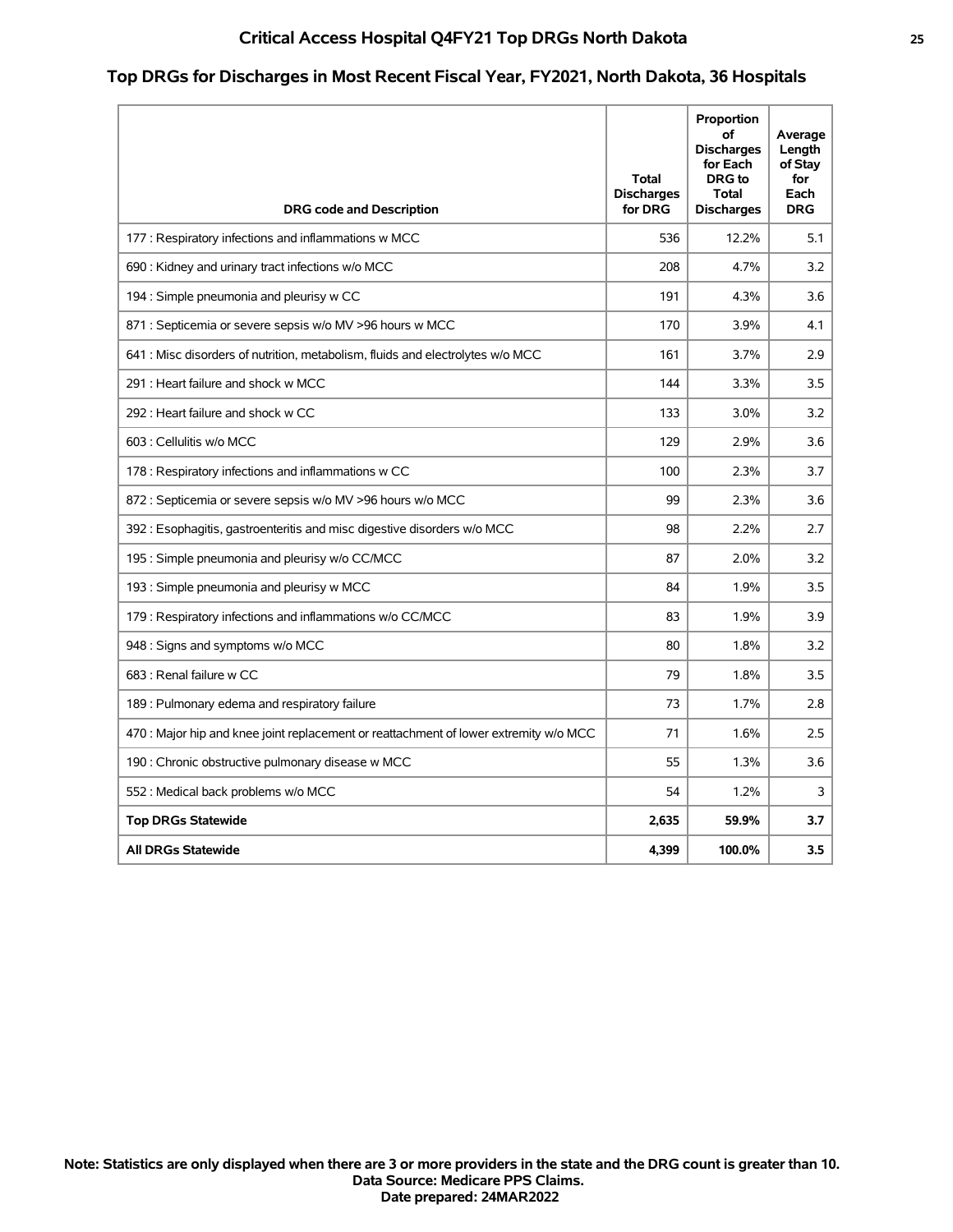## Top DRGs for Discharges in Most Recent Fiscal Year, FY2021, North Dakota, 36 Hospitals

| DRG code and Description | Total Discharges for DRG | Proportion of Discharges for Each DRG to Total Discharges | Average Length of Stay for Each DRG |
|---|---|---|---|
| 177 : Respiratory infections and inflammations w MCC | 536 | 12.2% | 5.1 |
| 690 : Kidney and urinary tract infections w/o MCC | 208 | 4.7% | 3.2 |
| 194 : Simple pneumonia and pleurisy w CC | 191 | 4.3% | 3.6 |
| 871 : Septicemia or severe sepsis w/o MV >96 hours w MCC | 170 | 3.9% | 4.1 |
| 641 : Misc disorders of nutrition, metabolism, fluids and electrolytes w/o MCC | 161 | 3.7% | 2.9 |
| 291 : Heart failure and shock w MCC | 144 | 3.3% | 3.5 |
| 292 : Heart failure and shock w CC | 133 | 3.0% | 3.2 |
| 603 : Cellulitis w/o MCC | 129 | 2.9% | 3.6 |
| 178 : Respiratory infections and inflammations w CC | 100 | 2.3% | 3.7 |
| 872 : Septicemia or severe sepsis w/o MV >96 hours w/o MCC | 99 | 2.3% | 3.6 |
| 392 : Esophagitis, gastroenteritis and misc digestive disorders w/o MCC | 98 | 2.2% | 2.7 |
| 195 : Simple pneumonia and pleurisy w/o CC/MCC | 87 | 2.0% | 3.2 |
| 193 : Simple pneumonia and pleurisy w MCC | 84 | 1.9% | 3.5 |
| 179 : Respiratory infections and inflammations w/o CC/MCC | 83 | 1.9% | 3.9 |
| 948 : Signs and symptoms w/o MCC | 80 | 1.8% | 3.2 |
| 683 : Renal failure w CC | 79 | 1.8% | 3.5 |
| 189 : Pulmonary edema and respiratory failure | 73 | 1.7% | 2.8 |
| 470 : Major hip and knee joint replacement or reattachment of lower extremity w/o MCC | 71 | 1.6% | 2.5 |
| 190 : Chronic obstructive pulmonary disease w MCC | 55 | 1.3% | 3.6 |
| 552 : Medical back problems w/o MCC | 54 | 1.2% | 3 |
| **Top DRGs Statewide** | **2,635** | **59.9%** | **3.7** |
| **All DRGs Statewide** | **4,399** | **100.0%** | **3.5** |

**Note: Statistics are only displayed when there are 3 or more providers in the state and the DRG count is greater than 10.**
**Data Source: Medicare PPS Claims.**
**Date prepared: 24MAR2022**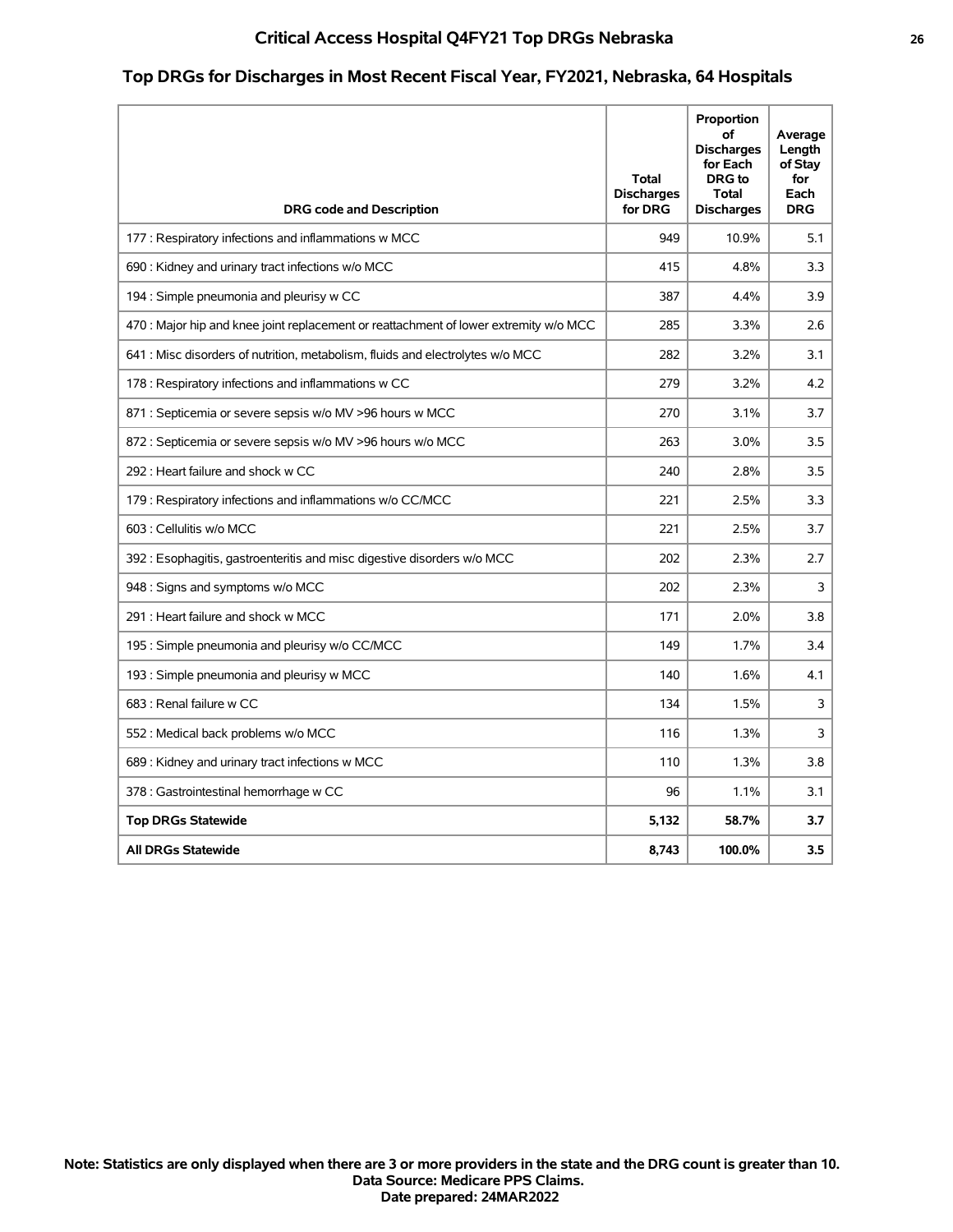# Critical Access Hospital Q4FY21 Top DRGs Nebraska

## Top DRGs for Discharges in Most Recent Fiscal Year, FY2021, Nebraska, 64 Hospitals

| DRG code and Description | Total Discharges for DRG | Proportion of Discharges for Each DRG to Total Discharges | Average Length of Stay for Each DRG |
|---|---|---|---|
| 177 : Respiratory infections and inflammations w MCC | 949 | 10.9% | 5.1 |
| 690 : Kidney and urinary tract infections w/o MCC | 415 | 4.8% | 3.3 |
| 194 : Simple pneumonia and pleurisy w CC | 387 | 4.4% | 3.9 |
| 470 : Major hip and knee joint replacement or reattachment of lower extremity w/o MCC | 285 | 3.3% | 2.6 |
| 641 : Misc disorders of nutrition, metabolism, fluids and electrolytes w/o MCC | 282 | 3.2% | 3.1 |
| 178 : Respiratory infections and inflammations w CC | 279 | 3.2% | 4.2 |
| 871 : Septicemia or severe sepsis w/o MV >96 hours w MCC | 270 | 3.1% | 3.7 |
| 872 : Septicemia or severe sepsis w/o MV >96 hours w/o MCC | 263 | 3.0% | 3.5 |
| 292 : Heart failure and shock w CC | 240 | 2.8% | 3.5 |
| 179 : Respiratory infections and inflammations w/o CC/MCC | 221 | 2.5% | 3.3 |
| 603 : Cellulitis w/o MCC | 221 | 2.5% | 3.7 |
| 392 : Esophagitis, gastroenteritis and misc digestive disorders w/o MCC | 202 | 2.3% | 2.7 |
| 948 : Signs and symptoms w/o MCC | 202 | 2.3% | 3 |
| 291 : Heart failure and shock w MCC | 171 | 2.0% | 3.8 |
| 195 : Simple pneumonia and pleurisy w/o CC/MCC | 149 | 1.7% | 3.4 |
| 193 : Simple pneumonia and pleurisy w MCC | 140 | 1.6% | 4.1 |
| 683 : Renal failure w CC | 134 | 1.5% | 3 |
| 552 : Medical back problems w/o MCC | 116 | 1.3% | 3 |
| 689 : Kidney and urinary tract infections w MCC | 110 | 1.3% | 3.8 |
| 378 : Gastrointestinal hemorrhage w CC | 96 | 1.1% | 3.1 |
| **Top DRGs Statewide** | **5,132** | **58.7%** | **3.7** |
| **All DRGs Statewide** | **8,743** | **100.0%** | **3.5** |

**Note: Statistics are only displayed when there are 3 or more providers in the state and the DRG count is greater than 10.**
**Data Source: Medicare PPS Claims.**
**Date prepared: 24MAR2022**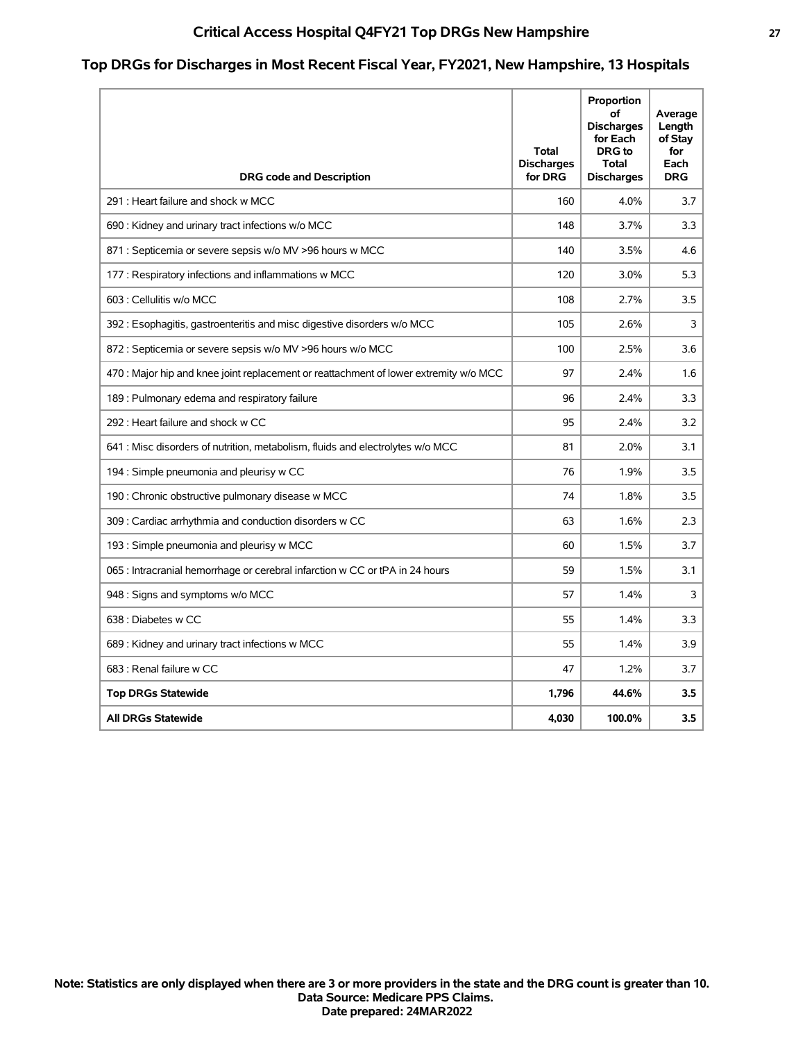# Critical Access Hospital Q4FY21 Top DRGs New Hampshire

## Top DRGs for Discharges in Most Recent Fiscal Year, FY2021, New Hampshire, 13 Hospitals

| DRG code and Description | Total Discharges for DRG | Proportion of Discharges for Each DRG to Total Discharges | Average Length of Stay for Each DRG |
|---|---|---|---|
| 291 : Heart failure and shock w MCC | 160 | 4.0% | 3.7 |
| 690 : Kidney and urinary tract infections w/o MCC | 148 | 3.7% | 3.3 |
| 871 : Septicemia or severe sepsis w/o MV >96 hours w MCC | 140 | 3.5% | 4.6 |
| 177 : Respiratory infections and inflammations w MCC | 120 | 3.0% | 5.3 |
| 603 : Cellulitis w/o MCC | 108 | 2.7% | 3.5 |
| 392 : Esophagitis, gastroenteritis and misc digestive disorders w/o MCC | 105 | 2.6% | 3 |
| 872 : Septicemia or severe sepsis w/o MV >96 hours w/o MCC | 100 | 2.5% | 3.6 |
| 470 : Major hip and knee joint replacement or reattachment of lower extremity w/o MCC | 97 | 2.4% | 1.6 |
| 189 : Pulmonary edema and respiratory failure | 96 | 2.4% | 3.3 |
| 292 : Heart failure and shock w CC | 95 | 2.4% | 3.2 |
| 641 : Misc disorders of nutrition, metabolism, fluids and electrolytes w/o MCC | 81 | 2.0% | 3.1 |
| 194 : Simple pneumonia and pleurisy w CC | 76 | 1.9% | 3.5 |
| 190 : Chronic obstructive pulmonary disease w MCC | 74 | 1.8% | 3.5 |
| 309 : Cardiac arrhythmia and conduction disorders w CC | 63 | 1.6% | 2.3 |
| 193 : Simple pneumonia and pleurisy w MCC | 60 | 1.5% | 3.7 |
| 065 : Intracranial hemorrhage or cerebral infarction w CC or tPA in 24 hours | 59 | 1.5% | 3.1 |
| 948 : Signs and symptoms w/o MCC | 57 | 1.4% | 3 |
| 638 : Diabetes w CC | 55 | 1.4% | 3.3 |
| 689 : Kidney and urinary tract infections w MCC | 55 | 1.4% | 3.9 |
| 683 : Renal failure w CC | 47 | 1.2% | 3.7 |
| **Top DRGs Statewide** | **1,796** | **44.6%** | **3.5** |
| **All DRGs Statewide** | **4,030** | **100.0%** | **3.5** |

**Note: Statistics are only displayed when there are 3 or more providers in the state and the DRG count is greater than 10.**
**Data Source: Medicare PPS Claims.**
**Date prepared: 24MAR2022**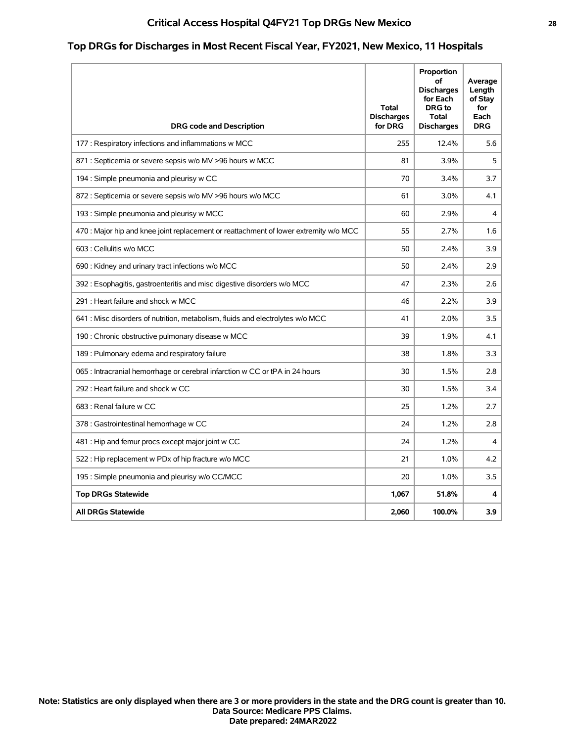# Critical Access Hospital Q4FY21 Top DRGs New Mexico

## Top DRGs for Discharges in Most Recent Fiscal Year, FY2021, New Mexico, 11 Hospitals

| DRG code and Description | Total Discharges for DRG | Proportion of Discharges for Each DRG to Total Discharges | Average Length of Stay for Each DRG |
|---|---|---|---|
| 177 : Respiratory infections and inflammations w MCC | 255 | 12.4% | 5.6 |
| 871 : Septicemia or severe sepsis w/o MV >96 hours w MCC | 81 | 3.9% | 5 |
| 194 : Simple pneumonia and pleurisy w CC | 70 | 3.4% | 3.7 |
| 872 : Septicemia or severe sepsis w/o MV >96 hours w/o MCC | 61 | 3.0% | 4.1 |
| 193 : Simple pneumonia and pleurisy w MCC | 60 | 2.9% | 4 |
| 470 : Major hip and knee joint replacement or reattachment of lower extremity w/o MCC | 55 | 2.7% | 1.6 |
| 603 : Cellulitis w/o MCC | 50 | 2.4% | 3.9 |
| 690 : Kidney and urinary tract infections w/o MCC | 50 | 2.4% | 2.9 |
| 392 : Esophagitis, gastroenteritis and misc digestive disorders w/o MCC | 47 | 2.3% | 2.6 |
| 291 : Heart failure and shock w MCC | 46 | 2.2% | 3.9 |
| 641 : Misc disorders of nutrition, metabolism, fluids and electrolytes w/o MCC | 41 | 2.0% | 3.5 |
| 190 : Chronic obstructive pulmonary disease w MCC | 39 | 1.9% | 4.1 |
| 189 : Pulmonary edema and respiratory failure | 38 | 1.8% | 3.3 |
| 065 : Intracranial hemorrhage or cerebral infarction w CC or tPA in 24 hours | 30 | 1.5% | 2.8 |
| 292 : Heart failure and shock w CC | 30 | 1.5% | 3.4 |
| 683 : Renal failure w CC | 25 | 1.2% | 2.7 |
| 378 : Gastrointestinal hemorrhage w CC | 24 | 1.2% | 2.8 |
| 481 : Hip and femur procs except major joint w CC | 24 | 1.2% | 4 |
| 522 : Hip replacement w PDx of hip fracture w/o MCC | 21 | 1.0% | 4.2 |
| 195 : Simple pneumonia and pleurisy w/o CC/MCC | 20 | 1.0% | 3.5 |
| **Top DRGs Statewide** | **1,067** | **51.8%** | **4** |
| **All DRGs Statewide** | **2,060** | **100.0%** | **3.9** |

**Note: Statistics are only displayed when there are 3 or more providers in the state and the DRG count is greater than 10.**
**Data Source: Medicare PPS Claims.**
**Date prepared: 24MAR2022**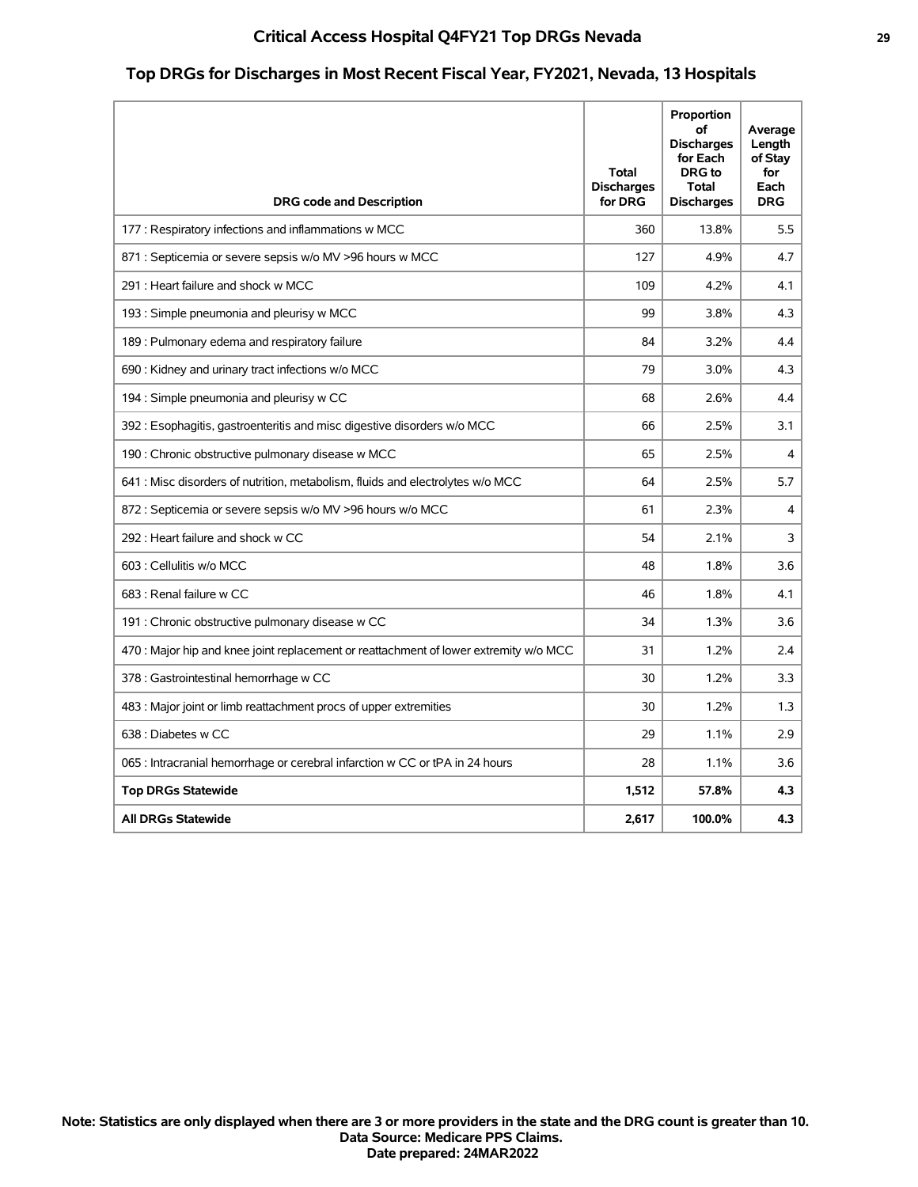## Critical Access Hospital Q4FY21 Top DRGs Nevada

### Top DRGs for Discharges in Most Recent Fiscal Year, FY2021, Nevada, 13 Hospitals

| DRG code and Description | Total Discharges for DRG | Proportion of Discharges for Each DRG to Total Discharges | Average Length of Stay for Each DRG |
|---|---|---|---|
| 177 : Respiratory infections and inflammations w MCC | 360 | 13.8% | 5.5 |
| 871 : Septicemia or severe sepsis w/o MV >96 hours w MCC | 127 | 4.9% | 4.7 |
| 291 : Heart failure and shock w MCC | 109 | 4.2% | 4.1 |
| 193 : Simple pneumonia and pleurisy w MCC | 99 | 3.8% | 4.3 |
| 189 : Pulmonary edema and respiratory failure | 84 | 3.2% | 4.4 |
| 690 : Kidney and urinary tract infections w/o MCC | 79 | 3.0% | 4.3 |
| 194 : Simple pneumonia and pleurisy w CC | 68 | 2.6% | 4.4 |
| 392 : Esophagitis, gastroenteritis and misc digestive disorders w/o MCC | 66 | 2.5% | 3.1 |
| 190 : Chronic obstructive pulmonary disease w MCC | 65 | 2.5% | 4 |
| 641 : Misc disorders of nutrition, metabolism, fluids and electrolytes w/o MCC | 64 | 2.5% | 5.7 |
| 872 : Septicemia or severe sepsis w/o MV >96 hours w/o MCC | 61 | 2.3% | 4 |
| 292 : Heart failure and shock w CC | 54 | 2.1% | 3 |
| 603 : Cellulitis w/o MCC | 48 | 1.8% | 3.6 |
| 683 : Renal failure w CC | 46 | 1.8% | 4.1 |
| 191 : Chronic obstructive pulmonary disease w CC | 34 | 1.3% | 3.6 |
| 470 : Major hip and knee joint replacement or reattachment of lower extremity w/o MCC | 31 | 1.2% | 2.4 |
| 378 : Gastrointestinal hemorrhage w CC | 30 | 1.2% | 3.3 |
| 483 : Major joint or limb reattachment procs of upper extremities | 30 | 1.2% | 1.3 |
| 638 : Diabetes w CC | 29 | 1.1% | 2.9 |
| 065 : Intracranial hemorrhage or cerebral infarction w CC or tPA in 24 hours | 28 | 1.1% | 3.6 |
| **Top DRGs Statewide** | **1,512** | **57.8%** | **4.3** |
| **All DRGs Statewide** | **2,617** | **100.0%** | **4.3** |

**Note: Statistics are only displayed when there are 3 or more providers in the state and the DRG count is greater than 10.**
**Data Source: Medicare PPS Claims.**
**Date prepared: 24MAR2022**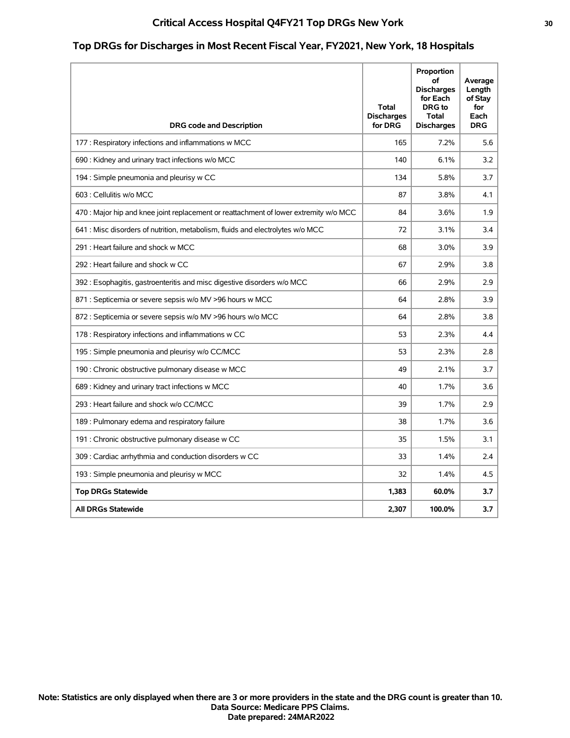# Critical Access Hospital Q4FY21 Top DRGs New York

## Top DRGs for Discharges in Most Recent Fiscal Year, FY2021, New York, 18 Hospitals

| DRG code and Description | Total Discharges for DRG | Proportion of Discharges for Each DRG to Total Discharges | Average Length of Stay for Each DRG |
|---|---|---|---|
| 177 : Respiratory infections and inflammations w MCC | 165 | 7.2% | 5.6 |
| 690 : Kidney and urinary tract infections w/o MCC | 140 | 6.1% | 3.2 |
| 194 : Simple pneumonia and pleurisy w CC | 134 | 5.8% | 3.7 |
| 603 : Cellulitis w/o MCC | 87 | 3.8% | 4.1 |
| 470 : Major hip and knee joint replacement or reattachment of lower extremity w/o MCC | 84 | 3.6% | 1.9 |
| 641 : Misc disorders of nutrition, metabolism, fluids and electrolytes w/o MCC | 72 | 3.1% | 3.4 |
| 291 : Heart failure and shock w MCC | 68 | 3.0% | 3.9 |
| 292 : Heart failure and shock w CC | 67 | 2.9% | 3.8 |
| 392 : Esophagitis, gastroenteritis and misc digestive disorders w/o MCC | 66 | 2.9% | 2.9 |
| 871 : Septicemia or severe sepsis w/o MV >96 hours w MCC | 64 | 2.8% | 3.9 |
| 872 : Septicemia or severe sepsis w/o MV >96 hours w/o MCC | 64 | 2.8% | 3.8 |
| 178 : Respiratory infections and inflammations w CC | 53 | 2.3% | 4.4 |
| 195 : Simple pneumonia and pleurisy w/o CC/MCC | 53 | 2.3% | 2.8 |
| 190 : Chronic obstructive pulmonary disease w MCC | 49 | 2.1% | 3.7 |
| 689 : Kidney and urinary tract infections w MCC | 40 | 1.7% | 3.6 |
| 293 : Heart failure and shock w/o CC/MCC | 39 | 1.7% | 2.9 |
| 189 : Pulmonary edema and respiratory failure | 38 | 1.7% | 3.6 |
| 191 : Chronic obstructive pulmonary disease w CC | 35 | 1.5% | 3.1 |
| 309 : Cardiac arrhythmia and conduction disorders w CC | 33 | 1.4% | 2.4 |
| 193 : Simple pneumonia and pleurisy w MCC | 32 | 1.4% | 4.5 |
| **Top DRGs Statewide** | **1,383** | **60.0%** | **3.7** |
| **All DRGs Statewide** | **2,307** | **100.0%** | **3.7** |

**Note: Statistics are only displayed when there are 3 or more providers in the state and the DRG count is greater than 10.**
**Data Source: Medicare PPS Claims.**
**Date prepared: 24MAR2022**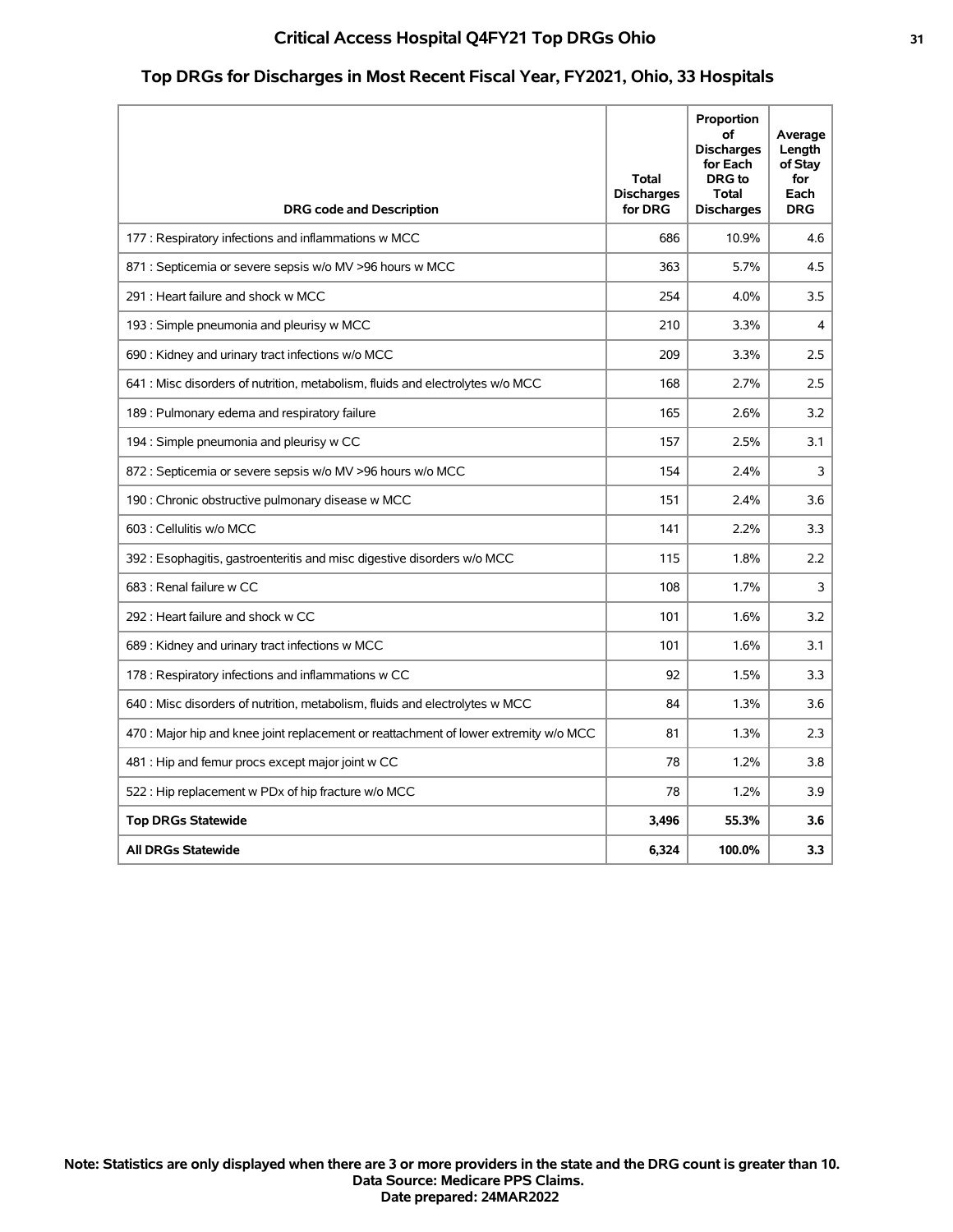# Critical Access Hospital Q4FY21 Top DRGs Ohio

## Top DRGs for Discharges in Most Recent Fiscal Year, FY2021, Ohio, 33 Hospitals

| DRG code and Description | Total Discharges for DRG | Proportion of Discharges for Each DRG to Total Discharges | Average Length of Stay for Each DRG |
|---|---|---|---|
| 177 : Respiratory infections and inflammations w MCC | 686 | 10.9% | 4.6 |
| 871 : Septicemia or severe sepsis w/o MV >96 hours w MCC | 363 | 5.7% | 4.5 |
| 291 : Heart failure and shock w MCC | 254 | 4.0% | 3.5 |
| 193 : Simple pneumonia and pleurisy w MCC | 210 | 3.3% | 4 |
| 690 : Kidney and urinary tract infections w/o MCC | 209 | 3.3% | 2.5 |
| 641 : Misc disorders of nutrition, metabolism, fluids and electrolytes w/o MCC | 168 | 2.7% | 2.5 |
| 189 : Pulmonary edema and respiratory failure | 165 | 2.6% | 3.2 |
| 194 : Simple pneumonia and pleurisy w CC | 157 | 2.5% | 3.1 |
| 872 : Septicemia or severe sepsis w/o MV >96 hours w/o MCC | 154 | 2.4% | 3 |
| 190 : Chronic obstructive pulmonary disease w MCC | 151 | 2.4% | 3.6 |
| 603 : Cellulitis w/o MCC | 141 | 2.2% | 3.3 |
| 392 : Esophagitis, gastroenteritis and misc digestive disorders w/o MCC | 115 | 1.8% | 2.2 |
| 683 : Renal failure w CC | 108 | 1.7% | 3 |
| 292 : Heart failure and shock w CC | 101 | 1.6% | 3.2 |
| 689 : Kidney and urinary tract infections w MCC | 101 | 1.6% | 3.1 |
| 178 : Respiratory infections and inflammations w CC | 92 | 1.5% | 3.3 |
| 640 : Misc disorders of nutrition, metabolism, fluids and electrolytes w MCC | 84 | 1.3% | 3.6 |
| 470 : Major hip and knee joint replacement or reattachment of lower extremity w/o MCC | 81 | 1.3% | 2.3 |
| 481 : Hip and femur procs except major joint w CC | 78 | 1.2% | 3.8 |
| 522 : Hip replacement w PDx of hip fracture w/o MCC | 78 | 1.2% | 3.9 |
| **Top DRGs Statewide** | **3,496** | **55.3%** | **3.6** |
| **All DRGs Statewide** | **6,324** | **100.0%** | **3.3** |

**Note: Statistics are only displayed when there are 3 or more providers in the state and the DRG count is greater than 10.**
**Data Source: Medicare PPS Claims.**
**Date prepared: 24MAR2022**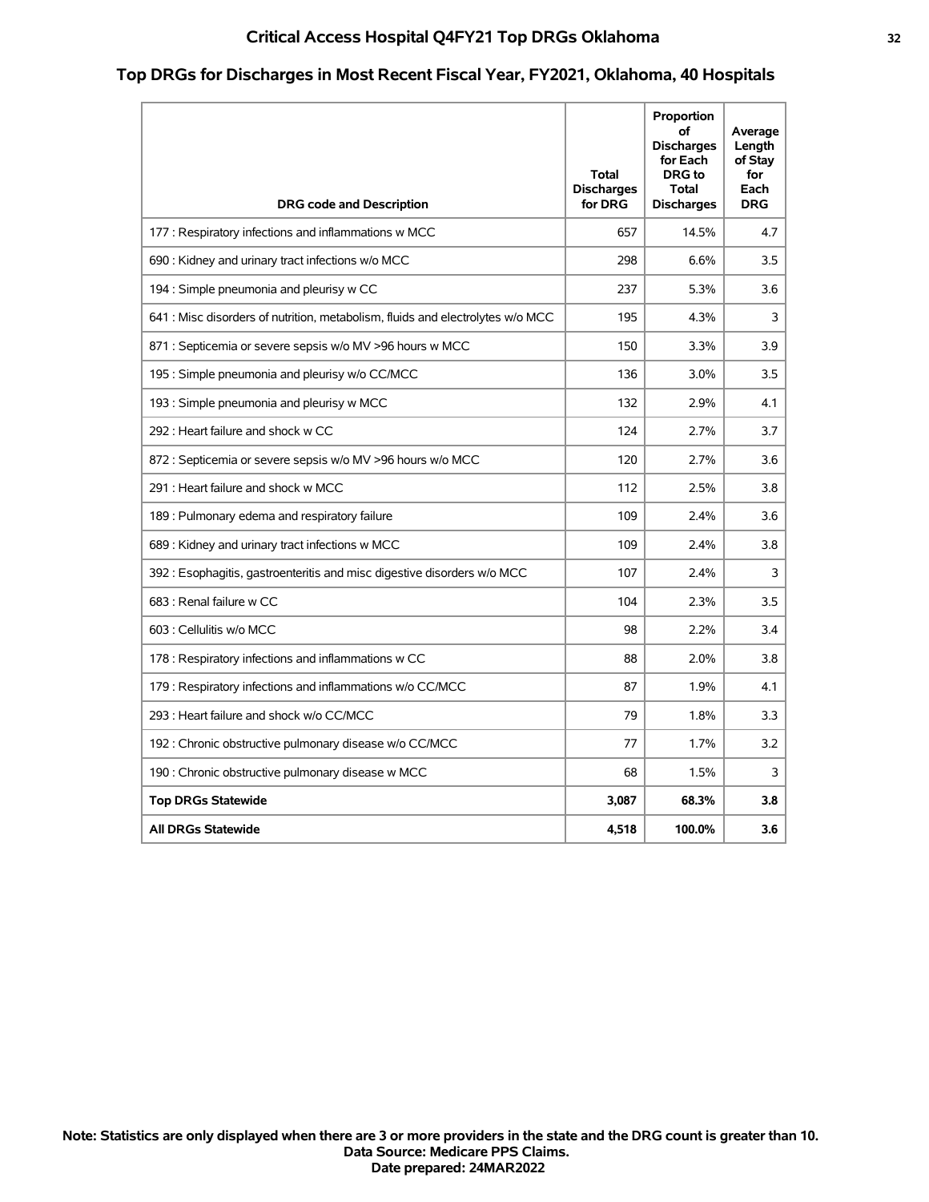## Top DRGs for Discharges in Most Recent Fiscal Year, FY2021, Oklahoma, 40 Hospitals

| DRG code and Description | Total Discharges for DRG | Proportion of Discharges for Each DRG to Total Discharges | Average Length of Stay for Each DRG |
|---|---|---|---|
| 177 : Respiratory infections and inflammations w MCC | 657 | 14.5% | 4.7 |
| 690 : Kidney and urinary tract infections w/o MCC | 298 | 6.6% | 3.5 |
| 194 : Simple pneumonia and pleurisy w CC | 237 | 5.3% | 3.6 |
| 641 : Misc disorders of nutrition, metabolism, fluids and electrolytes w/o MCC | 195 | 4.3% | 3 |
| 871 : Septicemia or severe sepsis w/o MV >96 hours w MCC | 150 | 3.3% | 3.9 |
| 195 : Simple pneumonia and pleurisy w/o CC/MCC | 136 | 3.0% | 3.5 |
| 193 : Simple pneumonia and pleurisy w MCC | 132 | 2.9% | 4.1 |
| 292 : Heart failure and shock w CC | 124 | 2.7% | 3.7 |
| 872 : Septicemia or severe sepsis w/o MV >96 hours w/o MCC | 120 | 2.7% | 3.6 |
| 291 : Heart failure and shock w MCC | 112 | 2.5% | 3.8 |
| 189 : Pulmonary edema and respiratory failure | 109 | 2.4% | 3.6 |
| 689 : Kidney and urinary tract infections w MCC | 109 | 2.4% | 3.8 |
| 392 : Esophagitis, gastroenteritis and misc digestive disorders w/o MCC | 107 | 2.4% | 3 |
| 683 : Renal failure w CC | 104 | 2.3% | 3.5 |
| 603 : Cellulitis w/o MCC | 98 | 2.2% | 3.4 |
| 178 : Respiratory infections and inflammations w CC | 88 | 2.0% | 3.8 |
| 179 : Respiratory infections and inflammations w/o CC/MCC | 87 | 1.9% | 4.1 |
| 293 : Heart failure and shock w/o CC/MCC | 79 | 1.8% | 3.3 |
| 192 : Chronic obstructive pulmonary disease w/o CC/MCC | 77 | 1.7% | 3.2 |
| 190 : Chronic obstructive pulmonary disease w MCC | 68 | 1.5% | 3 |
| **Top DRGs Statewide** | **3,087** | **68.3%** | **3.8** |
| **All DRGs Statewide** | **4,518** | **100.0%** | **3.6** |

**Note: Statistics are only displayed when there are 3 or more providers in the state and the DRG count is greater than 10.**
**Data Source: Medicare PPS Claims.**
**Date prepared: 24MAR2022**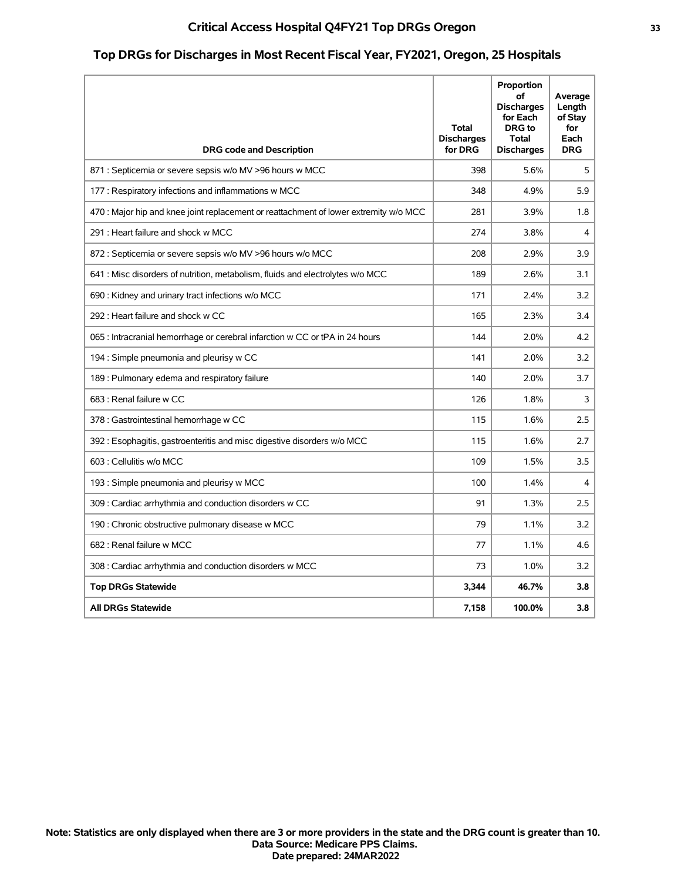## Critical Access Hospital Q4FY21 Top DRGs Oregon

### Top DRGs for Discharges in Most Recent Fiscal Year, FY2021, Oregon, 25 Hospitals

| DRG code and Description | Total Discharges for DRG | Proportion of Discharges for Each DRG to Total Discharges | Average Length of Stay for Each DRG |
|---|---|---|---|
| 871 : Septicemia or severe sepsis w/o MV >96 hours w MCC | 398 | 5.6% | 5 |
| 177 : Respiratory infections and inflammations w MCC | 348 | 4.9% | 5.9 |
| 470 : Major hip and knee joint replacement or reattachment of lower extremity w/o MCC | 281 | 3.9% | 1.8 |
| 291 : Heart failure and shock w MCC | 274 | 3.8% | 4 |
| 872 : Septicemia or severe sepsis w/o MV >96 hours w/o MCC | 208 | 2.9% | 3.9 |
| 641 : Misc disorders of nutrition, metabolism, fluids and electrolytes w/o MCC | 189 | 2.6% | 3.1 |
| 690 : Kidney and urinary tract infections w/o MCC | 171 | 2.4% | 3.2 |
| 292 : Heart failure and shock w CC | 165 | 2.3% | 3.4 |
| 065 : Intracranial hemorrhage or cerebral infarction w CC or tPA in 24 hours | 144 | 2.0% | 4.2 |
| 194 : Simple pneumonia and pleurisy w CC | 141 | 2.0% | 3.2 |
| 189 : Pulmonary edema and respiratory failure | 140 | 2.0% | 3.7 |
| 683 : Renal failure w CC | 126 | 1.8% | 3 |
| 378 : Gastrointestinal hemorrhage w CC | 115 | 1.6% | 2.5 |
| 392 : Esophagitis, gastroenteritis and misc digestive disorders w/o MCC | 115 | 1.6% | 2.7 |
| 603 : Cellulitis w/o MCC | 109 | 1.5% | 3.5 |
| 193 : Simple pneumonia and pleurisy w MCC | 100 | 1.4% | 4 |
| 309 : Cardiac arrhythmia and conduction disorders w CC | 91 | 1.3% | 2.5 |
| 190 : Chronic obstructive pulmonary disease w MCC | 79 | 1.1% | 3.2 |
| 682 : Renal failure w MCC | 77 | 1.1% | 4.6 |
| 308 : Cardiac arrhythmia and conduction disorders w MCC | 73 | 1.0% | 3.2 |
| **Top DRGs Statewide** | **3,344** | **46.7%** | **3.8** |
| **All DRGs Statewide** | **7,158** | **100.0%** | **3.8** |

**Note: Statistics are only displayed when there are 3 or more providers in the state and the DRG count is greater than 10.**
**Data Source: Medicare PPS Claims.**
**Date prepared: 24MAR2022**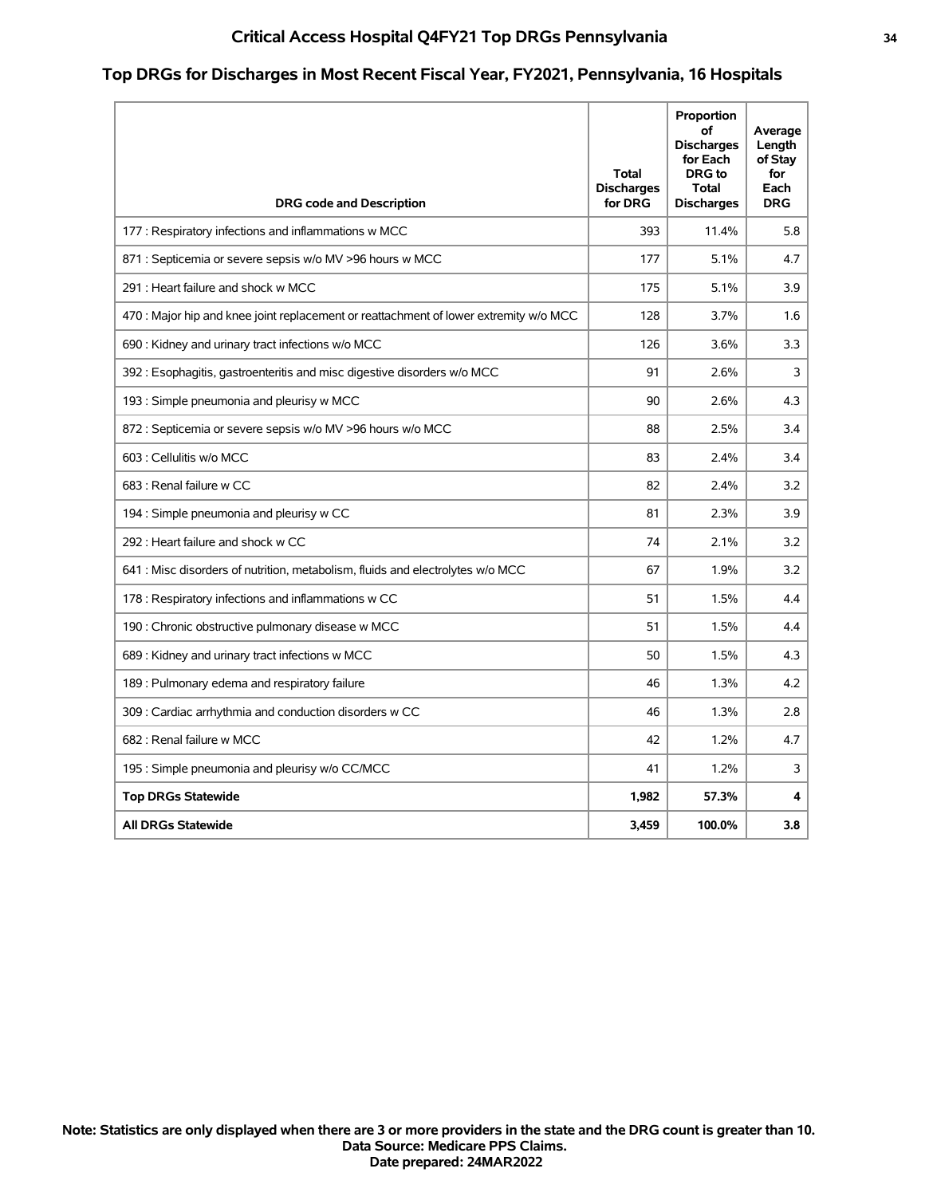# Critical Access Hospital Q4FY21 Top DRGs Pennsylvania

## Top DRGs for Discharges in Most Recent Fiscal Year, FY2021, Pennsylvania, 16 Hospitals

| DRG code and Description | Total Discharges for DRG | Proportion of Discharges for Each DRG to Total Discharges | Average Length of Stay for Each DRG |
|---|---|---|---|
| 177 : Respiratory infections and inflammations w MCC | 393 | 11.4% | 5.8 |
| 871 : Septicemia or severe sepsis w/o MV >96 hours w MCC | 177 | 5.1% | 4.7 |
| 291 : Heart failure and shock w MCC | 175 | 5.1% | 3.9 |
| 470 : Major hip and knee joint replacement or reattachment of lower extremity w/o MCC | 128 | 3.7% | 1.6 |
| 690 : Kidney and urinary tract infections w/o MCC | 126 | 3.6% | 3.3 |
| 392 : Esophagitis, gastroenteritis and misc digestive disorders w/o MCC | 91 | 2.6% | 3 |
| 193 : Simple pneumonia and pleurisy w MCC | 90 | 2.6% | 4.3 |
| 872 : Septicemia or severe sepsis w/o MV >96 hours w/o MCC | 88 | 2.5% | 3.4 |
| 603 : Cellulitis w/o MCC | 83 | 2.4% | 3.4 |
| 683 : Renal failure w CC | 82 | 2.4% | 3.2 |
| 194 : Simple pneumonia and pleurisy w CC | 81 | 2.3% | 3.9 |
| 292 : Heart failure and shock w CC | 74 | 2.1% | 3.2 |
| 641 : Misc disorders of nutrition, metabolism, fluids and electrolytes w/o MCC | 67 | 1.9% | 3.2 |
| 178 : Respiratory infections and inflammations w CC | 51 | 1.5% | 4.4 |
| 190 : Chronic obstructive pulmonary disease w MCC | 51 | 1.5% | 4.4 |
| 689 : Kidney and urinary tract infections w MCC | 50 | 1.5% | 4.3 |
| 189 : Pulmonary edema and respiratory failure | 46 | 1.3% | 4.2 |
| 309 : Cardiac arrhythmia and conduction disorders w CC | 46 | 1.3% | 2.8 |
| 682 : Renal failure w MCC | 42 | 1.2% | 4.7 |
| 195 : Simple pneumonia and pleurisy w/o CC/MCC | 41 | 1.2% | 3 |
| **Top DRGs Statewide** | **1,982** | **57.3%** | **4** |
| **All DRGs Statewide** | **3,459** | **100.0%** | **3.8** |

**Note: Statistics are only displayed when there are 3 or more providers in the state and the DRG count is greater than 10.**
**Data Source: Medicare PPS Claims.**
**Date prepared: 24MAR2022**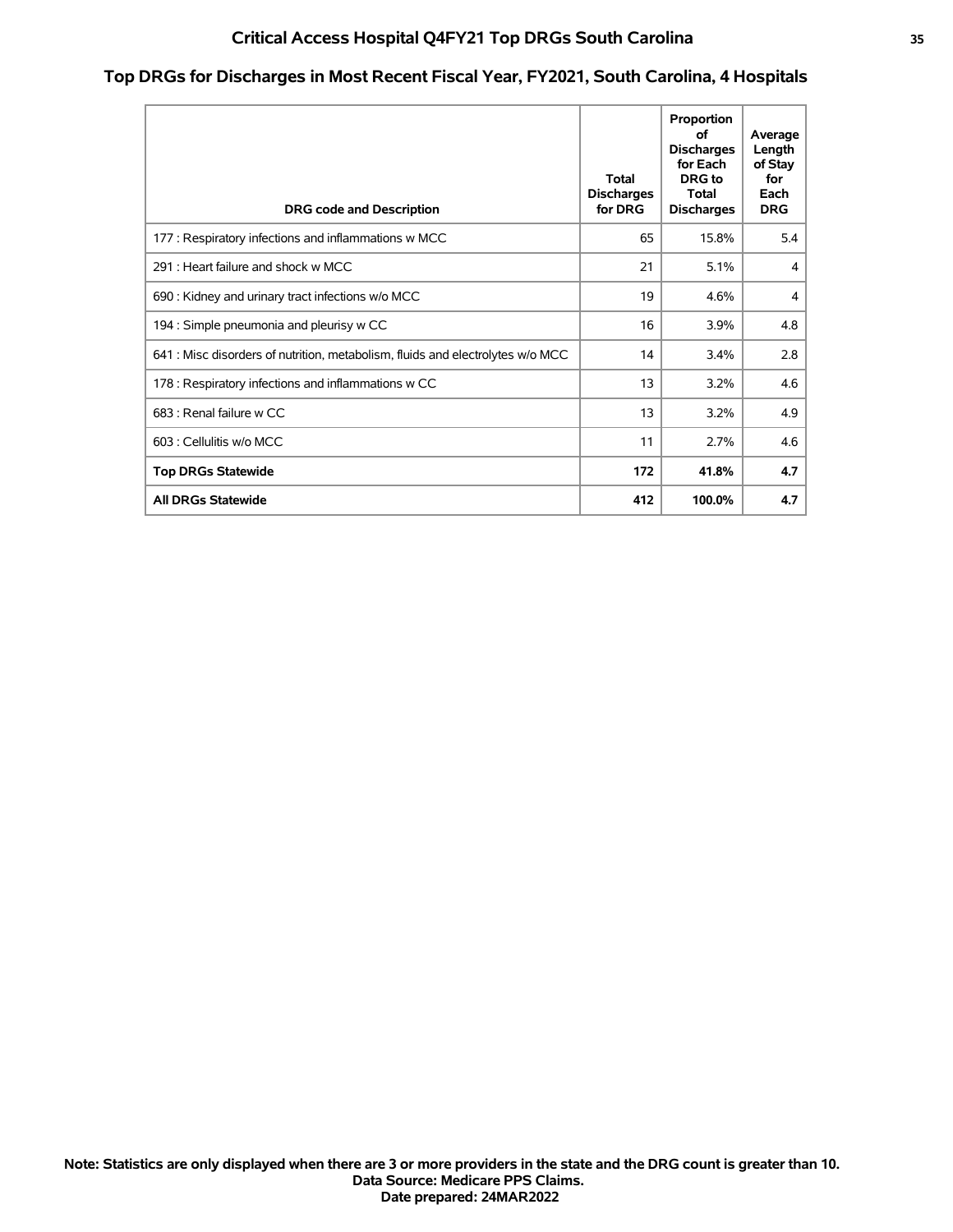# Critical Access Hospital Q4FY21 Top DRGs South Carolina

## Top DRGs for Discharges in Most Recent Fiscal Year, FY2021, South Carolina, 4 Hospitals

| DRG code and Description | Total Discharges for DRG | Proportion of Discharges for Each DRG to Total Discharges | Average Length of Stay for Each DRG |
|---|---|---|---|
| 177 : Respiratory infections and inflammations w MCC | 65 | 15.8% | 5.4 |
| 291 : Heart failure and shock w MCC | 21 | 5.1% | 4 |
| 690 : Kidney and urinary tract infections w/o MCC | 19 | 4.6% | 4 |
| 194 : Simple pneumonia and pleurisy w CC | 16 | 3.9% | 4.8 |
| 641 : Misc disorders of nutrition, metabolism, fluids and electrolytes w/o MCC | 14 | 3.4% | 2.8 |
| 178 : Respiratory infections and inflammations w CC | 13 | 3.2% | 4.6 |
| 683 : Renal failure w CC | 13 | 3.2% | 4.9 |
| 603 : Cellulitis w/o MCC | 11 | 2.7% | 4.6 |
| **Top DRGs Statewide** | **172** | **41.8%** | **4.7** |
| **All DRGs Statewide** | **412** | **100.0%** | **4.7** |

**Note: Statistics are only displayed when there are 3 or more providers in the state and the DRG count is greater than 10.**
**Data Source: Medicare PPS Claims.**
**Date prepared: 24MAR2022**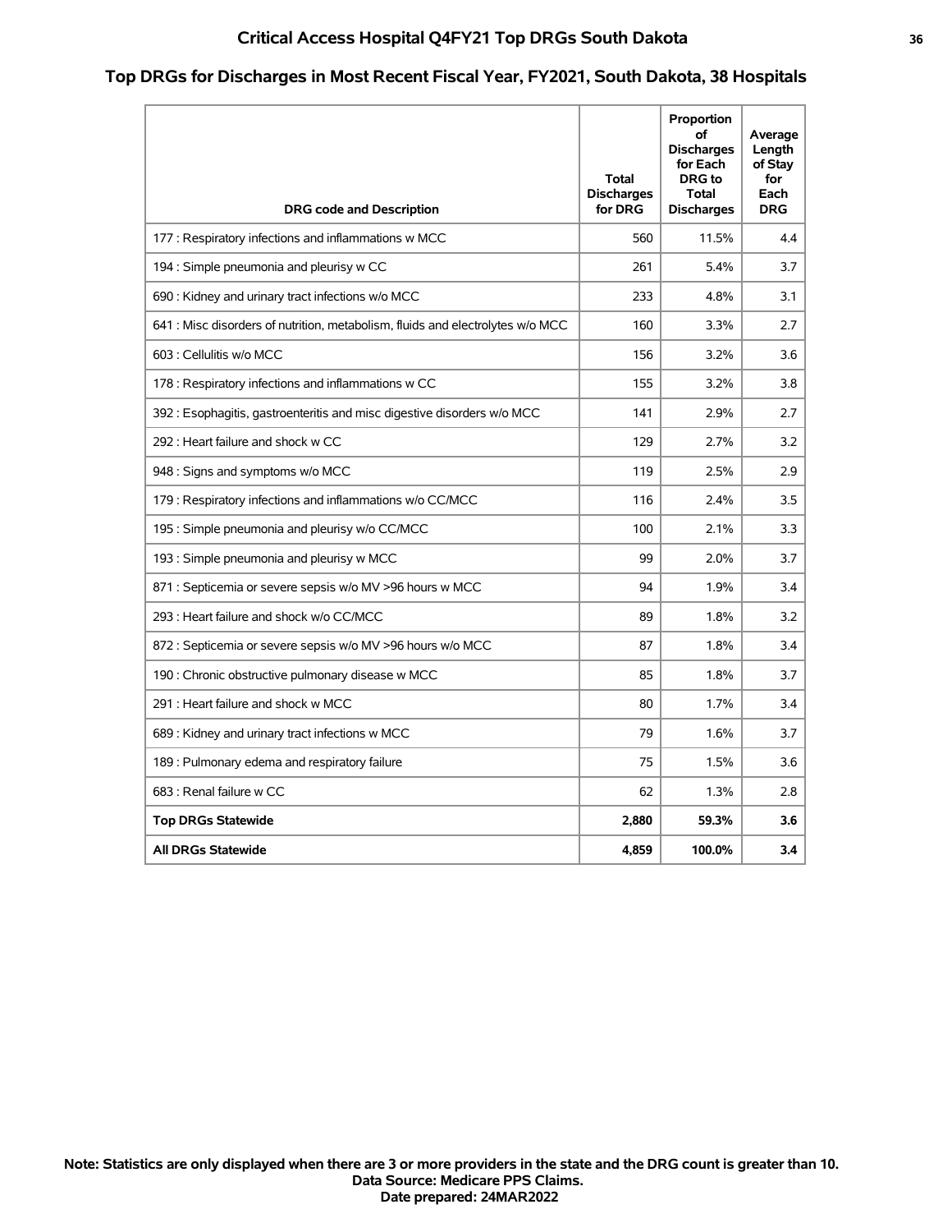# Critical Access Hospital Q4FY21 Top DRGs South Dakota

## Top DRGs for Discharges in Most Recent Fiscal Year, FY2021, South Dakota, 38 Hospitals

| DRG code and Description | Total Discharges for DRG | Proportion of Discharges for Each DRG to Total Discharges | Average Length of Stay for Each DRG |
|---|---|---|---|
| 177 : Respiratory infections and inflammations w MCC | 560 | 11.5% | 4.4 |
| 194 : Simple pneumonia and pleurisy w CC | 261 | 5.4% | 3.7 |
| 690 : Kidney and urinary tract infections w/o MCC | 233 | 4.8% | 3.1 |
| 641 : Misc disorders of nutrition, metabolism, fluids and electrolytes w/o MCC | 160 | 3.3% | 2.7 |
| 603 : Cellulitis w/o MCC | 156 | 3.2% | 3.6 |
| 178 : Respiratory infections and inflammations w CC | 155 | 3.2% | 3.8 |
| 392 : Esophagitis, gastroenteritis and misc digestive disorders w/o MCC | 141 | 2.9% | 2.7 |
| 292 : Heart failure and shock w CC | 129 | 2.7% | 3.2 |
| 948 : Signs and symptoms w/o MCC | 119 | 2.5% | 2.9 |
| 179 : Respiratory infections and inflammations w/o CC/MCC | 116 | 2.4% | 3.5 |
| 195 : Simple pneumonia and pleurisy w/o CC/MCC | 100 | 2.1% | 3.3 |
| 193 : Simple pneumonia and pleurisy w MCC | 99 | 2.0% | 3.7 |
| 871 : Septicemia or severe sepsis w/o MV >96 hours w MCC | 94 | 1.9% | 3.4 |
| 293 : Heart failure and shock w/o CC/MCC | 89 | 1.8% | 3.2 |
| 872 : Septicemia or severe sepsis w/o MV >96 hours w/o MCC | 87 | 1.8% | 3.4 |
| 190 : Chronic obstructive pulmonary disease w MCC | 85 | 1.8% | 3.7 |
| 291 : Heart failure and shock w MCC | 80 | 1.7% | 3.4 |
| 689 : Kidney and urinary tract infections w MCC | 79 | 1.6% | 3.7 |
| 189 : Pulmonary edema and respiratory failure | 75 | 1.5% | 3.6 |
| 683 : Renal failure w CC | 62 | 1.3% | 2.8 |
| **Top DRGs Statewide** | **2,880** | **59.3%** | **3.6** |
| **All DRGs Statewide** | **4,859** | **100.0%** | **3.4** |

**Note: Statistics are only displayed when there are 3 or more providers in the state and the DRG count is greater than 10.**
**Data Source: Medicare PPS Claims.**
**Date prepared: 24MAR2022**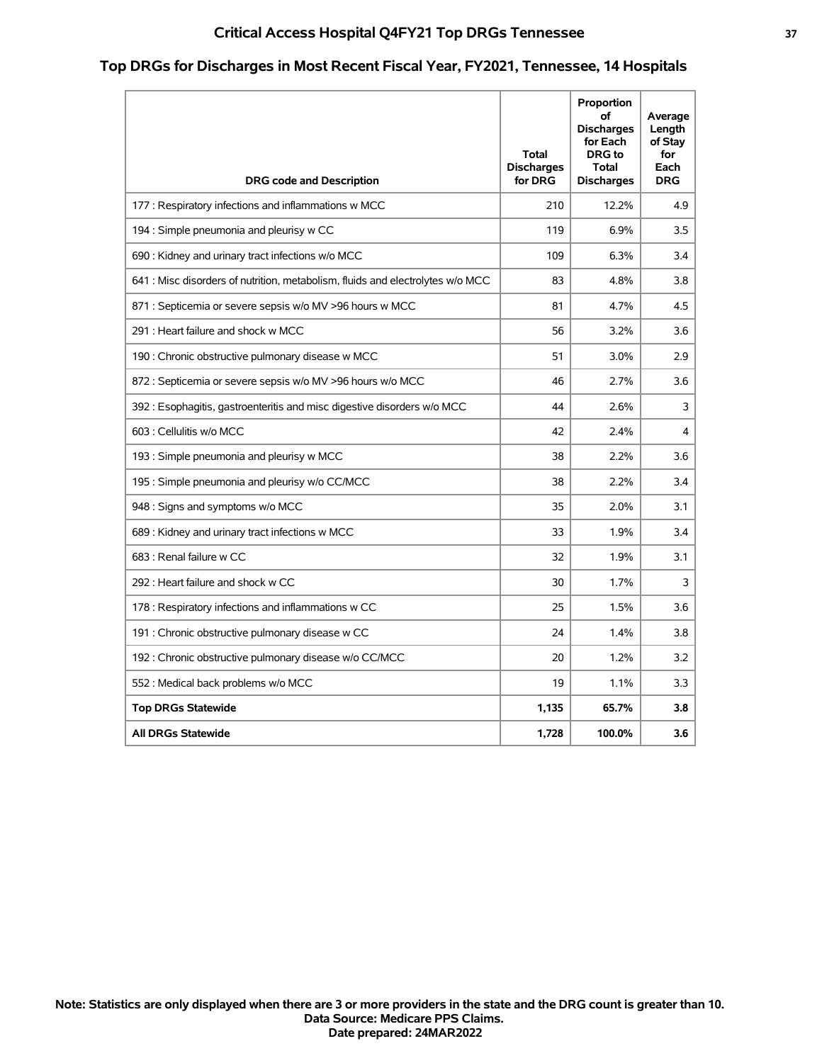# Critical Access Hospital Q4FY21 Top DRGs Tennessee

## Top DRGs for Discharges in Most Recent Fiscal Year, FY2021, Tennessee, 14 Hospitals

| DRG code and Description | Total Discharges for DRG | Proportion of Discharges for Each DRG to Total Discharges | Average Length of Stay for Each DRG |
|---|---|---|---|
| 177 : Respiratory infections and inflammations w MCC | 210 | 12.2% | 4.9 |
| 194 : Simple pneumonia and pleurisy w CC | 119 | 6.9% | 3.5 |
| 690 : Kidney and urinary tract infections w/o MCC | 109 | 6.3% | 3.4 |
| 641 : Misc disorders of nutrition, metabolism, fluids and electrolytes w/o MCC | 83 | 4.8% | 3.8 |
| 871 : Septicemia or severe sepsis w/o MV >96 hours w MCC | 81 | 4.7% | 4.5 |
| 291 : Heart failure and shock w MCC | 56 | 3.2% | 3.6 |
| 190 : Chronic obstructive pulmonary disease w MCC | 51 | 3.0% | 2.9 |
| 872 : Septicemia or severe sepsis w/o MV >96 hours w/o MCC | 46 | 2.7% | 3.6 |
| 392 : Esophagitis, gastroenteritis and misc digestive disorders w/o MCC | 44 | 2.6% | 3 |
| 603 : Cellulitis w/o MCC | 42 | 2.4% | 4 |
| 193 : Simple pneumonia and pleurisy w MCC | 38 | 2.2% | 3.6 |
| 195 : Simple pneumonia and pleurisy w/o CC/MCC | 38 | 2.2% | 3.4 |
| 948 : Signs and symptoms w/o MCC | 35 | 2.0% | 3.1 |
| 689 : Kidney and urinary tract infections w MCC | 33 | 1.9% | 3.4 |
| 683 : Renal failure w CC | 32 | 1.9% | 3.1 |
| 292 : Heart failure and shock w CC | 30 | 1.7% | 3 |
| 178 : Respiratory infections and inflammations w CC | 25 | 1.5% | 3.6 |
| 191 : Chronic obstructive pulmonary disease w CC | 24 | 1.4% | 3.8 |
| 192 : Chronic obstructive pulmonary disease w/o CC/MCC | 20 | 1.2% | 3.2 |
| 552 : Medical back problems w/o MCC | 19 | 1.1% | 3.3 |
| **Top DRGs Statewide** | **1,135** | **65.7%** | **3.8** |
| **All DRGs Statewide** | **1,728** | **100.0%** | **3.6** |

**Note: Statistics are only displayed when there are 3 or more providers in the state and the DRG count is greater than 10.**
**Data Source: Medicare PPS Claims.**
**Date prepared: 24MAR2022**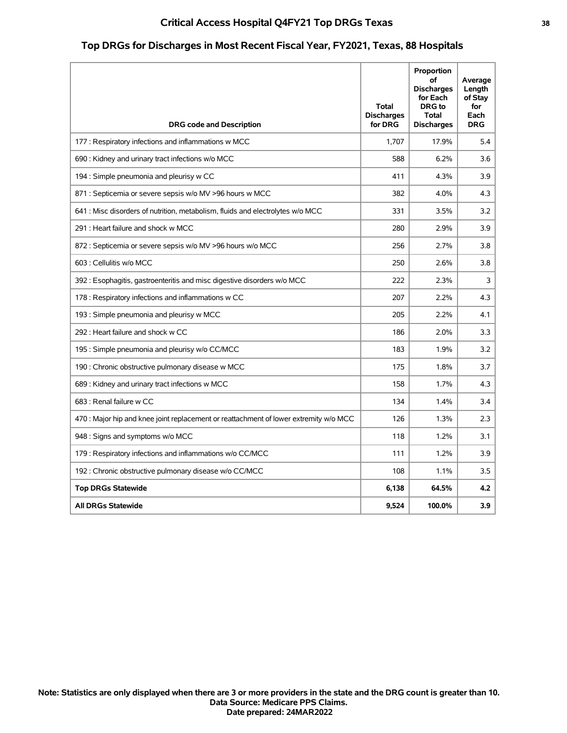# Critical Access Hospital Q4FY21 Top DRGs Texas

## Top DRGs for Discharges in Most Recent Fiscal Year, FY2021, Texas, 88 Hospitals

| DRG code and Description | Total Discharges for DRG | Proportion of Discharges for Each DRG to Total Discharges | Average Length of Stay for Each DRG |
|---|---|---|---|
| 177 : Respiratory infections and inflammations w MCC | 1,707 | 17.9% | 5.4 |
| 690 : Kidney and urinary tract infections w/o MCC | 588 | 6.2% | 3.6 |
| 194 : Simple pneumonia and pleurisy w CC | 411 | 4.3% | 3.9 |
| 871 : Septicemia or severe sepsis w/o MV >96 hours w MCC | 382 | 4.0% | 4.3 |
| 641 : Misc disorders of nutrition, metabolism, fluids and electrolytes w/o MCC | 331 | 3.5% | 3.2 |
| 291 : Heart failure and shock w MCC | 280 | 2.9% | 3.9 |
| 872 : Septicemia or severe sepsis w/o MV >96 hours w/o MCC | 256 | 2.7% | 3.8 |
| 603 : Cellulitis w/o MCC | 250 | 2.6% | 3.8 |
| 392 : Esophagitis, gastroenteritis and misc digestive disorders w/o MCC | 222 | 2.3% | 3 |
| 178 : Respiratory infections and inflammations w CC | 207 | 2.2% | 4.3 |
| 193 : Simple pneumonia and pleurisy w MCC | 205 | 2.2% | 4.1 |
| 292 : Heart failure and shock w CC | 186 | 2.0% | 3.3 |
| 195 : Simple pneumonia and pleurisy w/o CC/MCC | 183 | 1.9% | 3.2 |
| 190 : Chronic obstructive pulmonary disease w MCC | 175 | 1.8% | 3.7 |
| 689 : Kidney and urinary tract infections w MCC | 158 | 1.7% | 4.3 |
| 683 : Renal failure w CC | 134 | 1.4% | 3.4 |
| 470 : Major hip and knee joint replacement or reattachment of lower extremity w/o MCC | 126 | 1.3% | 2.3 |
| 948 : Signs and symptoms w/o MCC | 118 | 1.2% | 3.1 |
| 179 : Respiratory infections and inflammations w/o CC/MCC | 111 | 1.2% | 3.9 |
| 192 : Chronic obstructive pulmonary disease w/o CC/MCC | 108 | 1.1% | 3.5 |
| **Top DRGs Statewide** | **6,138** | **64.5%** | **4.2** |
| **All DRGs Statewide** | **9,524** | **100.0%** | **3.9** |

**Note: Statistics are only displayed when there are 3 or more providers in the state and the DRG count is greater than 10.**
**Data Source: Medicare PPS Claims.**
**Date prepared: 24MAR2022**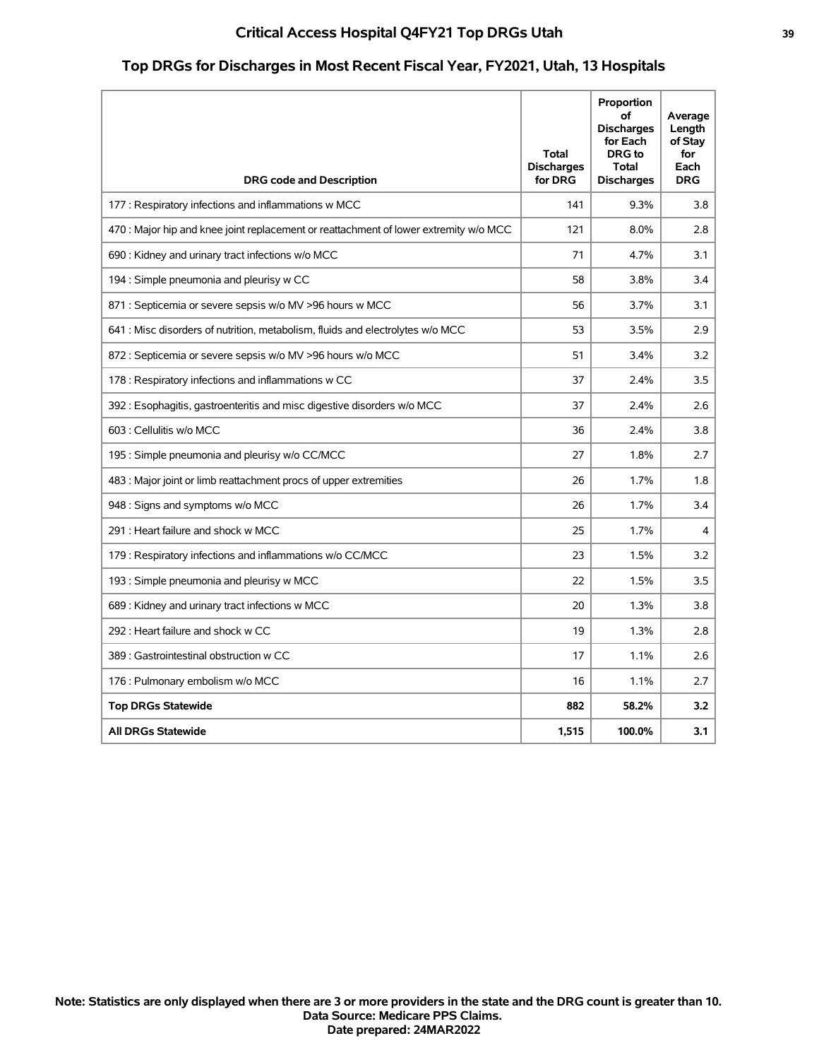# Critical Access Hospital Q4FY21 Top DRGs Utah

## Top DRGs for Discharges in Most Recent Fiscal Year, FY2021, Utah, 13 Hospitals

| DRG code and Description | Total Discharges for DRG | Proportion of Discharges for Each DRG to Total Discharges | Average Length of Stay for Each DRG |
|---|---|---|---|
| 177 : Respiratory infections and inflammations w MCC | 141 | 9.3% | 3.8 |
| 470 : Major hip and knee joint replacement or reattachment of lower extremity w/o MCC | 121 | 8.0% | 2.8 |
| 690 : Kidney and urinary tract infections w/o MCC | 71 | 4.7% | 3.1 |
| 194 : Simple pneumonia and pleurisy w CC | 58 | 3.8% | 3.4 |
| 871 : Septicemia or severe sepsis w/o MV >96 hours w MCC | 56 | 3.7% | 3.1 |
| 641 : Misc disorders of nutrition, metabolism, fluids and electrolytes w/o MCC | 53 | 3.5% | 2.9 |
| 872 : Septicemia or severe sepsis w/o MV >96 hours w/o MCC | 51 | 3.4% | 3.2 |
| 178 : Respiratory infections and inflammations w CC | 37 | 2.4% | 3.5 |
| 392 : Esophagitis, gastroenteritis and misc digestive disorders w/o MCC | 37 | 2.4% | 2.6 |
| 603 : Cellulitis w/o MCC | 36 | 2.4% | 3.8 |
| 195 : Simple pneumonia and pleurisy w/o CC/MCC | 27 | 1.8% | 2.7 |
| 483 : Major joint or limb reattachment procs of upper extremities | 26 | 1.7% | 1.8 |
| 948 : Signs and symptoms w/o MCC | 26 | 1.7% | 3.4 |
| 291 : Heart failure and shock w MCC | 25 | 1.7% | 4 |
| 179 : Respiratory infections and inflammations w/o CC/MCC | 23 | 1.5% | 3.2 |
| 193 : Simple pneumonia and pleurisy w MCC | 22 | 1.5% | 3.5 |
| 689 : Kidney and urinary tract infections w MCC | 20 | 1.3% | 3.8 |
| 292 : Heart failure and shock w CC | 19 | 1.3% | 2.8 |
| 389 : Gastrointestinal obstruction w CC | 17 | 1.1% | 2.6 |
| 176 : Pulmonary embolism w/o MCC | 16 | 1.1% | 2.7 |
| **Top DRGs Statewide** | **882** | **58.2%** | **3.2** |
| **All DRGs Statewide** | **1,515** | **100.0%** | **3.1** |

**Note: Statistics are only displayed when there are 3 or more providers in the state and the DRG count is greater than 10.**
**Data Source: Medicare PPS Claims.**
**Date prepared: 24MAR2022**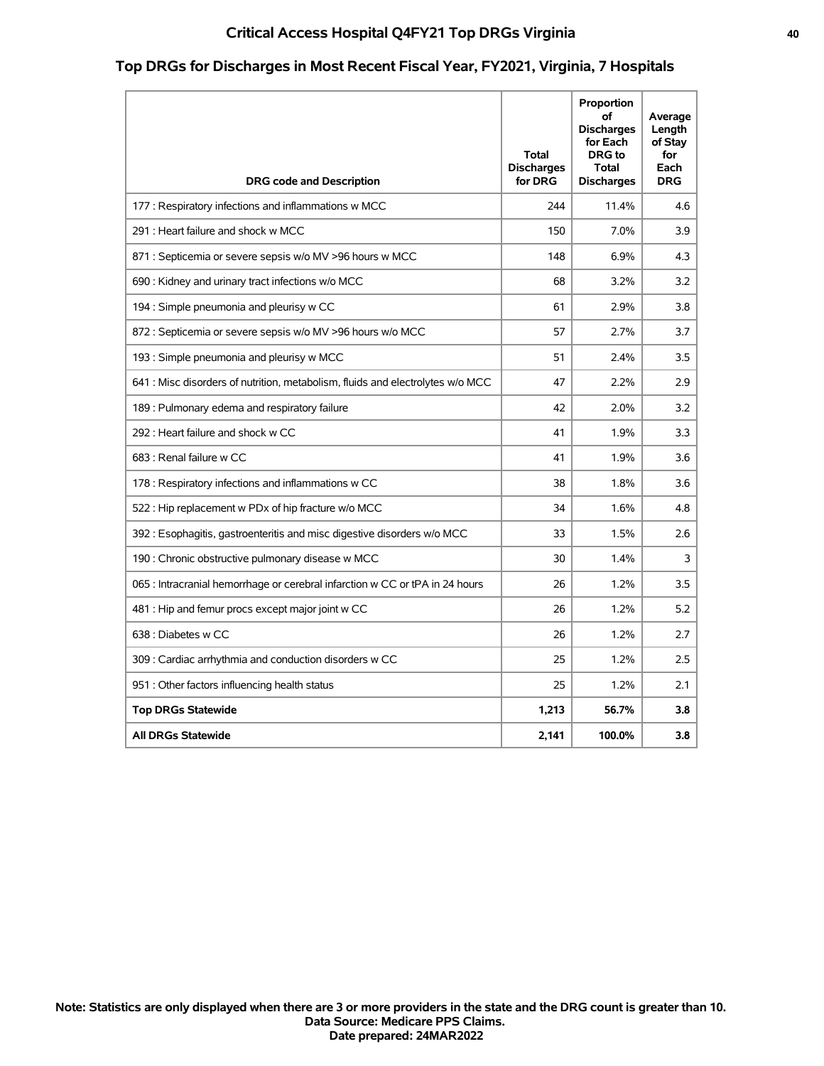# Critical Access Hospital Q4FY21 Top DRGs Virginia

## Top DRGs for Discharges in Most Recent Fiscal Year, FY2021, Virginia, 7 Hospitals

| DRG code and Description | Total Discharges for DRG | Proportion of Discharges for Each DRG to Total Discharges | Average Length of Stay for Each DRG |
|---|---|---|---|
| 177 : Respiratory infections and inflammations w MCC | 244 | 11.4% | 4.6 |
| 291 : Heart failure and shock w MCC | 150 | 7.0% | 3.9 |
| 871 : Septicemia or severe sepsis w/o MV >96 hours w MCC | 148 | 6.9% | 4.3 |
| 690 : Kidney and urinary tract infections w/o MCC | 68 | 3.2% | 3.2 |
| 194 : Simple pneumonia and pleurisy w CC | 61 | 2.9% | 3.8 |
| 872 : Septicemia or severe sepsis w/o MV >96 hours w/o MCC | 57 | 2.7% | 3.7 |
| 193 : Simple pneumonia and pleurisy w MCC | 51 | 2.4% | 3.5 |
| 641 : Misc disorders of nutrition, metabolism, fluids and electrolytes w/o MCC | 47 | 2.2% | 2.9 |
| 189 : Pulmonary edema and respiratory failure | 42 | 2.0% | 3.2 |
| 292 : Heart failure and shock w CC | 41 | 1.9% | 3.3 |
| 683 : Renal failure w CC | 41 | 1.9% | 3.6 |
| 178 : Respiratory infections and inflammations w CC | 38 | 1.8% | 3.6 |
| 522 : Hip replacement w PDx of hip fracture w/o MCC | 34 | 1.6% | 4.8 |
| 392 : Esophagitis, gastroenteritis and misc digestive disorders w/o MCC | 33 | 1.5% | 2.6 |
| 190 : Chronic obstructive pulmonary disease w MCC | 30 | 1.4% | 3 |
| 065 : Intracranial hemorrhage or cerebral infarction w CC or tPA in 24 hours | 26 | 1.2% | 3.5 |
| 481 : Hip and femur procs except major joint w CC | 26 | 1.2% | 5.2 |
| 638 : Diabetes w CC | 26 | 1.2% | 2.7 |
| 309 : Cardiac arrhythmia and conduction disorders w CC | 25 | 1.2% | 2.5 |
| 951 : Other factors influencing health status | 25 | 1.2% | 2.1 |
| **Top DRGs Statewide** | **1,213** | **56.7%** | **3.8** |
| **All DRGs Statewide** | **2,141** | **100.0%** | **3.8** |

**Note: Statistics are only displayed when there are 3 or more providers in the state and the DRG count is greater than 10.**
**Data Source: Medicare PPS Claims.**
**Date prepared: 24MAR2022**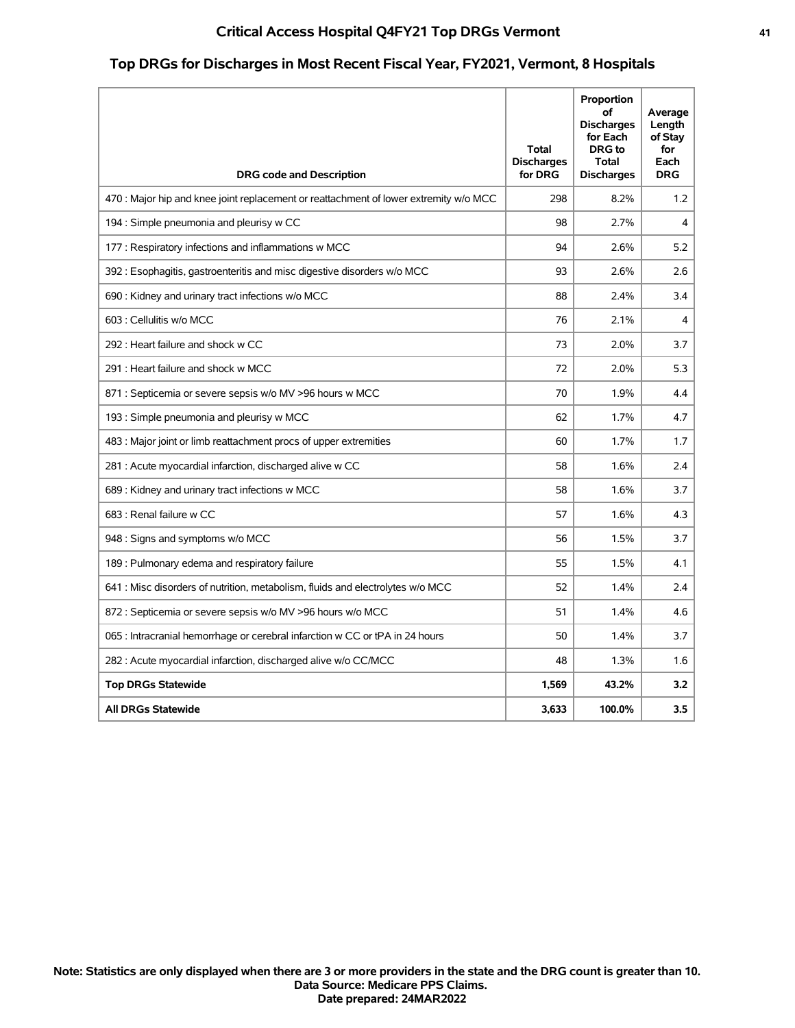# Critical Access Hospital Q4FY21 Top DRGs Vermont

## Top DRGs for Discharges in Most Recent Fiscal Year, FY2021, Vermont, 8 Hospitals

| DRG code and Description | Total Discharges for DRG | Proportion of Discharges for Each DRG to Total Discharges | Average Length of Stay for Each DRG |
|---|---|---|---|
| 470 : Major hip and knee joint replacement or reattachment of lower extremity w/o MCC | 298 | 8.2% | 1.2 |
| 194 : Simple pneumonia and pleurisy w CC | 98 | 2.7% | 4 |
| 177 : Respiratory infections and inflammations w MCC | 94 | 2.6% | 5.2 |
| 392 : Esophagitis, gastroenteritis and misc digestive disorders w/o MCC | 93 | 2.6% | 2.6 |
| 690 : Kidney and urinary tract infections w/o MCC | 88 | 2.4% | 3.4 |
| 603 : Cellulitis w/o MCC | 76 | 2.1% | 4 |
| 292 : Heart failure and shock w CC | 73 | 2.0% | 3.7 |
| 291 : Heart failure and shock w MCC | 72 | 2.0% | 5.3 |
| 871 : Septicemia or severe sepsis w/o MV >96 hours w MCC | 70 | 1.9% | 4.4 |
| 193 : Simple pneumonia and pleurisy w MCC | 62 | 1.7% | 4.7 |
| 483 : Major joint or limb reattachment procs of upper extremities | 60 | 1.7% | 1.7 |
| 281 : Acute myocardial infarction, discharged alive w CC | 58 | 1.6% | 2.4 |
| 689 : Kidney and urinary tract infections w MCC | 58 | 1.6% | 3.7 |
| 683 : Renal failure w CC | 57 | 1.6% | 4.3 |
| 948 : Signs and symptoms w/o MCC | 56 | 1.5% | 3.7 |
| 189 : Pulmonary edema and respiratory failure | 55 | 1.5% | 4.1 |
| 641 : Misc disorders of nutrition, metabolism, fluids and electrolytes w/o MCC | 52 | 1.4% | 2.4 |
| 872 : Septicemia or severe sepsis w/o MV >96 hours w/o MCC | 51 | 1.4% | 4.6 |
| 065 : Intracranial hemorrhage or cerebral infarction w CC or tPA in 24 hours | 50 | 1.4% | 3.7 |
| 282 : Acute myocardial infarction, discharged alive w/o CC/MCC | 48 | 1.3% | 1.6 |
| **Top DRGs Statewide** | **1,569** | **43.2%** | **3.2** |
| **All DRGs Statewide** | **3,633** | **100.0%** | **3.5** |

**Note: Statistics are only displayed when there are 3 or more providers in the state and the DRG count is greater than 10.**
**Data Source: Medicare PPS Claims.**
**Date prepared: 24MAR2022**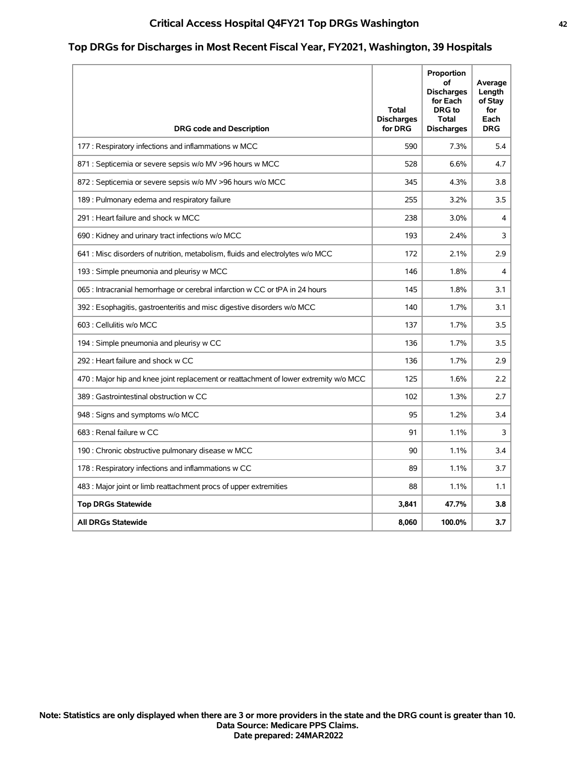# Critical Access Hospital Q4FY21 Top DRGs Washington

## Top DRGs for Discharges in Most Recent Fiscal Year, FY2021, Washington, 39 Hospitals

| DRG code and Description | Total Discharges for DRG | Proportion of Discharges for Each DRG to Total Discharges | Average Length of Stay for Each DRG |
|---|---|---|---|
| 177 : Respiratory infections and inflammations w MCC | 590 | 7.3% | 5.4 |
| 871 : Septicemia or severe sepsis w/o MV >96 hours w MCC | 528 | 6.6% | 4.7 |
| 872 : Septicemia or severe sepsis w/o MV >96 hours w/o MCC | 345 | 4.3% | 3.8 |
| 189 : Pulmonary edema and respiratory failure | 255 | 3.2% | 3.5 |
| 291 : Heart failure and shock w MCC | 238 | 3.0% | 4 |
| 690 : Kidney and urinary tract infections w/o MCC | 193 | 2.4% | 3 |
| 641 : Misc disorders of nutrition, metabolism, fluids and electrolytes w/o MCC | 172 | 2.1% | 2.9 |
| 193 : Simple pneumonia and pleurisy w MCC | 146 | 1.8% | 4 |
| 065 : Intracranial hemorrhage or cerebral infarction w CC or tPA in 24 hours | 145 | 1.8% | 3.1 |
| 392 : Esophagitis, gastroenteritis and misc digestive disorders w/o MCC | 140 | 1.7% | 3.1 |
| 603 : Cellulitis w/o MCC | 137 | 1.7% | 3.5 |
| 194 : Simple pneumonia and pleurisy w CC | 136 | 1.7% | 3.5 |
| 292 : Heart failure and shock w CC | 136 | 1.7% | 2.9 |
| 470 : Major hip and knee joint replacement or reattachment of lower extremity w/o MCC | 125 | 1.6% | 2.2 |
| 389 : Gastrointestinal obstruction w CC | 102 | 1.3% | 2.7 |
| 948 : Signs and symptoms w/o MCC | 95 | 1.2% | 3.4 |
| 683 : Renal failure w CC | 91 | 1.1% | 3 |
| 190 : Chronic obstructive pulmonary disease w MCC | 90 | 1.1% | 3.4 |
| 178 : Respiratory infections and inflammations w CC | 89 | 1.1% | 3.7 |
| 483 : Major joint or limb reattachment procs of upper extremities | 88 | 1.1% | 1.1 |
| **Top DRGs Statewide** | **3,841** | **47.7%** | **3.8** |
| **All DRGs Statewide** | **8,060** | **100.0%** | **3.7** |

**Note: Statistics are only displayed when there are 3 or more providers in the state and the DRG count is greater than 10.**
**Data Source: Medicare PPS Claims.**
**Date prepared: 24MAR2022**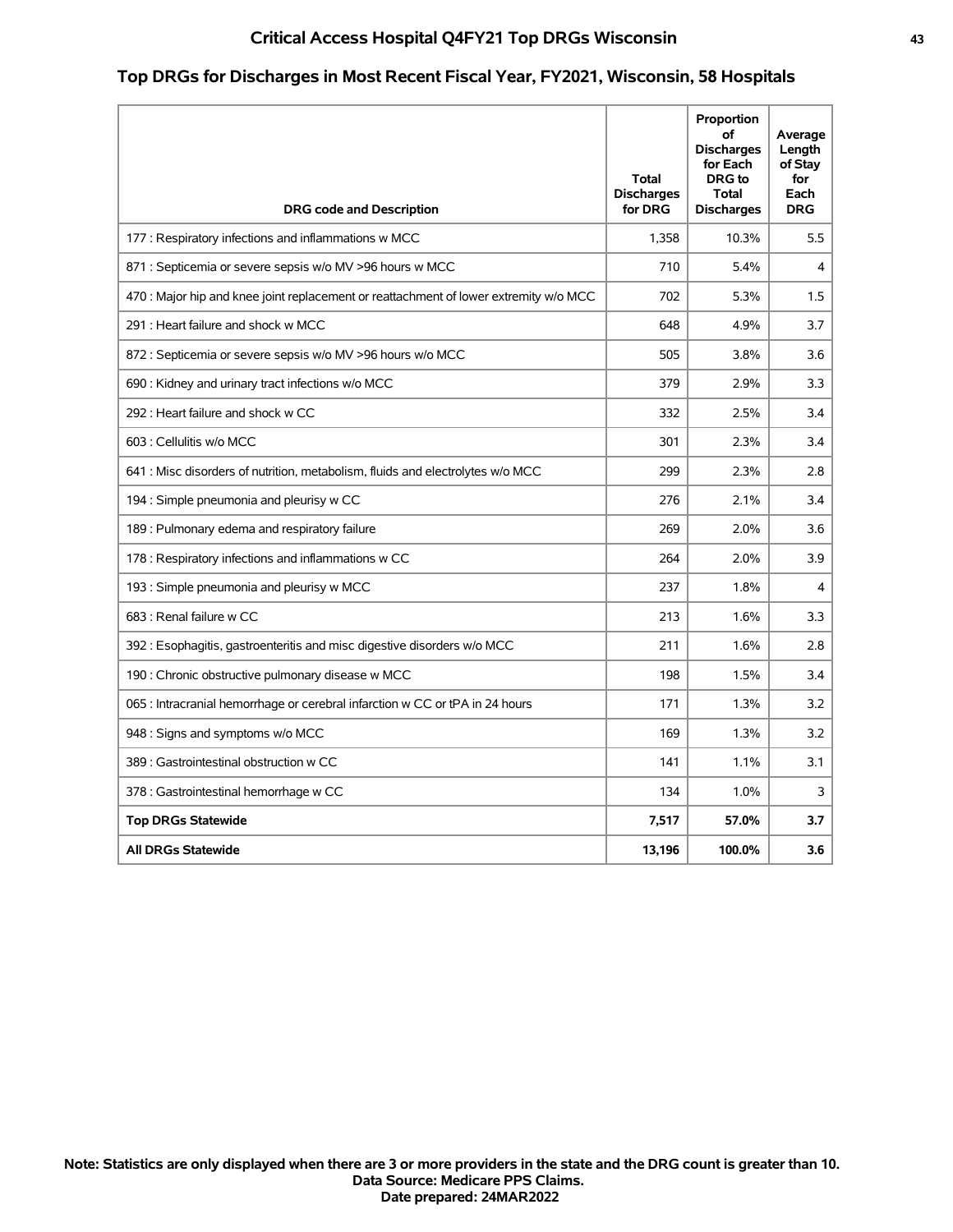# Critical Access Hospital Q4FY21 Top DRGs Wisconsin

## Top DRGs for Discharges in Most Recent Fiscal Year, FY2021, Wisconsin, 58 Hospitals

| DRG code and Description | Total Discharges for DRG | Proportion of Discharges for Each DRG to Total Discharges | Average Length of Stay for Each DRG |
|---|---|---|---|
| 177 : Respiratory infections and inflammations w MCC | 1,358 | 10.3% | 5.5 |
| 871 : Septicemia or severe sepsis w/o MV >96 hours w MCC | 710 | 5.4% | 4 |
| 470 : Major hip and knee joint replacement or reattachment of lower extremity w/o MCC | 702 | 5.3% | 1.5 |
| 291 : Heart failure and shock w MCC | 648 | 4.9% | 3.7 |
| 872 : Septicemia or severe sepsis w/o MV >96 hours w/o MCC | 505 | 3.8% | 3.6 |
| 690 : Kidney and urinary tract infections w/o MCC | 379 | 2.9% | 3.3 |
| 292 : Heart failure and shock w CC | 332 | 2.5% | 3.4 |
| 603 : Cellulitis w/o MCC | 301 | 2.3% | 3.4 |
| 641 : Misc disorders of nutrition, metabolism, fluids and electrolytes w/o MCC | 299 | 2.3% | 2.8 |
| 194 : Simple pneumonia and pleurisy w CC | 276 | 2.1% | 3.4 |
| 189 : Pulmonary edema and respiratory failure | 269 | 2.0% | 3.6 |
| 178 : Respiratory infections and inflammations w CC | 264 | 2.0% | 3.9 |
| 193 : Simple pneumonia and pleurisy w MCC | 237 | 1.8% | 4 |
| 683 : Renal failure w CC | 213 | 1.6% | 3.3 |
| 392 : Esophagitis, gastroenteritis and misc digestive disorders w/o MCC | 211 | 1.6% | 2.8 |
| 190 : Chronic obstructive pulmonary disease w MCC | 198 | 1.5% | 3.4 |
| 065 : Intracranial hemorrhage or cerebral infarction w CC or tPA in 24 hours | 171 | 1.3% | 3.2 |
| 948 : Signs and symptoms w/o MCC | 169 | 1.3% | 3.2 |
| 389 : Gastrointestinal obstruction w CC | 141 | 1.1% | 3.1 |
| 378 : Gastrointestinal hemorrhage w CC | 134 | 1.0% | 3 |
| **Top DRGs Statewide** | **7,517** | **57.0%** | **3.7** |
| **All DRGs Statewide** | **13,196** | **100.0%** | **3.6** |

**Note: Statistics are only displayed when there are 3 or more providers in the state and the DRG count is greater than 10.**
**Data Source: Medicare PPS Claims.**
**Date prepared: 24MAR2022**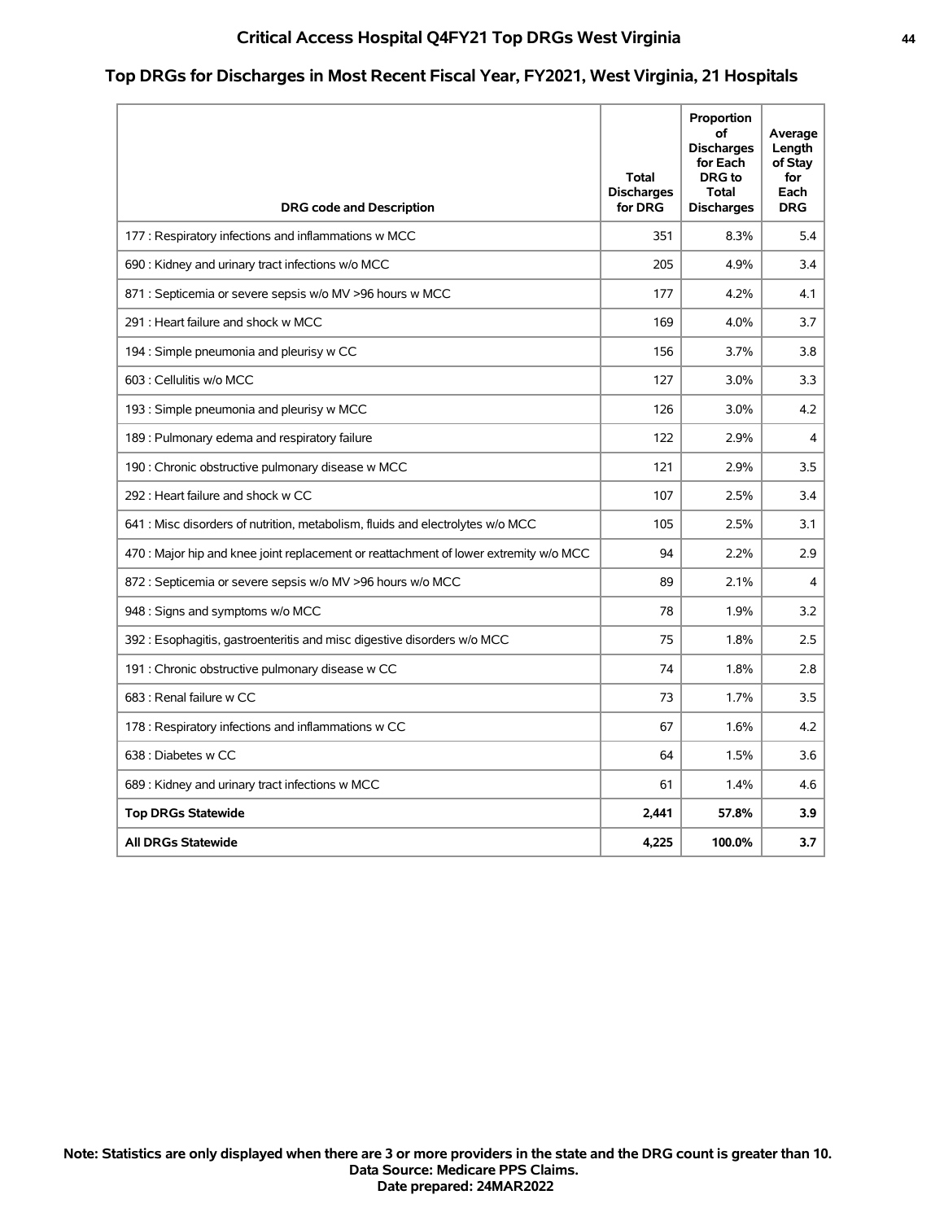## Critical Access Hospital Q4FY21 Top DRGs West Virginia

### Top DRGs for Discharges in Most Recent Fiscal Year, FY2021, West Virginia, 21 Hospitals

| DRG code and Description | Total Discharges for DRG | Proportion of Discharges for Each DRG to Total Discharges | Average Length of Stay for Each DRG |
|---|---|---|---|
| 177 : Respiratory infections and inflammations w MCC | 351 | 8.3% | 5.4 |
| 690 : Kidney and urinary tract infections w/o MCC | 205 | 4.9% | 3.4 |
| 871 : Septicemia or severe sepsis w/o MV >96 hours w MCC | 177 | 4.2% | 4.1 |
| 291 : Heart failure and shock w MCC | 169 | 4.0% | 3.7 |
| 194 : Simple pneumonia and pleurisy w CC | 156 | 3.7% | 3.8 |
| 603 : Cellulitis w/o MCC | 127 | 3.0% | 3.3 |
| 193 : Simple pneumonia and pleurisy w MCC | 126 | 3.0% | 4.2 |
| 189 : Pulmonary edema and respiratory failure | 122 | 2.9% | 4 |
| 190 : Chronic obstructive pulmonary disease w MCC | 121 | 2.9% | 3.5 |
| 292 : Heart failure and shock w CC | 107 | 2.5% | 3.4 |
| 641 : Misc disorders of nutrition, metabolism, fluids and electrolytes w/o MCC | 105 | 2.5% | 3.1 |
| 470 : Major hip and knee joint replacement or reattachment of lower extremity w/o MCC | 94 | 2.2% | 2.9 |
| 872 : Septicemia or severe sepsis w/o MV >96 hours w/o MCC | 89 | 2.1% | 4 |
| 948 : Signs and symptoms w/o MCC | 78 | 1.9% | 3.2 |
| 392 : Esophagitis, gastroenteritis and misc digestive disorders w/o MCC | 75 | 1.8% | 2.5 |
| 191 : Chronic obstructive pulmonary disease w CC | 74 | 1.8% | 2.8 |
| 683 : Renal failure w CC | 73 | 1.7% | 3.5 |
| 178 : Respiratory infections and inflammations w CC | 67 | 1.6% | 4.2 |
| 638 : Diabetes w CC | 64 | 1.5% | 3.6 |
| 689 : Kidney and urinary tract infections w MCC | 61 | 1.4% | 4.6 |
| **Top DRGs Statewide** | **2,441** | **57.8%** | **3.9** |
| **All DRGs Statewide** | **4,225** | **100.0%** | **3.7** |

**Note: Statistics are only displayed when there are 3 or more providers in the state and the DRG count is greater than 10.**
**Data Source: Medicare PPS Claims.**
**Date prepared: 24MAR2022**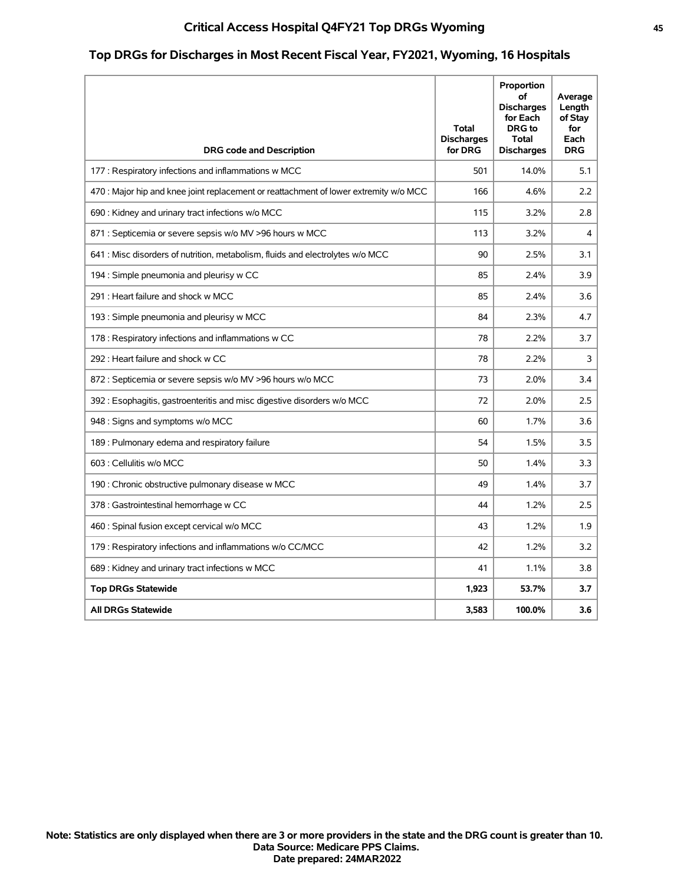# Critical Access Hospital Q4FY21 Top DRGs Wyoming

## Top DRGs for Discharges in Most Recent Fiscal Year, FY2021, Wyoming, 16 Hospitals

| DRG code and Description | Total Discharges for DRG | Proportion of Discharges for Each DRG to Total Discharges | Average Length of Stay for Each DRG |
|---|---|---|---|
| 177 : Respiratory infections and inflammations w MCC | 501 | 14.0% | 5.1 |
| 470 : Major hip and knee joint replacement or reattachment of lower extremity w/o MCC | 166 | 4.6% | 2.2 |
| 690 : Kidney and urinary tract infections w/o MCC | 115 | 3.2% | 2.8 |
| 871 : Septicemia or severe sepsis w/o MV >96 hours w MCC | 113 | 3.2% | 4 |
| 641 : Misc disorders of nutrition, metabolism, fluids and electrolytes w/o MCC | 90 | 2.5% | 3.1 |
| 194 : Simple pneumonia and pleurisy w CC | 85 | 2.4% | 3.9 |
| 291 : Heart failure and shock w MCC | 85 | 2.4% | 3.6 |
| 193 : Simple pneumonia and pleurisy w MCC | 84 | 2.3% | 4.7 |
| 178 : Respiratory infections and inflammations w CC | 78 | 2.2% | 3.7 |
| 292 : Heart failure and shock w CC | 78 | 2.2% | 3 |
| 872 : Septicemia or severe sepsis w/o MV >96 hours w/o MCC | 73 | 2.0% | 3.4 |
| 392 : Esophagitis, gastroenteritis and misc digestive disorders w/o MCC | 72 | 2.0% | 2.5 |
| 948 : Signs and symptoms w/o MCC | 60 | 1.7% | 3.6 |
| 189 : Pulmonary edema and respiratory failure | 54 | 1.5% | 3.5 |
| 603 : Cellulitis w/o MCC | 50 | 1.4% | 3.3 |
| 190 : Chronic obstructive pulmonary disease w MCC | 49 | 1.4% | 3.7 |
| 378 : Gastrointestinal hemorrhage w CC | 44 | 1.2% | 2.5 |
| 460 : Spinal fusion except cervical w/o MCC | 43 | 1.2% | 1.9 |
| 179 : Respiratory infections and inflammations w/o CC/MCC | 42 | 1.2% | 3.2 |
| 689 : Kidney and urinary tract infections w MCC | 41 | 1.1% | 3.8 |
| **Top DRGs Statewide** | **1,923** | **53.7%** | **3.7** |
| **All DRGs Statewide** | **3,583** | **100.0%** | **3.6** |

**Note: Statistics are only displayed when there are 3 or more providers in the state and the DRG count is greater than 10.**
**Data Source: Medicare PPS Claims.**
**Date prepared: 24MAR2022**